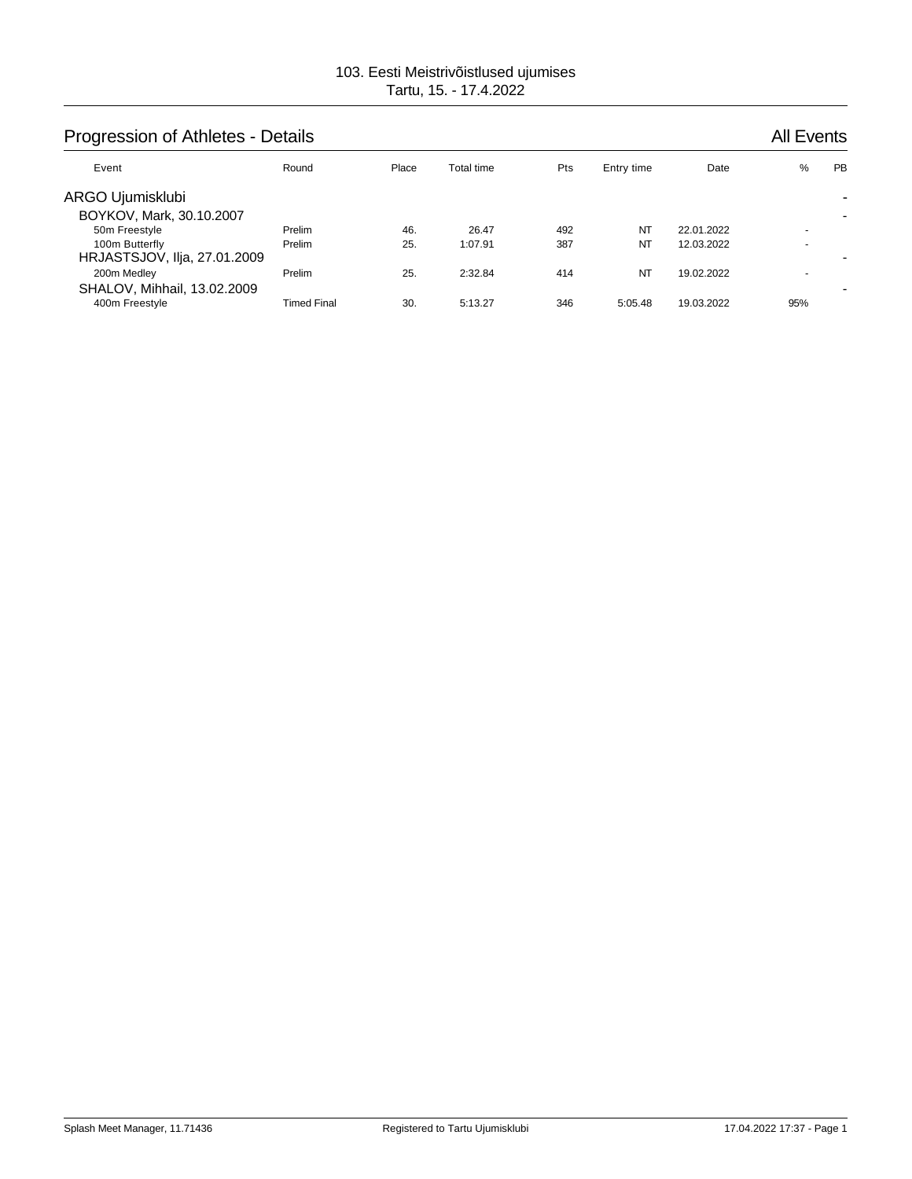103. Eesti Meistrivõistlused ujumises
Tartu, 15. - 17.4.2022

## Progression of Athletes - Details

All Events

| Event | Round | Place | Total time | Pts | Entry time | Date | % | PB |
|---|---|---|---|---|---|---|---|---|
| **ARGO Ujumisklubi** | | | | | | | | - |
| **BOYKOV, Mark, 30.10.2007** | | | | | | | | - |
| 50m Freestyle | Prelim | 46. | 26.47 | 492 | NT | 22.01.2022 | - | |
| 100m Butterfly | Prelim | 25. | 1:07.91 | 387 | NT | 12.03.2022 | - | |
| **HRJASTSJOV, Ilja, 27.01.2009** | | | | | | | | - |
| 200m Medley | Prelim | 25. | 2:32.84 | 414 | NT | 19.02.2022 | - | |
| **SHALOV, Mihhail, 13.02.2009** | | | | | | | | - |
| 400m Freestyle | Timed Final | 30. | 5:13.27 | 346 | 5:05.48 | 19.03.2022 | 95% | |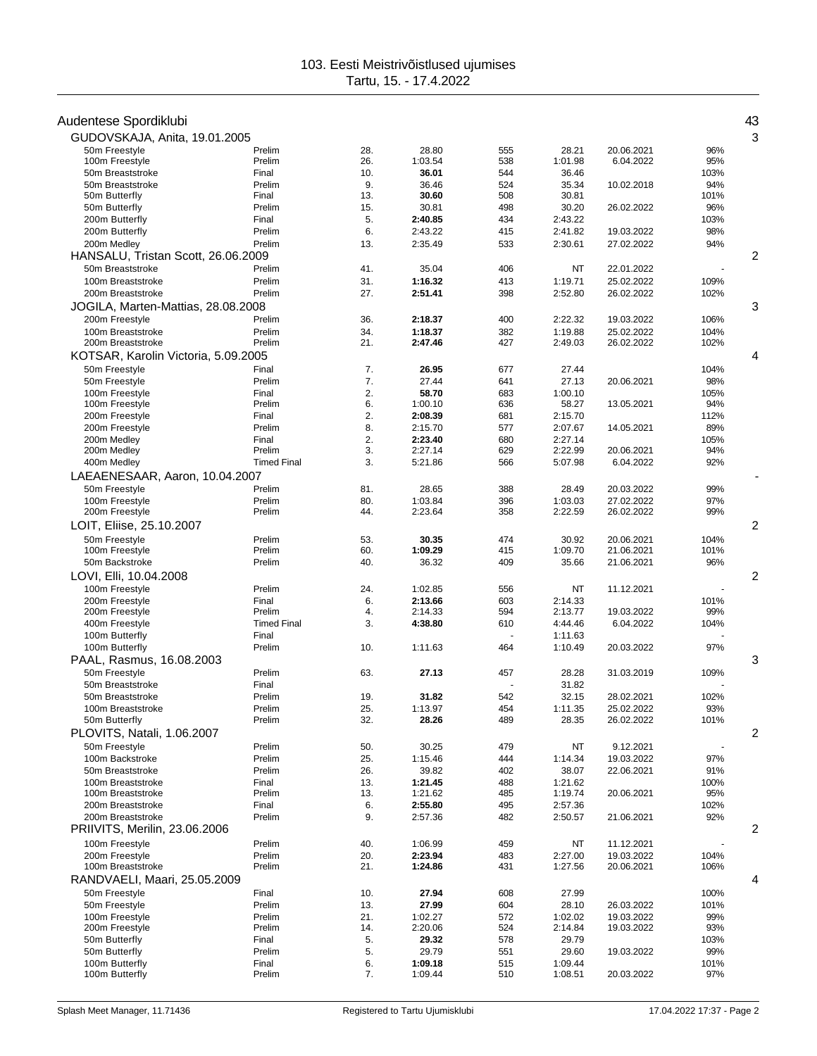103. Eesti Meistrivõistlused ujumises
Tartu, 15. - 17.4.2022

## Audentese Spordiklubi — 43

### GUDOVSKAJA, Anita, 19.01.2005 — 3

| Event | Round | Place | Time | Points | Entry time | Date | % |
|---|---|---|---|---|---|---|---|
| 50m Freestyle | Prelim | 28. | 28.80 | 555 | 28.21 | 20.06.2021 | 96% |
| 100m Freestyle | Prelim | 26. | 1:03.54 | 538 | 1:01.98 | 6.04.2022 | 95% |
| 50m Breaststroke | Final | 10. | **36.01** | 544 | 36.46 | | 103% |
| 50m Breaststroke | Prelim | 9. | 36.46 | 524 | 35.34 | 10.02.2018 | 94% |
| 50m Butterfly | Final | 13. | **30.60** | 508 | 30.81 | | 101% |
| 50m Butterfly | Prelim | 15. | 30.81 | 498 | 30.20 | 26.02.2022 | 96% |
| 200m Butterfly | Final | 5. | **2:40.85** | 434 | 2:43.22 | | 103% |
| 200m Butterfly | Prelim | 6. | 2:43.22 | 415 | 2:41.82 | 19.03.2022 | 98% |
| 200m Medley | Prelim | 13. | 2:35.49 | 533 | 2:30.61 | 27.02.2022 | 94% |

### HANSALU, Tristan Scott, 26.06.2009 — 2

| Event | Round | Place | Time | Points | Entry time | Date | % |
|---|---|---|---|---|---|---|---|
| 50m Breaststroke | Prelim | 41. | 35.04 | 406 | NT | 22.01.2022 | - |
| 100m Breaststroke | Prelim | 31. | **1:16.32** | 413 | 1:19.71 | 25.02.2022 | 109% |
| 200m Breaststroke | Prelim | 27. | **2:51.41** | 398 | 2:52.80 | 26.02.2022 | 102% |

### JOGILA, Marten-Mattias, 28.08.2008 — 3

| Event | Round | Place | Time | Points | Entry time | Date | % |
|---|---|---|---|---|---|---|---|
| 200m Freestyle | Prelim | 36. | **2:18.37** | 400 | 2:22.32 | 19.03.2022 | 106% |
| 100m Breaststroke | Prelim | 34. | **1:18.37** | 382 | 1:19.88 | 25.02.2022 | 104% |
| 200m Breaststroke | Prelim | 21. | **2:47.46** | 427 | 2:49.03 | 26.02.2022 | 102% |

### KOTSAR, Karolin Victoria, 5.09.2005 — 4

| Event | Round | Place | Time | Points | Entry time | Date | % |
|---|---|---|---|---|---|---|---|
| 50m Freestyle | Final | 7. | **26.95** | 677 | 27.44 | | 104% |
| 50m Freestyle | Prelim | 7. | 27.44 | 641 | 27.13 | 20.06.2021 | 98% |
| 100m Freestyle | Final | 2. | **58.70** | 683 | 1:00.10 | | 105% |
| 100m Freestyle | Prelim | 6. | 1:00.10 | 636 | 58.27 | 13.05.2021 | 94% |
| 200m Freestyle | Final | 2. | **2:08.39** | 681 | 2:15.70 | | 112% |
| 200m Freestyle | Prelim | 8. | 2:15.70 | 577 | 2:07.67 | 14.05.2021 | 89% |
| 200m Medley | Final | 2. | **2:23.40** | 680 | 2:27.14 | | 105% |
| 200m Medley | Prelim | 3. | 2:27.14 | 629 | 2:22.99 | 20.06.2021 | 94% |
| 400m Medley | Timed Final | 3. | 5:21.86 | 566 | 5:07.98 | 6.04.2022 | 92% |

### LAEAENESAAR, Aaron, 10.04.2007 — -

| Event | Round | Place | Time | Points | Entry time | Date | % |
|---|---|---|---|---|---|---|---|
| 50m Freestyle | Prelim | 81. | 28.65 | 388 | 28.49 | 20.03.2022 | 99% |
| 100m Freestyle | Prelim | 80. | 1:03.84 | 396 | 1:03.03 | 27.02.2022 | 97% |
| 200m Freestyle | Prelim | 44. | 2:23.64 | 358 | 2:22.59 | 26.02.2022 | 99% |

### LOIT, Eliise, 25.10.2007 — 2

| Event | Round | Place | Time | Points | Entry time | Date | % |
|---|---|---|---|---|---|---|---|
| 50m Freestyle | Prelim | 53. | **30.35** | 474 | 30.92 | 20.06.2021 | 104% |
| 100m Freestyle | Prelim | 60. | **1:09.29** | 415 | 1:09.70 | 21.06.2021 | 101% |
| 50m Backstroke | Prelim | 40. | 36.32 | 409 | 35.66 | 21.06.2021 | 96% |

### LOVI, Elli, 10.04.2008 — 2

| Event | Round | Place | Time | Points | Entry time | Date | % |
|---|---|---|---|---|---|---|---|
| 100m Freestyle | Prelim | 24. | 1:02.85 | 556 | NT | 11.12.2021 | - |
| 200m Freestyle | Final | 6. | **2:13.66** | 603 | 2:14.33 | | 101% |
| 200m Freestyle | Prelim | 4. | 2:14.33 | 594 | 2:13.77 | 19.03.2022 | 99% |
| 400m Freestyle | Timed Final | 3. | **4:38.80** | 610 | 4:44.46 | 6.04.2022 | 104% |
| 100m Butterfly | Final | | | - | 1:11.63 | | - |
| 100m Butterfly | Prelim | 10. | 1:11.63 | 464 | 1:10.49 | 20.03.2022 | 97% |

### PAAL, Rasmus, 16.08.2003 — 3

| Event | Round | Place | Time | Points | Entry time | Date | % |
|---|---|---|---|---|---|---|---|
| 50m Freestyle | Prelim | 63. | **27.13** | 457 | 28.28 | 31.03.2019 | 109% |
| 50m Breaststroke | Final | | | - | 31.82 | | - |
| 50m Breaststroke | Prelim | 19. | **31.82** | 542 | 32.15 | 28.02.2021 | 102% |
| 100m Breaststroke | Prelim | 25. | 1:13.97 | 454 | 1:11.35 | 25.02.2022 | 93% |
| 50m Butterfly | Prelim | 32. | **28.26** | 489 | 28.35 | 26.02.2022 | 101% |

### PLOVITS, Natali, 1.06.2007 — 2

| Event | Round | Place | Time | Points | Entry time | Date | % |
|---|---|---|---|---|---|---|---|
| 50m Freestyle | Prelim | 50. | 30.25 | 479 | NT | 9.12.2021 | - |
| 100m Backstroke | Prelim | 25. | 1:15.46 | 444 | 1:14.34 | 19.03.2022 | 97% |
| 50m Breaststroke | Prelim | 26. | 39.82 | 402 | 38.07 | 22.06.2021 | 91% |
| 100m Breaststroke | Final | 13. | **1:21.45** | 488 | 1:21.62 | | 100% |
| 100m Breaststroke | Prelim | 13. | 1:21.62 | 485 | 1:19.74 | 20.06.2021 | 95% |
| 200m Breaststroke | Final | 6. | **2:55.80** | 495 | 2:57.36 | | 102% |
| 200m Breaststroke | Prelim | 9. | 2:57.36 | 482 | 2:50.57 | 21.06.2021 | 92% |

### PRIIVITS, Merilin, 23.06.2006 — 2

| Event | Round | Place | Time | Points | Entry time | Date | % |
|---|---|---|---|---|---|---|---|
| 100m Freestyle | Prelim | 40. | 1:06.99 | 459 | NT | 11.12.2021 | - |
| 200m Freestyle | Prelim | 20. | **2:23.94** | 483 | 2:27.00 | 19.03.2022 | 104% |
| 100m Breaststroke | Prelim | 21. | **1:24.86** | 431 | 1:27.56 | 20.06.2021 | 106% |

### RANDVAELI, Maari, 25.05.2009 — 4

| Event | Round | Place | Time | Points | Entry time | Date | % |
|---|---|---|---|---|---|---|---|
| 50m Freestyle | Final | 10. | **27.94** | 608 | 27.99 | | 100% |
| 50m Freestyle | Prelim | 13. | **27.99** | 604 | 28.10 | 26.03.2022 | 101% |
| 100m Freestyle | Prelim | 21. | 1:02.27 | 572 | 1:02.02 | 19.03.2022 | 99% |
| 200m Freestyle | Prelim | 14. | 2:20.06 | 524 | 2:14.84 | 19.03.2022 | 93% |
| 50m Butterfly | Final | 5. | **29.32** | 578 | 29.79 | | 103% |
| 50m Butterfly | Prelim | 5. | 29.79 | 551 | 29.60 | 19.03.2022 | 99% |
| 100m Butterfly | Final | 6. | **1:09.18** | 515 | 1:09.44 | | 101% |
| 100m Butterfly | Prelim | 7. | 1:09.44 | 510 | 1:08.51 | 20.03.2022 | 97% |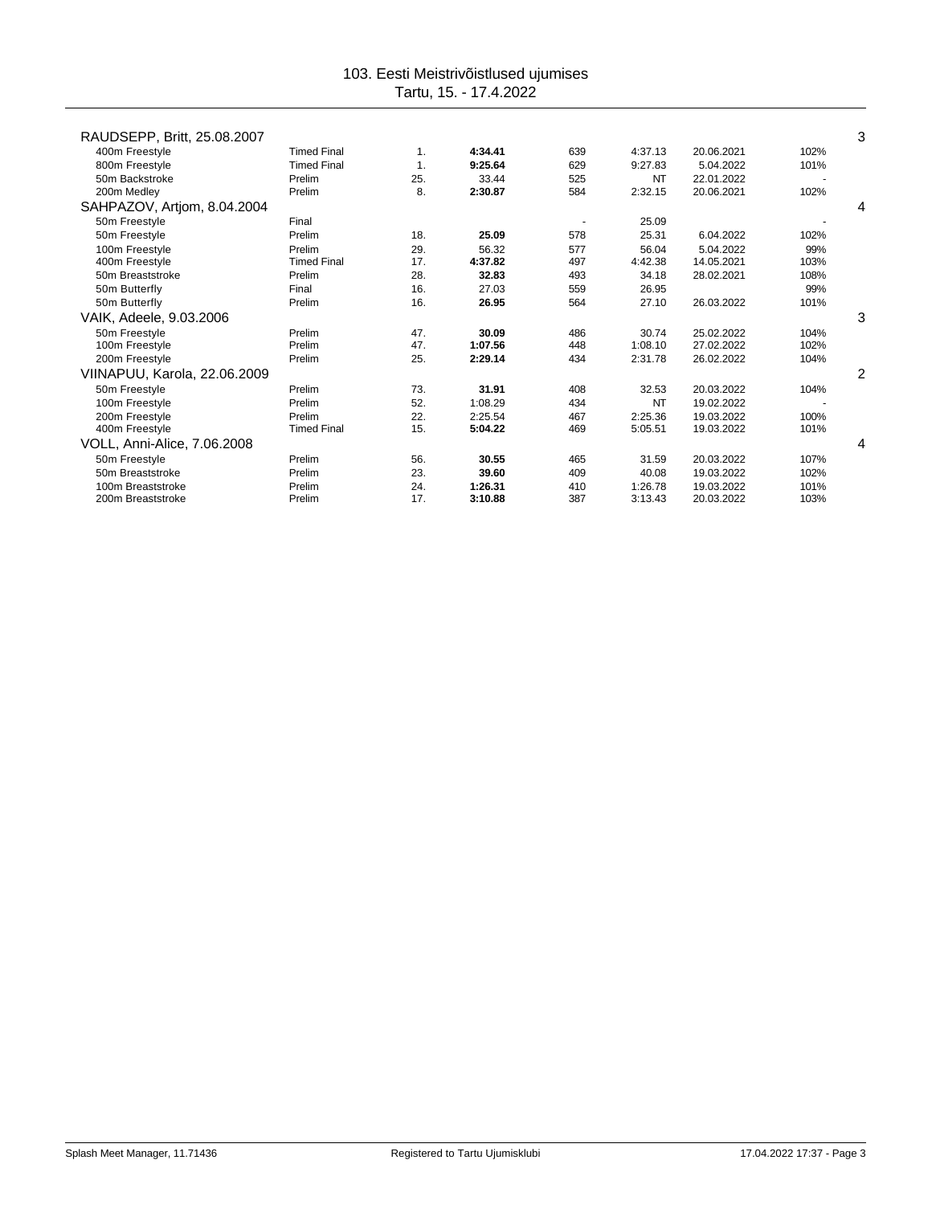# 103. Eesti Meistrivõistlused ujumises

Tartu, 15. - 17.4.2022

## RAUDSEPP, Britt, 25.08.2007 — 3

| Event | Round | Place | Time | Points | Entry time | Date | % |
|---|---|---|---|---|---|---|---|
| 400m Freestyle | Timed Final | 1. | **4:34.41** | 639 | 4:37.13 | 20.06.2021 | 102% |
| 800m Freestyle | Timed Final | 1. | **9:25.64** | 629 | 9:27.83 | 5.04.2022 | 101% |
| 50m Backstroke | Prelim | 25. | 33.44 | 525 | NT | 22.01.2022 | - |
| 200m Medley | Prelim | 8. | **2:30.87** | 584 | 2:32.15 | 20.06.2021 | 102% |

## SAHPAZOV, Artjom, 8.04.2004 — 4

| Event | Round | Place | Time | Points | Entry time | Date | % |
|---|---|---|---|---|---|---|---|
| 50m Freestyle | Final | | | - | 25.09 | | - |
| 50m Freestyle | Prelim | 18. | **25.09** | 578 | 25.31 | 6.04.2022 | 102% |
| 100m Freestyle | Prelim | 29. | 56.32 | 577 | 56.04 | 5.04.2022 | 99% |
| 400m Freestyle | Timed Final | 17. | **4:37.82** | 497 | 4:42.38 | 14.05.2021 | 103% |
| 50m Breaststroke | Prelim | 28. | **32.83** | 493 | 34.18 | 28.02.2021 | 108% |
| 50m Butterfly | Final | 16. | 27.03 | 559 | 26.95 | | 99% |
| 50m Butterfly | Prelim | 16. | **26.95** | 564 | 27.10 | 26.03.2022 | 101% |

## VAIK, Adeele, 9.03.2006 — 3

| Event | Round | Place | Time | Points | Entry time | Date | % |
|---|---|---|---|---|---|---|---|
| 50m Freestyle | Prelim | 47. | **30.09** | 486 | 30.74 | 25.02.2022 | 104% |
| 100m Freestyle | Prelim | 47. | **1:07.56** | 448 | 1:08.10 | 27.02.2022 | 102% |
| 200m Freestyle | Prelim | 25. | **2:29.14** | 434 | 2:31.78 | 26.02.2022 | 104% |

## VIINAPUU, Karola, 22.06.2009 — 2

| Event | Round | Place | Time | Points | Entry time | Date | % |
|---|---|---|---|---|---|---|---|
| 50m Freestyle | Prelim | 73. | **31.91** | 408 | 32.53 | 20.03.2022 | 104% |
| 100m Freestyle | Prelim | 52. | 1:08.29 | 434 | NT | 19.02.2022 | - |
| 200m Freestyle | Prelim | 22. | 2:25.54 | 467 | 2:25.36 | 19.03.2022 | 100% |
| 400m Freestyle | Timed Final | 15. | **5:04.22** | 469 | 5:05.51 | 19.03.2022 | 101% |

## VOLL, Anni-Alice, 7.06.2008 — 4

| Event | Round | Place | Time | Points | Entry time | Date | % |
|---|---|---|---|---|---|---|---|
| 50m Freestyle | Prelim | 56. | **30.55** | 465 | 31.59 | 20.03.2022 | 107% |
| 50m Breaststroke | Prelim | 23. | **39.60** | 409 | 40.08 | 19.03.2022 | 102% |
| 100m Breaststroke | Prelim | 24. | **1:26.31** | 410 | 1:26.78 | 19.03.2022 | 101% |
| 200m Breaststroke | Prelim | 17. | **3:10.88** | 387 | 3:13.43 | 20.03.2022 | 103% |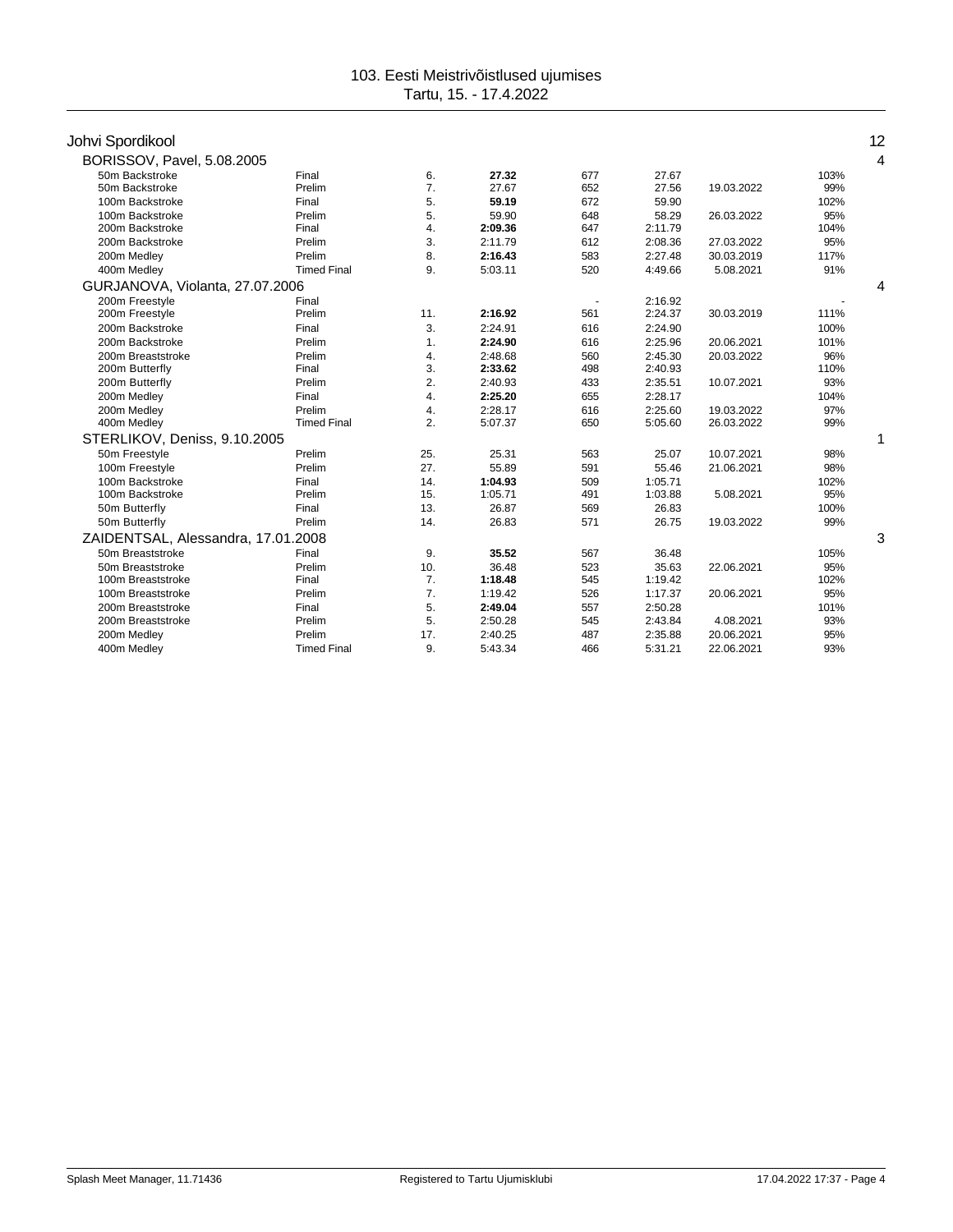# 103. Eesti Meistrivõistlused ujumises
Tartu, 15. - 17.4.2022

## Johvi Spordikool — 12

### BORISSOV, Pavel, 5.08.2005 — 4

| Event | Round | Place | Time | Points | Entry | Date | % |
|---|---|---|---|---|---|---|---|
| 50m Backstroke | Final | 6. | **27.32** | 677 | 27.67 | | 103% |
| 50m Backstroke | Prelim | 7. | 27.67 | 652 | 27.56 | 19.03.2022 | 99% |
| 100m Backstroke | Final | 5. | **59.19** | 672 | 59.90 | | 102% |
| 100m Backstroke | Prelim | 5. | 59.90 | 648 | 58.29 | 26.03.2022 | 95% |
| 200m Backstroke | Final | 4. | **2:09.36** | 647 | 2:11.79 | | 104% |
| 200m Backstroke | Prelim | 3. | 2:11.79 | 612 | 2:08.36 | 27.03.2022 | 95% |
| 200m Medley | Prelim | 8. | **2:16.43** | 583 | 2:27.48 | 30.03.2019 | 117% |
| 400m Medley | Timed Final | 9. | 5:03.11 | 520 | 4:49.66 | 5.08.2021 | 91% |

### GURJANOVA, Violanta, 27.07.2006 — 4

| Event | Round | Place | Time | Points | Entry | Date | % |
|---|---|---|---|---|---|---|---|
| 200m Freestyle | Final | | | - | 2:16.92 | | - |
| 200m Freestyle | Prelim | 11. | **2:16.92** | 561 | 2:24.37 | 30.03.2019 | 111% |
| 200m Backstroke | Final | 3. | 2:24.91 | 616 | 2:24.90 | | 100% |
| 200m Backstroke | Prelim | 1. | **2:24.90** | 616 | 2:25.96 | 20.06.2021 | 101% |
| 200m Breaststroke | Prelim | 4. | 2:48.68 | 560 | 2:45.30 | 20.03.2022 | 96% |
| 200m Butterfly | Final | 3. | **2:33.62** | 498 | 2:40.93 | | 110% |
| 200m Butterfly | Prelim | 2. | 2:40.93 | 433 | 2:35.51 | 10.07.2021 | 93% |
| 200m Medley | Final | 4. | **2:25.20** | 655 | 2:28.17 | | 104% |
| 200m Medley | Prelim | 4. | 2:28.17 | 616 | 2:25.60 | 19.03.2022 | 97% |
| 400m Medley | Timed Final | 2. | 5:07.37 | 650 | 5:05.60 | 26.03.2022 | 99% |

### STERLIKOV, Deniss, 9.10.2005 — 1

| Event | Round | Place | Time | Points | Entry | Date | % |
|---|---|---|---|---|---|---|---|
| 50m Freestyle | Prelim | 25. | 25.31 | 563 | 25.07 | 10.07.2021 | 98% |
| 100m Freestyle | Prelim | 27. | 55.89 | 591 | 55.46 | 21.06.2021 | 98% |
| 100m Backstroke | Final | 14. | **1:04.93** | 509 | 1:05.71 | | 102% |
| 100m Backstroke | Prelim | 15. | 1:05.71 | 491 | 1:03.88 | 5.08.2021 | 95% |
| 50m Butterfly | Final | 13. | 26.87 | 569 | 26.83 | | 100% |
| 50m Butterfly | Prelim | 14. | 26.83 | 571 | 26.75 | 19.03.2022 | 99% |

### ZAIDENTSAL, Alessandra, 17.01.2008 — 3

| Event | Round | Place | Time | Points | Entry | Date | % |
|---|---|---|---|---|---|---|---|
| 50m Breaststroke | Final | 9. | **35.52** | 567 | 36.48 | | 105% |
| 50m Breaststroke | Prelim | 10. | 36.48 | 523 | 35.63 | 22.06.2021 | 95% |
| 100m Breaststroke | Final | 7. | **1:18.48** | 545 | 1:19.42 | | 102% |
| 100m Breaststroke | Prelim | 7. | 1:19.42 | 526 | 1:17.37 | 20.06.2021 | 95% |
| 200m Breaststroke | Final | 5. | **2:49.04** | 557 | 2:50.28 | | 101% |
| 200m Breaststroke | Prelim | 5. | 2:50.28 | 545 | 2:43.84 | 4.08.2021 | 93% |
| 200m Medley | Prelim | 17. | 2:40.25 | 487 | 2:35.88 | 20.06.2021 | 95% |
| 400m Medley | Timed Final | 9. | 5:43.34 | 466 | 5:31.21 | 22.06.2021 | 93% |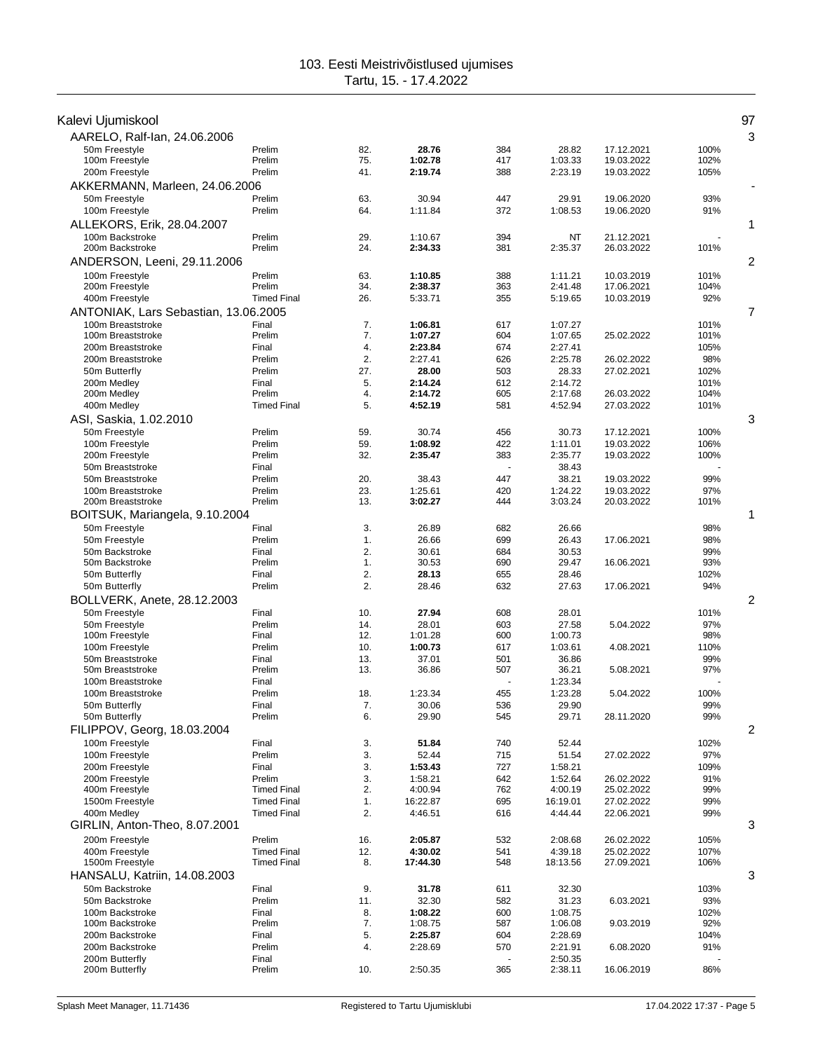103. Eesti Meistrivõistlused ujumises
Tartu, 15. - 17.4.2022

## Kalevi Ujumiskool — 97

| Swimmer / Event | Round | Place | Time | Points | Entry time | Entry date | % | Medals |
|---|---|---|---|---|---|---|---|---|
| **AARELO, Ralf-Ian, 24.06.2006** | | | | | | | | 3 |
| 50m Freestyle | Prelim | 82. | **28.76** | 384 | 28.82 | 17.12.2021 | 100% | |
| 100m Freestyle | Prelim | 75. | **1:02.78** | 417 | 1:03.33 | 19.03.2022 | 102% | |
| 200m Freestyle | Prelim | 41. | **2:19.74** | 388 | 2:23.19 | 19.03.2022 | 105% | |
| **AKKERMANN, Marleen, 24.06.2006** | | | | | | | | - |
| 50m Freestyle | Prelim | 63. | 30.94 | 447 | 29.91 | 19.06.2020 | 93% | |
| 100m Freestyle | Prelim | 64. | 1:11.84 | 372 | 1:08.53 | 19.06.2020 | 91% | |
| **ALLEKORS, Erik, 28.04.2007** | | | | | | | | 1 |
| 100m Backstroke | Prelim | 29. | 1:10.67 | 394 | NT | 21.12.2021 | - | |
| 200m Backstroke | Prelim | 24. | **2:34.33** | 381 | 2:35.37 | 26.03.2022 | 101% | |
| **ANDERSON, Leeni, 29.11.2006** | | | | | | | | 2 |
| 100m Freestyle | Prelim | 63. | **1:10.85** | 388 | 1:11.21 | 10.03.2019 | 101% | |
| 200m Freestyle | Prelim | 34. | **2:38.37** | 363 | 2:41.48 | 17.06.2021 | 104% | |
| 400m Freestyle | Timed Final | 26. | 5:33.71 | 355 | 5:19.65 | 10.03.2019 | 92% | |
| **ANTONIAK, Lars Sebastian, 13.06.2005** | | | | | | | | 7 |
| 100m Breaststroke | Final | 7. | **1:06.81** | 617 | 1:07.27 | | 101% | |
| 100m Breaststroke | Prelim | 7. | **1:07.27** | 604 | 1:07.65 | 25.02.2022 | 101% | |
| 200m Breaststroke | Final | 4. | **2:23.84** | 674 | 2:27.41 | | 105% | |
| 200m Breaststroke | Prelim | 2. | 2:27.41 | 626 | 2:25.78 | 26.02.2022 | 98% | |
| 50m Butterfly | Prelim | 27. | **28.00** | 503 | 28.33 | 27.02.2021 | 102% | |
| 200m Medley | Final | 5. | **2:14.24** | 612 | 2:14.72 | | 101% | |
| 200m Medley | Prelim | 4. | **2:14.72** | 605 | 2:17.68 | 26.03.2022 | 104% | |
| 400m Medley | Timed Final | 5. | **4:52.19** | 581 | 4:52.94 | 27.03.2022 | 101% | |
| **ASI, Saskia, 1.02.2010** | | | | | | | | 3 |
| 50m Freestyle | Prelim | 59. | 30.74 | 456 | 30.73 | 17.12.2021 | 100% | |
| 100m Freestyle | Prelim | 59. | **1:08.92** | 422 | 1:11.01 | 19.03.2022 | 106% | |
| 200m Freestyle | Prelim | 32. | **2:35.47** | 383 | 2:35.77 | 19.03.2022 | 100% | |
| 50m Breaststroke | Final | | | - | 38.43 | | - | |
| 50m Breaststroke | Prelim | 20. | 38.43 | 447 | 38.21 | 19.03.2022 | 99% | |
| 100m Breaststroke | Prelim | 23. | 1:25.61 | 420 | 1:24.22 | 19.03.2022 | 97% | |
| 200m Breaststroke | Prelim | 13. | **3:02.27** | 444 | 3:03.24 | 20.03.2022 | 101% | |
| **BOITSUK, Mariangela, 9.10.2004** | | | | | | | | 1 |
| 50m Freestyle | Final | 3. | 26.89 | 682 | 26.66 | | 98% | |
| 50m Freestyle | Prelim | 1. | 26.66 | 699 | 26.43 | 17.06.2021 | 98% | |
| 50m Backstroke | Final | 2. | 30.61 | 684 | 30.53 | | 99% | |
| 50m Backstroke | Prelim | 1. | 30.53 | 690 | 29.47 | 16.06.2021 | 93% | |
| 50m Butterfly | Final | 2. | **28.13** | 655 | 28.46 | | 102% | |
| 50m Butterfly | Prelim | 2. | 28.46 | 632 | 27.63 | 17.06.2021 | 94% | |
| **BOLLVERK, Anete, 28.12.2003** | | | | | | | | 2 |
| 50m Freestyle | Final | 10. | **27.94** | 608 | 28.01 | | 101% | |
| 50m Freestyle | Prelim | 14. | 28.01 | 603 | 27.58 | 5.04.2022 | 97% | |
| 100m Freestyle | Final | 12. | 1:01.28 | 600 | 1:00.73 | | 98% | |
| 100m Freestyle | Prelim | 10. | **1:00.73** | 617 | 1:03.61 | 4.08.2021 | 110% | |
| 50m Breaststroke | Final | 13. | 37.01 | 501 | 36.86 | | 99% | |
| 50m Breaststroke | Prelim | 13. | 36.86 | 507 | 36.21 | 5.08.2021 | 97% | |
| 100m Breaststroke | Final | | | - | 1:23.34 | | - | |
| 100m Breaststroke | Prelim | 18. | 1:23.34 | 455 | 1:23.28 | 5.04.2022 | 100% | |
| 50m Butterfly | Final | 7. | 30.06 | 536 | 29.90 | | 99% | |
| 50m Butterfly | Prelim | 6. | 29.90 | 545 | 29.71 | 28.11.2020 | 99% | |
| **FILIPPOV, Georg, 18.03.2004** | | | | | | | | 2 |
| 100m Freestyle | Final | 3. | **51.84** | 740 | 52.44 | | 102% | |
| 100m Freestyle | Prelim | 3. | 52.44 | 715 | 51.54 | 27.02.2022 | 97% | |
| 200m Freestyle | Final | 3. | **1:53.43** | 727 | 1:58.21 | | 109% | |
| 200m Freestyle | Prelim | 3. | 1:58.21 | 642 | 1:52.64 | 26.02.2022 | 91% | |
| 400m Freestyle | Timed Final | 2. | 4:00.94 | 762 | 4:00.19 | 25.02.2022 | 99% | |
| 1500m Freestyle | Timed Final | 1. | 16:22.87 | 695 | 16:19.01 | 27.02.2022 | 99% | |
| 400m Medley | Timed Final | 2. | 4:46.51 | 616 | 4:44.44 | 22.06.2021 | 99% | |
| **GIRLIN, Anton-Theo, 8.07.2001** | | | | | | | | 3 |
| 200m Freestyle | Prelim | 16. | **2:05.87** | 532 | 2:08.68 | 26.02.2022 | 105% | |
| 400m Freestyle | Timed Final | 12. | **4:30.02** | 541 | 4:39.18 | 25.02.2022 | 107% | |
| 1500m Freestyle | Timed Final | 8. | **17:44.30** | 548 | 18:13.56 | 27.09.2021 | 106% | |
| **HANSALU, Katriin, 14.08.2003** | | | | | | | | 3 |
| 50m Backstroke | Final | 9. | **31.78** | 611 | 32.30 | | 103% | |
| 50m Backstroke | Prelim | 11. | 32.30 | 582 | 31.23 | 6.03.2021 | 93% | |
| 100m Backstroke | Final | 8. | **1:08.22** | 600 | 1:08.75 | | 102% | |
| 100m Backstroke | Prelim | 7. | 1:08.75 | 587 | 1:06.08 | 9.03.2019 | 92% | |
| 200m Backstroke | Final | 5. | **2:25.87** | 604 | 2:28.69 | | 104% | |
| 200m Backstroke | Prelim | 4. | 2:28.69 | 570 | 2:21.91 | 6.08.2020 | 91% | |
| 200m Butterfly | Final | | | - | 2:50.35 | | - | |
| 200m Butterfly | Prelim | 10. | 2:50.35 | 365 | 2:38.11 | 16.06.2019 | 86% | |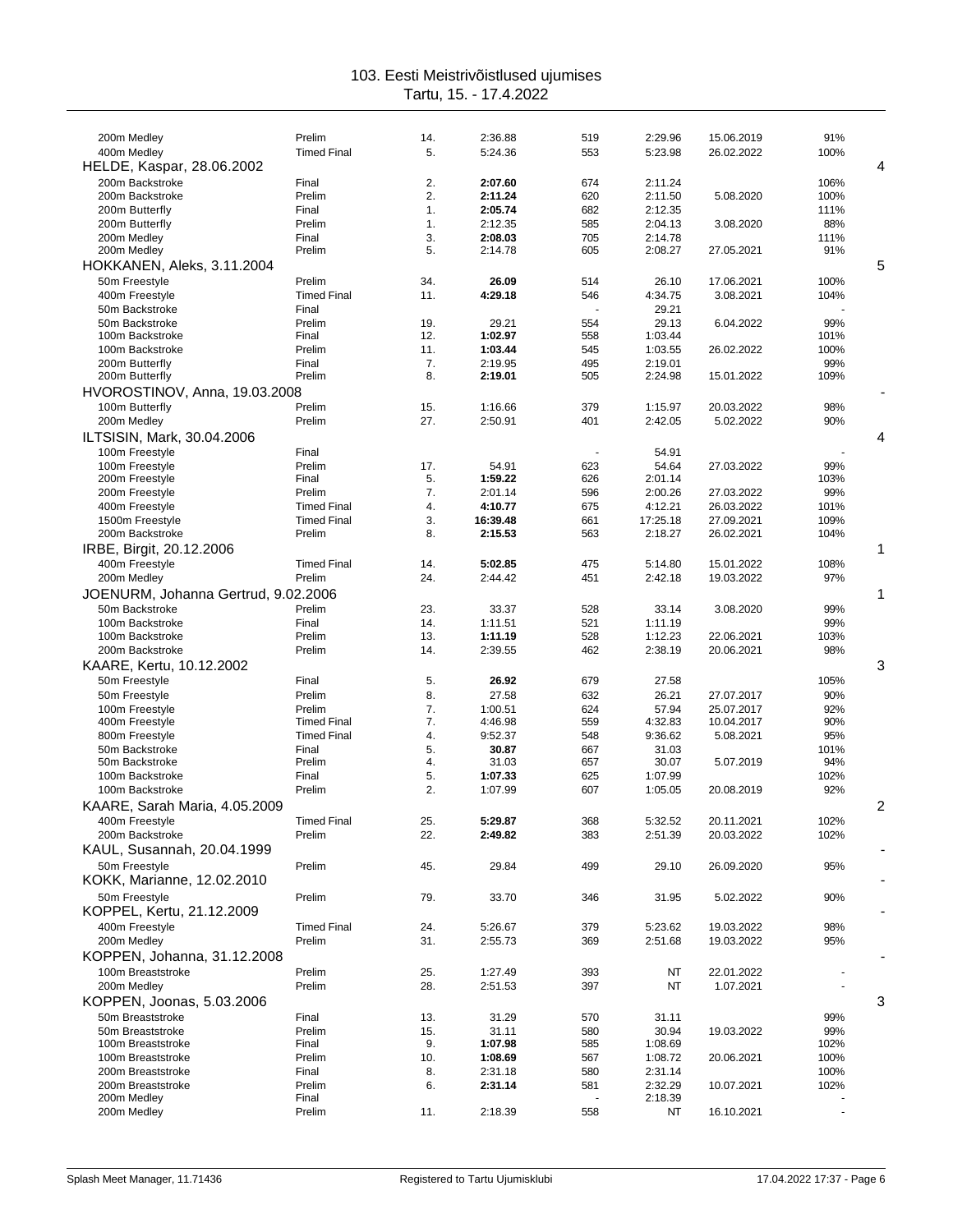# 103. Eesti Meistrivõistlused ujumises

Tartu, 15. - 17.4.2022

| Event | Round | Place | Time | Points | Entry time | Date | % | |
|---|---|---|---|---|---|---|---|---|
| 200m Medley | Prelim | 14. | 2:36.88 | 519 | 2:29.96 | 15.06.2019 | 91% | |
| 400m Medley | Timed Final | 5. | 5:24.36 | 553 | 5:23.98 | 26.02.2022 | 100% | |
| **HELDE, Kaspar, 28.06.2002** | | | | | | | | 4 |
| 200m Backstroke | Final | 2. | **2:07.60** | 674 | 2:11.24 | | 106% | |
| 200m Backstroke | Prelim | 2. | **2:11.24** | 620 | 2:11.50 | 5.08.2020 | 100% | |
| 200m Butterfly | Final | 1. | **2:05.74** | 682 | 2:12.35 | | 111% | |
| 200m Butterfly | Prelim | 1. | 2:12.35 | 585 | 2:04.13 | 3.08.2020 | 88% | |
| 200m Medley | Final | 3. | **2:08.03** | 705 | 2:14.78 | | 111% | |
| 200m Medley | Prelim | 5. | 2:14.78 | 605 | 2:08.27 | 27.05.2021 | 91% | |
| **HOKKANEN, Aleks, 3.11.2004** | | | | | | | | 5 |
| 50m Freestyle | Prelim | 34. | **26.09** | 514 | 26.10 | 17.06.2021 | 100% | |
| 400m Freestyle | Timed Final | 11. | **4:29.18** | 546 | 4:34.75 | 3.08.2021 | 104% | |
| 50m Backstroke | Final | | | - | 29.21 | | - | |
| 50m Backstroke | Prelim | 19. | 29.21 | 554 | 29.13 | 6.04.2022 | 99% | |
| 100m Backstroke | Final | 12. | **1:02.97** | 558 | 1:03.44 | | 101% | |
| 100m Backstroke | Prelim | 11. | **1:03.44** | 545 | 1:03.55 | 26.02.2022 | 100% | |
| 200m Butterfly | Final | 7. | 2:19.95 | 495 | 2:19.01 | | 99% | |
| 200m Butterfly | Prelim | 8. | **2:19.01** | 505 | 2:24.98 | 15.01.2022 | 109% | |
| **HVOROSTINOV, Anna, 19.03.2008** | | | | | | | | - |
| 100m Butterfly | Prelim | 15. | 1:16.66 | 379 | 1:15.97 | 20.03.2022 | 98% | |
| 200m Medley | Prelim | 27. | 2:50.91 | 401 | 2:42.05 | 5.02.2022 | 90% | |
| **ILTSISIN, Mark, 30.04.2006** | | | | | | | | 4 |
| 100m Freestyle | Final | | | - | 54.91 | | - | |
| 100m Freestyle | Prelim | 17. | 54.91 | 623 | 54.64 | 27.03.2022 | 99% | |
| 200m Freestyle | Final | 5. | **1:59.22** | 626 | 2:01.14 | | 103% | |
| 200m Freestyle | Prelim | 7. | 2:01.14 | 596 | 2:00.26 | 27.03.2022 | 99% | |
| 400m Freestyle | Timed Final | 4. | **4:10.77** | 675 | 4:12.21 | 26.03.2022 | 101% | |
| 1500m Freestyle | Timed Final | 3. | **16:39.48** | 661 | 17:25.18 | 27.09.2021 | 109% | |
| 200m Backstroke | Prelim | 8. | **2:15.53** | 563 | 2:18.27 | 26.02.2021 | 104% | |
| **IRBE, Birgit, 20.12.2006** | | | | | | | | 1 |
| 400m Freestyle | Timed Final | 14. | **5:02.85** | 475 | 5:14.80 | 15.01.2022 | 108% | |
| 200m Medley | Prelim | 24. | 2:44.42 | 451 | 2:42.18 | 19.03.2022 | 97% | |
| **JOENURM, Johanna Gertrud, 9.02.2006** | | | | | | | | 1 |
| 50m Backstroke | Prelim | 23. | 33.37 | 528 | 33.14 | 3.08.2020 | 99% | |
| 100m Backstroke | Final | 14. | 1:11.51 | 521 | 1:11.19 | | 99% | |
| 100m Backstroke | Prelim | 13. | **1:11.19** | 528 | 1:12.23 | 22.06.2021 | 103% | |
| 200m Backstroke | Prelim | 14. | 2:39.55 | 462 | 2:38.19 | 20.06.2021 | 98% | |
| **KAARE, Kertu, 10.12.2002** | | | | | | | | 3 |
| 50m Freestyle | Final | 5. | **26.92** | 679 | 27.58 | | 105% | |
| 50m Freestyle | Prelim | 8. | 27.58 | 632 | 26.21 | 27.07.2017 | 90% | |
| 100m Freestyle | Prelim | 7. | 1:00.51 | 624 | 57.94 | 25.07.2017 | 92% | |
| 400m Freestyle | Timed Final | 7. | 4:46.98 | 559 | 4:32.83 | 10.04.2017 | 90% | |
| 800m Freestyle | Timed Final | 4. | 9:52.37 | 548 | 9:36.62 | 5.08.2021 | 95% | |
| 50m Backstroke | Final | 5. | **30.87** | 667 | 31.03 | | 101% | |
| 50m Backstroke | Prelim | 4. | 31.03 | 657 | 30.07 | 5.07.2019 | 94% | |
| 100m Backstroke | Final | 5. | **1:07.33** | 625 | 1:07.99 | | 102% | |
| 100m Backstroke | Prelim | 2. | 1:07.99 | 607 | 1:05.05 | 20.08.2019 | 92% | |
| **KAARE, Sarah Maria, 4.05.2009** | | | | | | | | 2 |
| 400m Freestyle | Timed Final | 25. | **5:29.87** | 368 | 5:32.52 | 20.11.2021 | 102% | |
| 200m Backstroke | Prelim | 22. | **2:49.82** | 383 | 2:51.39 | 20.03.2022 | 102% | |
| **KAUL, Susannah, 20.04.1999** | | | | | | | | - |
| 50m Freestyle | Prelim | 45. | 29.84 | 499 | 29.10 | 26.09.2020 | 95% | |
| **KOKK, Marianne, 12.02.2010** | | | | | | | | - |
| 50m Freestyle | Prelim | 79. | 33.70 | 346 | 31.95 | 5.02.2022 | 90% | |
| **KOPPEL, Kertu, 21.12.2009** | | | | | | | | - |
| 400m Freestyle | Timed Final | 24. | 5:26.67 | 379 | 5:23.62 | 19.03.2022 | 98% | |
| 200m Medley | Prelim | 31. | 2:55.73 | 369 | 2:51.68 | 19.03.2022 | 95% | |
| **KOPPEN, Johanna, 31.12.2008** | | | | | | | | - |
| 100m Breaststroke | Prelim | 25. | 1:27.49 | 393 | NT | 22.01.2022 | - | |
| 200m Medley | Prelim | 28. | 2:51.53 | 397 | NT | 1.07.2021 | - | |
| **KOPPEN, Joonas, 5.03.2006** | | | | | | | | 3 |
| 50m Breaststroke | Final | 13. | 31.29 | 570 | 31.11 | | 99% | |
| 50m Breaststroke | Prelim | 15. | 31.11 | 580 | 30.94 | 19.03.2022 | 99% | |
| 100m Breaststroke | Final | 9. | **1:07.98** | 585 | 1:08.69 | | 102% | |
| 100m Breaststroke | Prelim | 10. | **1:08.69** | 567 | 1:08.72 | 20.06.2021 | 100% | |
| 200m Breaststroke | Final | 8. | 2:31.18 | 580 | 2:31.14 | | 100% | |
| 200m Breaststroke | Prelim | 6. | **2:31.14** | 581 | 2:32.29 | 10.07.2021 | 102% | |
| 200m Medley | Final | | | - | 2:18.39 | | - | |
| 200m Medley | Prelim | 11. | 2:18.39 | 558 | NT | 16.10.2021 | - | |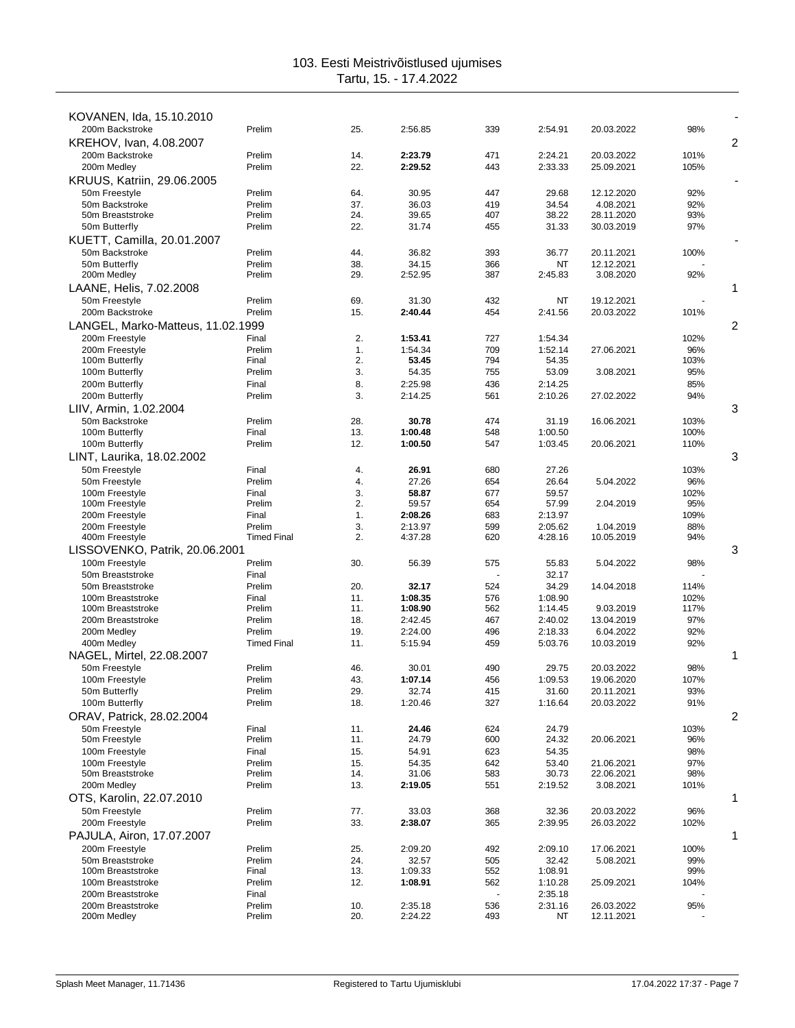# 103. Eesti Meistrivõistlused ujumises

Tartu, 15. - 17.4.2022

| Event | Round | Place | Time | Points | Entry time | Date | % | |
|---|---|---|---|---|---|---|---|---|
| **KOVANEN, Ida, 15.10.2010** | | | | | | | | - |
| 200m Backstroke | Prelim | 25. | 2:56.85 | 339 | 2:54.91 | 20.03.2022 | 98% | |
| **KREHOV, Ivan, 4.08.2007** | | | | | | | | 2 |
| 200m Backstroke | Prelim | 14. | **2:23.79** | 471 | 2:24.21 | 20.03.2022 | 101% | |
| 200m Medley | Prelim | 22. | **2:29.52** | 443 | 2:33.33 | 25.09.2021 | 105% | |
| **KRUUS, Katriin, 29.06.2005** | | | | | | | | - |
| 50m Freestyle | Prelim | 64. | 30.95 | 447 | 29.68 | 12.12.2020 | 92% | |
| 50m Backstroke | Prelim | 37. | 36.03 | 419 | 34.54 | 4.08.2021 | 92% | |
| 50m Breaststroke | Prelim | 24. | 39.65 | 407 | 38.22 | 28.11.2020 | 93% | |
| 50m Butterfly | Prelim | 22. | 31.74 | 455 | 31.33 | 30.03.2019 | 97% | |
| **KUETT, Camilla, 20.01.2007** | | | | | | | | - |
| 50m Backstroke | Prelim | 44. | 36.82 | 393 | 36.77 | 20.11.2021 | 100% | |
| 50m Butterfly | Prelim | 38. | 34.15 | 366 | NT | 12.12.2021 | - | |
| 200m Medley | Prelim | 29. | 2:52.95 | 387 | 2:45.83 | 3.08.2020 | 92% | |
| **LAANE, Helis, 7.02.2008** | | | | | | | | 1 |
| 50m Freestyle | Prelim | 69. | 31.30 | 432 | NT | 19.12.2021 | - | |
| 200m Backstroke | Prelim | 15. | **2:40.44** | 454 | 2:41.56 | 20.03.2022 | 101% | |
| **LANGEL, Marko-Matteus, 11.02.1999** | | | | | | | | 2 |
| 200m Freestyle | Final | 2. | **1:53.41** | 727 | 1:54.34 | | 102% | |
| 200m Freestyle | Prelim | 1. | 1:54.34 | 709 | 1:52.14 | 27.06.2021 | 96% | |
| 100m Butterfly | Final | 2. | **53.45** | 794 | 54.35 | | 103% | |
| 100m Butterfly | Prelim | 3. | 54.35 | 755 | 53.09 | 3.08.2021 | 95% | |
| 200m Butterfly | Final | 8. | 2:25.98 | 436 | 2:14.25 | | 85% | |
| 200m Butterfly | Prelim | 3. | 2:14.25 | 561 | 2:10.26 | 27.02.2022 | 94% | |
| **LIIV, Armin, 1.02.2004** | | | | | | | | 3 |
| 50m Backstroke | Prelim | 28. | **30.78** | 474 | 31.19 | 16.06.2021 | 103% | |
| 100m Butterfly | Final | 13. | **1:00.48** | 548 | 1:00.50 | | 100% | |
| 100m Butterfly | Prelim | 12. | **1:00.50** | 547 | 1:03.45 | 20.06.2021 | 110% | |
| **LINT, Laurika, 18.02.2002** | | | | | | | | 3 |
| 50m Freestyle | Final | 4. | **26.91** | 680 | 27.26 | | 103% | |
| 50m Freestyle | Prelim | 4. | 27.26 | 654 | 26.64 | 5.04.2022 | 96% | |
| 100m Freestyle | Final | 3. | **58.87** | 677 | 59.57 | | 102% | |
| 100m Freestyle | Prelim | 2. | 59.57 | 654 | 57.99 | 2.04.2019 | 95% | |
| 200m Freestyle | Final | 1. | **2:08.26** | 683 | 2:13.97 | | 109% | |
| 200m Freestyle | Prelim | 3. | 2:13.97 | 599 | 2:05.62 | 1.04.2019 | 88% | |
| 400m Freestyle | Timed Final | 2. | 4:37.28 | 620 | 4:28.16 | 10.05.2019 | 94% | |
| **LISSOVENKO, Patrik, 20.06.2001** | | | | | | | | 3 |
| 100m Freestyle | Prelim | 30. | 56.39 | 575 | 55.83 | 5.04.2022 | 98% | |
| 50m Breaststroke | Final | | | - | 32.17 | | - | |
| 50m Breaststroke | Prelim | 20. | **32.17** | 524 | 34.29 | 14.04.2018 | 114% | |
| 100m Breaststroke | Final | 11. | **1:08.35** | 576 | 1:08.90 | | 102% | |
| 100m Breaststroke | Prelim | 11. | **1:08.90** | 562 | 1:14.45 | 9.03.2019 | 117% | |
| 200m Breaststroke | Prelim | 18. | 2:42.45 | 467 | 2:40.02 | 13.04.2019 | 97% | |
| 200m Medley | Prelim | 19. | 2:24.00 | 496 | 2:18.33 | 6.04.2022 | 92% | |
| 400m Medley | Timed Final | 11. | 5:15.94 | 459 | 5:03.76 | 10.03.2019 | 92% | |
| **NAGEL, Mirtel, 22.08.2007** | | | | | | | | 1 |
| 50m Freestyle | Prelim | 46. | 30.01 | 490 | 29.75 | 20.03.2022 | 98% | |
| 100m Freestyle | Prelim | 43. | **1:07.14** | 456 | 1:09.53 | 19.06.2020 | 107% | |
| 50m Butterfly | Prelim | 29. | 32.74 | 415 | 31.60 | 20.11.2021 | 93% | |
| 100m Butterfly | Prelim | 18. | 1:20.46 | 327 | 1:16.64 | 20.03.2022 | 91% | |
| **ORAV, Patrick, 28.02.2004** | | | | | | | | 2 |
| 50m Freestyle | Final | 11. | **24.46** | 624 | 24.79 | | 103% | |
| 50m Freestyle | Prelim | 11. | 24.79 | 600 | 24.32 | 20.06.2021 | 96% | |
| 100m Freestyle | Final | 15. | 54.91 | 623 | 54.35 | | 98% | |
| 100m Freestyle | Prelim | 15. | 54.35 | 642 | 53.40 | 21.06.2021 | 97% | |
| 50m Breaststroke | Prelim | 14. | 31.06 | 583 | 30.73 | 22.06.2021 | 98% | |
| 200m Medley | Prelim | 13. | **2:19.05** | 551 | 2:19.52 | 3.08.2021 | 101% | |
| **OTS, Karolin, 22.07.2010** | | | | | | | | 1 |
| 50m Freestyle | Prelim | 77. | 33.03 | 368 | 32.36 | 20.03.2022 | 96% | |
| 200m Freestyle | Prelim | 33. | **2:38.07** | 365 | 2:39.95 | 26.03.2022 | 102% | |
| **PAJULA, Airon, 17.07.2007** | | | | | | | | 1 |
| 200m Freestyle | Prelim | 25. | 2:09.20 | 492 | 2:09.10 | 17.06.2021 | 100% | |
| 50m Breaststroke | Prelim | 24. | 32.57 | 505 | 32.42 | 5.08.2021 | 99% | |
| 100m Breaststroke | Final | 13. | 1:09.33 | 552 | 1:08.91 | | 99% | |
| 100m Breaststroke | Prelim | 12. | **1:08.91** | 562 | 1:10.28 | 25.09.2021 | 104% | |
| 200m Breaststroke | Final | | | - | 2:35.18 | | - | |
| 200m Breaststroke | Prelim | 10. | 2:35.18 | 536 | 2:31.16 | 26.03.2022 | 95% | |
| 200m Medley | Prelim | 20. | 2:24.22 | 493 | NT | 12.11.2021 | - | |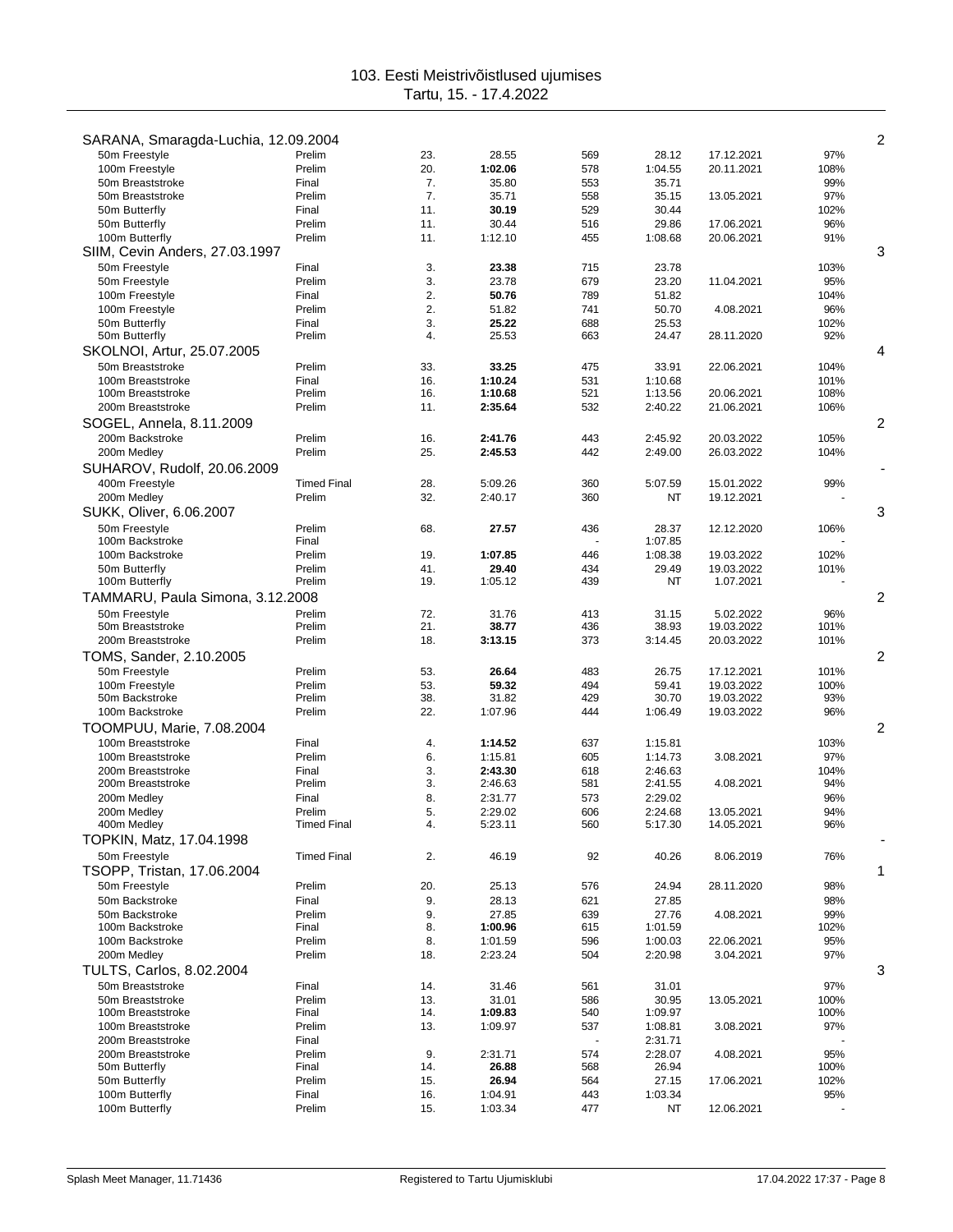# 103. Eesti Meistrivõistlused ujumises

Tartu, 15. - 17.4.2022

| Athlete / Event | Round | Place | Time | Points | Entry Time | Entry Date | % | |
|---|---|---|---|---|---|---|---|---|
| **SARANA, Smaragda-Luchia, 12.09.2004** | | | | | | | | 2 |
| 50m Freestyle | Prelim | 23. | 28.55 | 569 | 28.12 | 17.12.2021 | 97% | |
| 100m Freestyle | Prelim | 20. | **1:02.06** | 578 | 1:04.55 | 20.11.2021 | 108% | |
| 50m Breaststroke | Final | 7. | 35.80 | 553 | 35.71 | | 99% | |
| 50m Breaststroke | Prelim | 7. | 35.71 | 558 | 35.15 | 13.05.2021 | 97% | |
| 50m Butterfly | Final | 11. | **30.19** | 529 | 30.44 | | 102% | |
| 50m Butterfly | Prelim | 11. | 30.44 | 516 | 29.86 | 17.06.2021 | 96% | |
| 100m Butterfly | Prelim | 11. | 1:12.10 | 455 | 1:08.68 | 20.06.2021 | 91% | |
| **SIIM, Cevin Anders, 27.03.1997** | | | | | | | | 3 |
| 50m Freestyle | Final | 3. | **23.38** | 715 | 23.78 | | 103% | |
| 50m Freestyle | Prelim | 3. | 23.78 | 679 | 23.20 | 11.04.2021 | 95% | |
| 100m Freestyle | Final | 2. | **50.76** | 789 | 51.82 | | 104% | |
| 100m Freestyle | Prelim | 2. | 51.82 | 741 | 50.70 | 4.08.2021 | 96% | |
| 50m Butterfly | Final | 3. | **25.22** | 688 | 25.53 | | 102% | |
| 50m Butterfly | Prelim | 4. | 25.53 | 663 | 24.47 | 28.11.2020 | 92% | |
| **SKOLNOI, Artur, 25.07.2005** | | | | | | | | 4 |
| 50m Breaststroke | Prelim | 33. | **33.25** | 475 | 33.91 | 22.06.2021 | 104% | |
| 100m Breaststroke | Final | 16. | **1:10.24** | 531 | 1:10.68 | | 101% | |
| 100m Breaststroke | Prelim | 16. | **1:10.68** | 521 | 1:13.56 | 20.06.2021 | 108% | |
| 200m Breaststroke | Prelim | 11. | **2:35.64** | 532 | 2:40.22 | 21.06.2021 | 106% | |
| **SOGEL, Annela, 8.11.2009** | | | | | | | | 2 |
| 200m Backstroke | Prelim | 16. | **2:41.76** | 443 | 2:45.92 | 20.03.2022 | 105% | |
| 200m Medley | Prelim | 25. | **2:45.53** | 442 | 2:49.00 | 26.03.2022 | 104% | |
| **SUHAROV, Rudolf, 20.06.2009** | | | | | | | | - |
| 400m Freestyle | Timed Final | 28. | 5:09.26 | 360 | 5:07.59 | 15.01.2022 | 99% | |
| 200m Medley | Prelim | 32. | 2:40.17 | 360 | NT | 19.12.2021 | - | |
| **SUKK, Oliver, 6.06.2007** | | | | | | | | 3 |
| 50m Freestyle | Prelim | 68. | **27.57** | 436 | 28.37 | 12.12.2020 | 106% | |
| 100m Backstroke | Final | | | - | 1:07.85 | | - | |
| 100m Backstroke | Prelim | 19. | **1:07.85** | 446 | 1:08.38 | 19.03.2022 | 102% | |
| 50m Butterfly | Prelim | 41. | **29.40** | 434 | 29.49 | 19.03.2022 | 101% | |
| 100m Butterfly | Prelim | 19. | 1:05.12 | 439 | NT | 1.07.2021 | - | |
| **TAMMARU, Paula Simona, 3.12.2008** | | | | | | | | 2 |
| 50m Freestyle | Prelim | 72. | 31.76 | 413 | 31.15 | 5.02.2022 | 96% | |
| 50m Breaststroke | Prelim | 21. | **38.77** | 436 | 38.93 | 19.03.2022 | 101% | |
| 200m Breaststroke | Prelim | 18. | **3:13.15** | 373 | 3:14.45 | 20.03.2022 | 101% | |
| **TOMS, Sander, 2.10.2005** | | | | | | | | 2 |
| 50m Freestyle | Prelim | 53. | **26.64** | 483 | 26.75 | 17.12.2021 | 101% | |
| 100m Freestyle | Prelim | 53. | **59.32** | 494 | 59.41 | 19.03.2022 | 100% | |
| 50m Backstroke | Prelim | 38. | 31.82 | 429 | 30.70 | 19.03.2022 | 93% | |
| 100m Backstroke | Prelim | 22. | 1:07.96 | 444 | 1:06.49 | 19.03.2022 | 96% | |
| **TOOMPUU, Marie, 7.08.2004** | | | | | | | | 2 |
| 100m Breaststroke | Final | 4. | **1:14.52** | 637 | 1:15.81 | | 103% | |
| 100m Breaststroke | Prelim | 6. | 1:15.81 | 605 | 1:14.73 | 3.08.2021 | 97% | |
| 200m Breaststroke | Final | 3. | **2:43.30** | 618 | 2:46.63 | | 104% | |
| 200m Breaststroke | Prelim | 3. | 2:46.63 | 581 | 2:41.55 | 4.08.2021 | 94% | |
| 200m Medley | Final | 8. | 2:31.77 | 573 | 2:29.02 | | 96% | |
| 200m Medley | Prelim | 5. | 2:29.02 | 606 | 2:24.68 | 13.05.2021 | 94% | |
| 400m Medley | Timed Final | 4. | 5:23.11 | 560 | 5:17.30 | 14.05.2021 | 96% | |
| **TOPKIN, Matz, 17.04.1998** | | | | | | | | - |
| 50m Freestyle | Timed Final | 2. | 46.19 | 92 | 40.26 | 8.06.2019 | 76% | |
| **TSOPP, Tristan, 17.06.2004** | | | | | | | | 1 |
| 50m Freestyle | Prelim | 20. | 25.13 | 576 | 24.94 | 28.11.2020 | 98% | |
| 50m Backstroke | Final | 9. | 28.13 | 621 | 27.85 | | 98% | |
| 50m Backstroke | Prelim | 9. | 27.85 | 639 | 27.76 | 4.08.2021 | 99% | |
| 100m Backstroke | Final | 8. | **1:00.96** | 615 | 1:01.59 | | 102% | |
| 100m Backstroke | Prelim | 8. | 1:01.59 | 596 | 1:00.03 | 22.06.2021 | 95% | |
| 200m Medley | Prelim | 18. | 2:23.24 | 504 | 2:20.98 | 3.04.2021 | 97% | |
| **TULTS, Carlos, 8.02.2004** | | | | | | | | 3 |
| 50m Breaststroke | Final | 14. | 31.46 | 561 | 31.01 | | 97% | |
| 50m Breaststroke | Prelim | 13. | 31.01 | 586 | 30.95 | 13.05.2021 | 100% | |
| 100m Breaststroke | Final | 14. | **1:09.83** | 540 | 1:09.97 | | 100% | |
| 100m Breaststroke | Prelim | 13. | 1:09.97 | 537 | 1:08.81 | 3.08.2021 | 97% | |
| 200m Breaststroke | Final | | | - | 2:31.71 | | - | |
| 200m Breaststroke | Prelim | 9. | 2:31.71 | 574 | 2:28.07 | 4.08.2021 | 95% | |
| 50m Butterfly | Final | 14. | **26.88** | 568 | 26.94 | | 100% | |
| 50m Butterfly | Prelim | 15. | **26.94** | 564 | 27.15 | 17.06.2021 | 102% | |
| 100m Butterfly | Final | 16. | 1:04.91 | 443 | 1:03.34 | | 95% | |
| 100m Butterfly | Prelim | 15. | 1:03.34 | 477 | NT | 12.06.2021 | - | |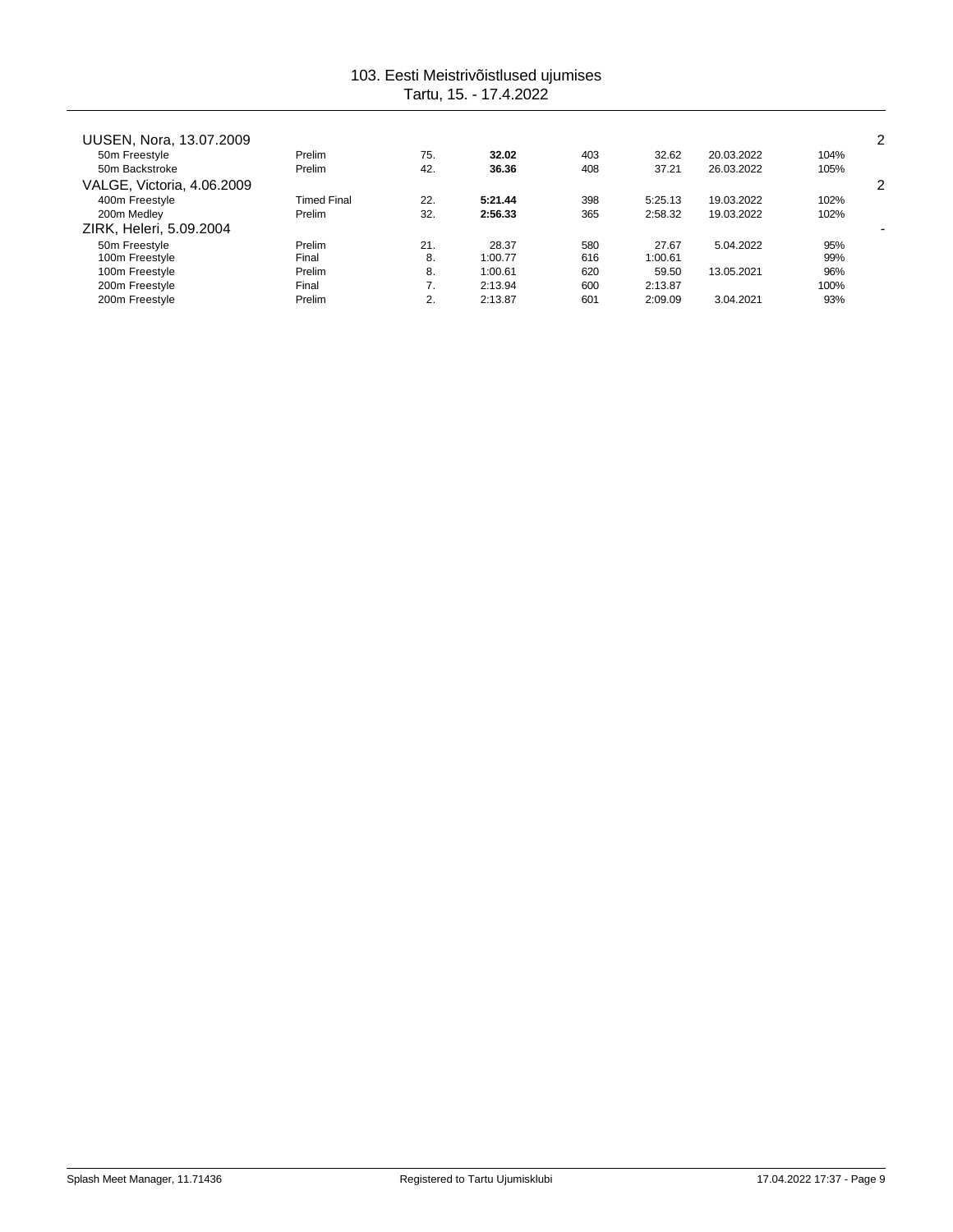# 103. Eesti Meistrivõistlused ujumises
Tartu, 15. - 17.4.2022

| | | | | | | | | |
|---|---|---|---|---|---|---|---|---|
| **UUSEN, Nora, 13.07.2009** | | | | | | | | 2 |
| 50m Freestyle | Prelim | 75. | **32.02** | 403 | 32.62 | 20.03.2022 | 104% | |
| 50m Backstroke | Prelim | 42. | **36.36** | 408 | 37.21 | 26.03.2022 | 105% | |
| **VALGE, Victoria, 4.06.2009** | | | | | | | | 2 |
| 400m Freestyle | Timed Final | 22. | **5:21.44** | 398 | 5:25.13 | 19.03.2022 | 102% | |
| 200m Medley | Prelim | 32. | **2:56.33** | 365 | 2:58.32 | 19.03.2022 | 102% | |
| **ZIRK, Heleri, 5.09.2004** | | | | | | | | - |
| 50m Freestyle | Prelim | 21. | 28.37 | 580 | 27.67 | 5.04.2022 | 95% | |
| 100m Freestyle | Final | 8. | 1:00.77 | 616 | 1:00.61 | | 99% | |
| 100m Freestyle | Prelim | 8. | 1:00.61 | 620 | 59.50 | 13.05.2021 | 96% | |
| 200m Freestyle | Final | 7. | 2:13.94 | 600 | 2:13.87 | | 100% | |
| 200m Freestyle | Prelim | 2. | 2:13.87 | 601 | 2:09.09 | 3.04.2021 | 93% | |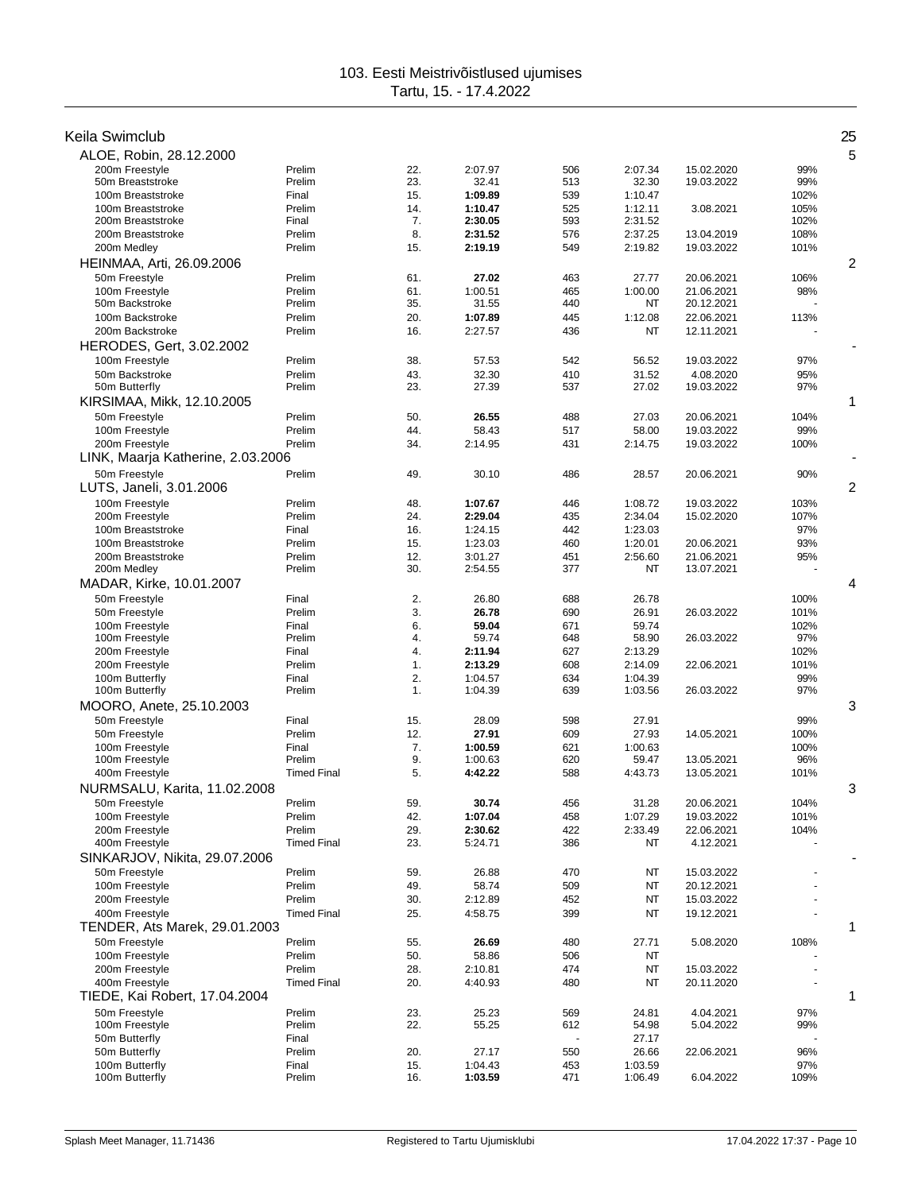103. Eesti Meistrivõistlused ujumises
Tartu, 15. - 17.4.2022

## Keila Swimclub — 25

### ALOE, Robin, 28.12.2000 — 5

| Event | Round | Place | Time | Points | Entry | Entry date | % |
|---|---|---|---|---|---|---|---|
| 200m Freestyle | Prelim | 22. | 2:07.97 | 506 | 2:07.34 | 15.02.2020 | 99% |
| 50m Breaststroke | Prelim | 23. | 32.41 | 513 | 32.30 | 19.03.2022 | 99% |
| 100m Breaststroke | Final | 15. | **1:09.89** | 539 | 1:10.47 | | 102% |
| 100m Breaststroke | Prelim | 14. | **1:10.47** | 525 | 1:12.11 | 3.08.2021 | 105% |
| 200m Breaststroke | Final | 7. | **2:30.05** | 593 | 2:31.52 | | 102% |
| 200m Breaststroke | Prelim | 8. | **2:31.52** | 576 | 2:37.25 | 13.04.2019 | 108% |
| 200m Medley | Prelim | 15. | **2:19.19** | 549 | 2:19.82 | 19.03.2022 | 101% |

### HEINMAA, Arti, 26.09.2006 — 2

| Event | Round | Place | Time | Points | Entry | Entry date | % |
|---|---|---|---|---|---|---|---|
| 50m Freestyle | Prelim | 61. | **27.02** | 463 | 27.77 | 20.06.2021 | 106% |
| 100m Freestyle | Prelim | 61. | 1:00.51 | 465 | 1:00.00 | 21.06.2021 | 98% |
| 50m Backstroke | Prelim | 35. | 31.55 | 440 | NT | 20.12.2021 | - |
| 100m Backstroke | Prelim | 20. | **1:07.89** | 445 | 1:12.08 | 22.06.2021 | 113% |
| 200m Backstroke | Prelim | 16. | 2:27.57 | 436 | NT | 12.11.2021 | - |

### HERODES, Gert, 3.02.2002 — -

| Event | Round | Place | Time | Points | Entry | Entry date | % |
|---|---|---|---|---|---|---|---|
| 100m Freestyle | Prelim | 38. | 57.53 | 542 | 56.52 | 19.03.2022 | 97% |
| 50m Backstroke | Prelim | 43. | 32.30 | 410 | 31.52 | 4.08.2020 | 95% |
| 50m Butterfly | Prelim | 23. | 27.39 | 537 | 27.02 | 19.03.2022 | 97% |

### KIRSIMAA, Mikk, 12.10.2005 — 1

| Event | Round | Place | Time | Points | Entry | Entry date | % |
|---|---|---|---|---|---|---|---|
| 50m Freestyle | Prelim | 50. | **26.55** | 488 | 27.03 | 20.06.2021 | 104% |
| 100m Freestyle | Prelim | 44. | 58.43 | 517 | 58.00 | 19.03.2022 | 99% |
| 200m Freestyle | Prelim | 34. | 2:14.95 | 431 | 2:14.75 | 19.03.2022 | 100% |

### LINK, Maarja Katherine, 2.03.2006 — -

| Event | Round | Place | Time | Points | Entry | Entry date | % |
|---|---|---|---|---|---|---|---|
| 50m Freestyle | Prelim | 49. | 30.10 | 486 | 28.57 | 20.06.2021 | 90% |

### LUTS, Janeli, 3.01.2006 — 2

| Event | Round | Place | Time | Points | Entry | Entry date | % |
|---|---|---|---|---|---|---|---|
| 100m Freestyle | Prelim | 48. | **1:07.67** | 446 | 1:08.72 | 19.03.2022 | 103% |
| 200m Freestyle | Prelim | 24. | **2:29.04** | 435 | 2:34.04 | 15.02.2020 | 107% |
| 100m Breaststroke | Final | 16. | 1:24.15 | 442 | 1:23.03 | | 97% |
| 100m Breaststroke | Prelim | 15. | 1:23.03 | 460 | 1:20.01 | 20.06.2021 | 93% |
| 200m Breaststroke | Prelim | 12. | 3:01.27 | 451 | 2:56.60 | 21.06.2021 | 95% |
| 200m Medley | Prelim | 30. | 2:54.55 | 377 | NT | 13.07.2021 | - |

### MADAR, Kirke, 10.01.2007 — 4

| Event | Round | Place | Time | Points | Entry | Entry date | % |
|---|---|---|---|---|---|---|---|
| 50m Freestyle | Final | 2. | 26.80 | 688 | 26.78 | | 100% |
| 50m Freestyle | Prelim | 3. | **26.78** | 690 | 26.91 | 26.03.2022 | 101% |
| 100m Freestyle | Final | 6. | **59.04** | 671 | 59.74 | | 102% |
| 100m Freestyle | Prelim | 4. | 59.74 | 648 | 58.90 | 26.03.2022 | 97% |
| 200m Freestyle | Final | 4. | **2:11.94** | 627 | 2:13.29 | | 102% |
| 200m Freestyle | Prelim | 1. | **2:13.29** | 608 | 2:14.09 | 22.06.2021 | 101% |
| 100m Butterfly | Final | 2. | 1:04.57 | 634 | 1:04.39 | | 99% |
| 100m Butterfly | Prelim | 1. | 1:04.39 | 639 | 1:03.56 | 26.03.2022 | 97% |

### MOORO, Anete, 25.10.2003 — 3

| Event | Round | Place | Time | Points | Entry | Entry date | % |
|---|---|---|---|---|---|---|---|
| 50m Freestyle | Final | 15. | 28.09 | 598 | 27.91 | | 99% |
| 50m Freestyle | Prelim | 12. | **27.91** | 609 | 27.93 | 14.05.2021 | 100% |
| 100m Freestyle | Final | 7. | **1:00.59** | 621 | 1:00.63 | | 100% |
| 100m Freestyle | Prelim | 9. | 1:00.63 | 620 | 59.47 | 13.05.2021 | 96% |
| 400m Freestyle | Timed Final | 5. | **4:42.22** | 588 | 4:43.73 | 13.05.2021 | 101% |

### NURMSALU, Karita, 11.02.2008 — 3

| Event | Round | Place | Time | Points | Entry | Entry date | % |
|---|---|---|---|---|---|---|---|
| 50m Freestyle | Prelim | 59. | **30.74** | 456 | 31.28 | 20.06.2021 | 104% |
| 100m Freestyle | Prelim | 42. | **1:07.04** | 458 | 1:07.29 | 19.03.2022 | 101% |
| 200m Freestyle | Prelim | 29. | **2:30.62** | 422 | 2:33.49 | 22.06.2021 | 104% |
| 400m Freestyle | Timed Final | 23. | 5:24.71 | 386 | NT | 4.12.2021 | - |

### SINKARJOV, Nikita, 29.07.2006 — -

| Event | Round | Place | Time | Points | Entry | Entry date | % |
|---|---|---|---|---|---|---|---|
| 50m Freestyle | Prelim | 59. | 26.88 | 470 | NT | 15.03.2022 | - |
| 100m Freestyle | Prelim | 49. | 58.74 | 509 | NT | 20.12.2021 | - |
| 200m Freestyle | Prelim | 30. | 2:12.89 | 452 | NT | 15.03.2022 | - |
| 400m Freestyle | Timed Final | 25. | 4:58.75 | 399 | NT | 19.12.2021 | - |

### TENDER, Ats Marek, 29.01.2003 — 1

| Event | Round | Place | Time | Points | Entry | Entry date | % |
|---|---|---|---|---|---|---|---|
| 50m Freestyle | Prelim | 55. | **26.69** | 480 | 27.71 | 5.08.2020 | 108% |
| 100m Freestyle | Prelim | 50. | 58.86 | 506 | NT | | - |
| 200m Freestyle | Prelim | 28. | 2:10.81 | 474 | NT | 15.03.2022 | - |
| 400m Freestyle | Timed Final | 20. | 4:40.93 | 480 | NT | 20.11.2020 | - |

### TIEDE, Kai Robert, 17.04.2004 — 1

| Event | Round | Place | Time | Points | Entry | Entry date | % |
|---|---|---|---|---|---|---|---|
| 50m Freestyle | Prelim | 23. | 25.23 | 569 | 24.81 | 4.04.2021 | 97% |
| 100m Freestyle | Prelim | 22. | 55.25 | 612 | 54.98 | 5.04.2022 | 99% |
| 50m Butterfly | Final | | | - | 27.17 | | - |
| 50m Butterfly | Prelim | 20. | 27.17 | 550 | 26.66 | 22.06.2021 | 96% |
| 100m Butterfly | Final | 15. | 1:04.43 | 453 | 1:03.59 | | 97% |
| 100m Butterfly | Prelim | 16. | **1:03.59** | 471 | 1:06.49 | 6.04.2022 | 109% |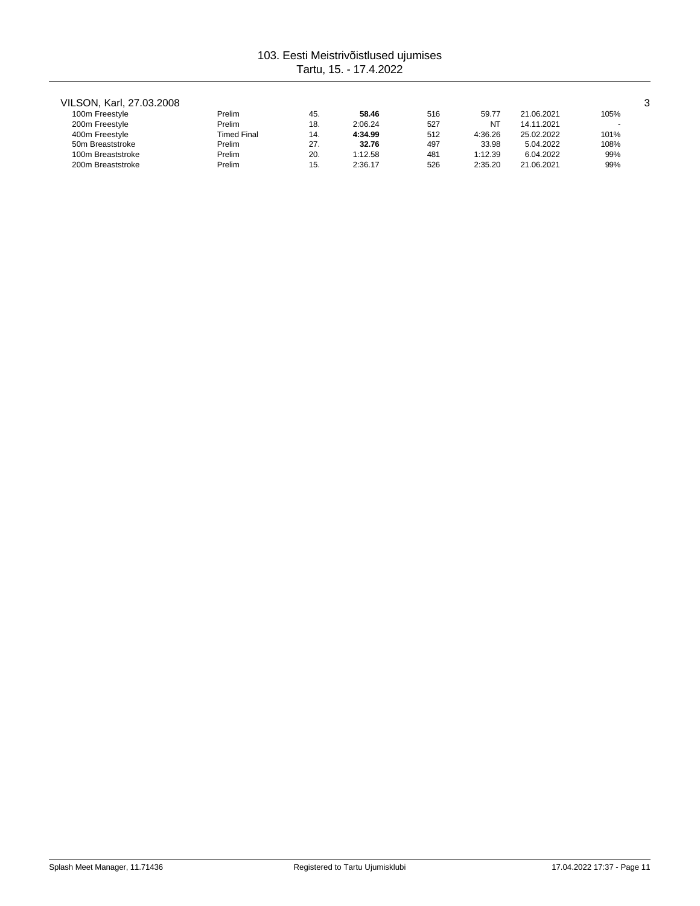VILSON, Karl, 27.03.2008 3

| | | | | | | | |
|---|---|---|---|---|---|---|---|
| 100m Freestyle | Prelim | 45. | **58.46** | 516 | 59.77 | 21.06.2021 | 105% |
| 200m Freestyle | Prelim | 18. | 2:06.24 | 527 | NT | 14.11.2021 | - |
| 400m Freestyle | Timed Final | 14. | **4:34.99** | 512 | 4:36.26 | 25.02.2022 | 101% |
| 50m Breaststroke | Prelim | 27. | **32.76** | 497 | 33.98 | 5.04.2022 | 108% |
| 100m Breaststroke | Prelim | 20. | 1:12.58 | 481 | 1:12.39 | 6.04.2022 | 99% |
| 200m Breaststroke | Prelim | 15. | 2:36.17 | 526 | 2:35.20 | 21.06.2021 | 99% |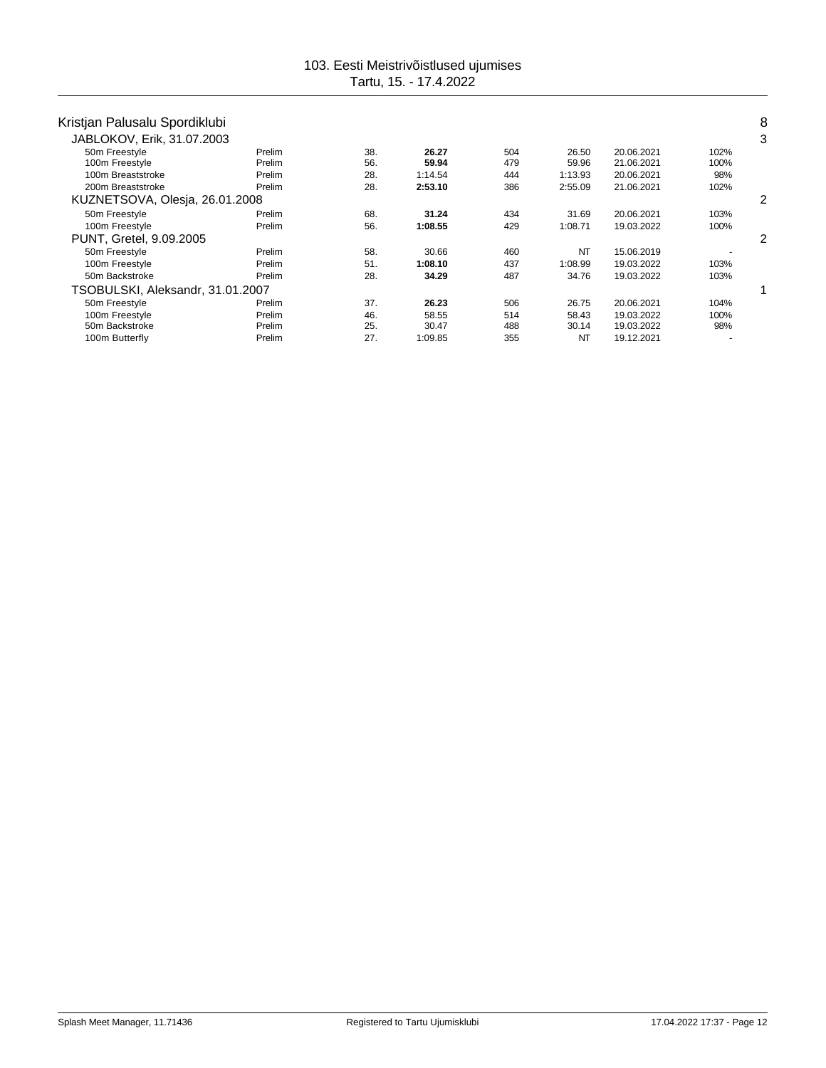103. Eesti Meistrivõistlused ujumises
Tartu, 15. - 17.4.2022

## Kristjan Palusalu Spordiklubi — 8

### JABLOKOV, Erik, 31.07.2003 — 3

| Event | Round | Place | Time | Points | Entry time | Date | % |
|---|---|---|---|---|---|---|---|
| 50m Freestyle | Prelim | 38. | **26.27** | 504 | 26.50 | 20.06.2021 | 102% |
| 100m Freestyle | Prelim | 56. | **59.94** | 479 | 59.96 | 21.06.2021 | 100% |
| 100m Breaststroke | Prelim | 28. | 1:14.54 | 444 | 1:13.93 | 20.06.2021 | 98% |
| 200m Breaststroke | Prelim | 28. | **2:53.10** | 386 | 2:55.09 | 21.06.2021 | 102% |

### KUZNETSOVA, Olesja, 26.01.2008 — 2

| Event | Round | Place | Time | Points | Entry time | Date | % |
|---|---|---|---|---|---|---|---|
| 50m Freestyle | Prelim | 68. | **31.24** | 434 | 31.69 | 20.06.2021 | 103% |
| 100m Freestyle | Prelim | 56. | **1:08.55** | 429 | 1:08.71 | 19.03.2022 | 100% |

### PUNT, Gretel, 9.09.2005 — 2

| Event | Round | Place | Time | Points | Entry time | Date | % |
|---|---|---|---|---|---|---|---|
| 50m Freestyle | Prelim | 58. | 30.66 | 460 | NT | 15.06.2019 | - |
| 100m Freestyle | Prelim | 51. | **1:08.10** | 437 | 1:08.99 | 19.03.2022 | 103% |
| 50m Backstroke | Prelim | 28. | **34.29** | 487 | 34.76 | 19.03.2022 | 103% |

### TSOBULSKI, Aleksandr, 31.01.2007 — 1

| Event | Round | Place | Time | Points | Entry time | Date | % |
|---|---|---|---|---|---|---|---|
| 50m Freestyle | Prelim | 37. | **26.23** | 506 | 26.75 | 20.06.2021 | 104% |
| 100m Freestyle | Prelim | 46. | 58.55 | 514 | 58.43 | 19.03.2022 | 100% |
| 50m Backstroke | Prelim | 25. | 30.47 | 488 | 30.14 | 19.03.2022 | 98% |
| 100m Butterfly | Prelim | 27. | 1:09.85 | 355 | NT | 19.12.2021 | - |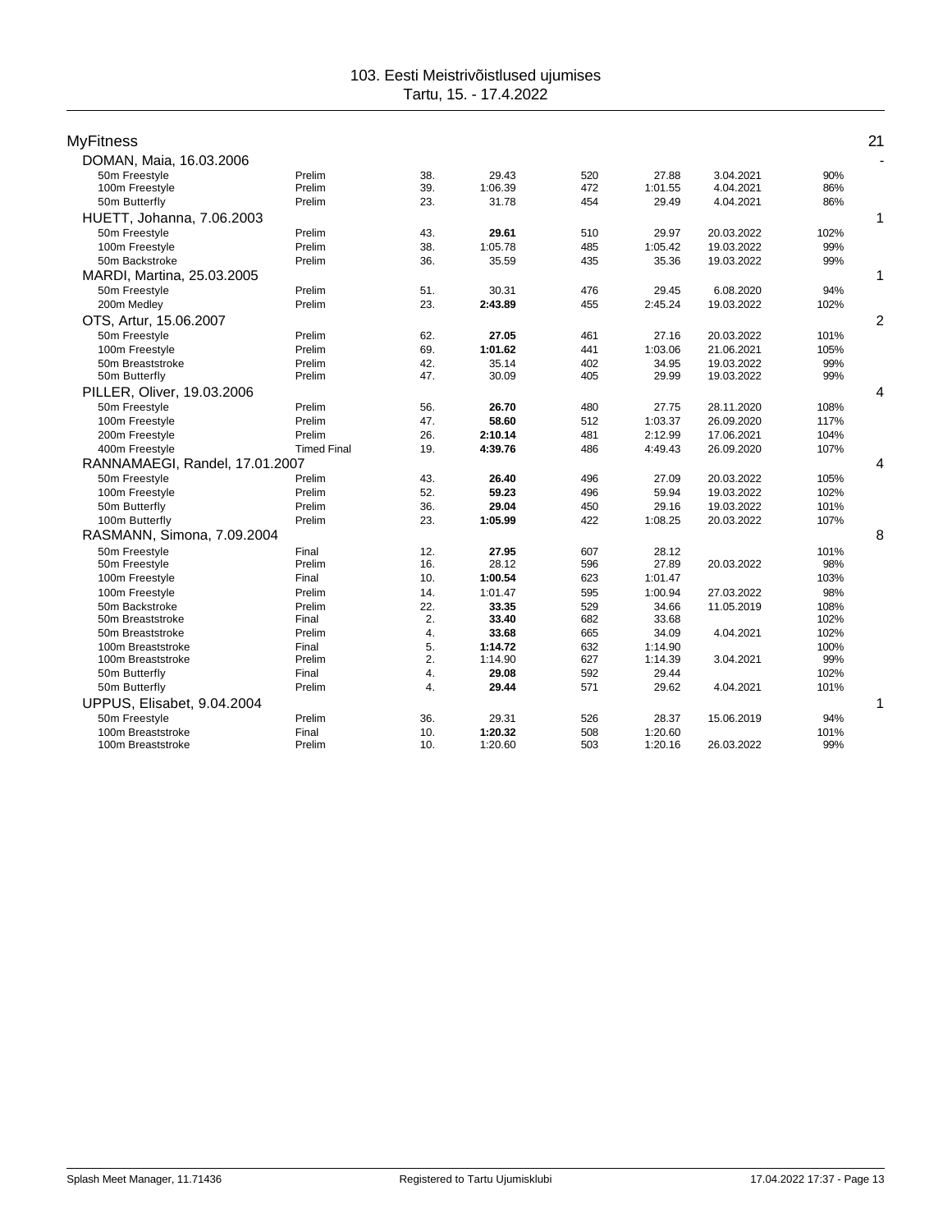103. Eesti Meistrivõistlused ujumises
Tartu, 15. - 17.4.2022

## MyFitness — 21

### DOMAN, Maia, 16.03.2006 — -

| Event | Round | Place | Time | Points | Entry time | Date | % |
|---|---|---|---|---|---|---|---|
| 50m Freestyle | Prelim | 38. | 29.43 | 520 | 27.88 | 3.04.2021 | 90% |
| 100m Freestyle | Prelim | 39. | 1:06.39 | 472 | 1:01.55 | 4.04.2021 | 86% |
| 50m Butterfly | Prelim | 23. | 31.78 | 454 | 29.49 | 4.04.2021 | 86% |

### HUETT, Johanna, 7.06.2003 — 1

| Event | Round | Place | Time | Points | Entry time | Date | % |
|---|---|---|---|---|---|---|---|
| 50m Freestyle | Prelim | 43. | **29.61** | 510 | 29.97 | 20.03.2022 | 102% |
| 100m Freestyle | Prelim | 38. | 1:05.78 | 485 | 1:05.42 | 19.03.2022 | 99% |
| 50m Backstroke | Prelim | 36. | 35.59 | 435 | 35.36 | 19.03.2022 | 99% |

### MARDI, Martina, 25.03.2005 — 1

| Event | Round | Place | Time | Points | Entry time | Date | % |
|---|---|---|---|---|---|---|---|
| 50m Freestyle | Prelim | 51. | 30.31 | 476 | 29.45 | 6.08.2020 | 94% |
| 200m Medley | Prelim | 23. | **2:43.89** | 455 | 2:45.24 | 19.03.2022 | 102% |

### OTS, Artur, 15.06.2007 — 2

| Event | Round | Place | Time | Points | Entry time | Date | % |
|---|---|---|---|---|---|---|---|
| 50m Freestyle | Prelim | 62. | **27.05** | 461 | 27.16 | 20.03.2022 | 101% |
| 100m Freestyle | Prelim | 69. | **1:01.62** | 441 | 1:03.06 | 21.06.2021 | 105% |
| 50m Breaststroke | Prelim | 42. | 35.14 | 402 | 34.95 | 19.03.2022 | 99% |
| 50m Butterfly | Prelim | 47. | 30.09 | 405 | 29.99 | 19.03.2022 | 99% |

### PILLER, Oliver, 19.03.2006 — 4

| Event | Round | Place | Time | Points | Entry time | Date | % |
|---|---|---|---|---|---|---|---|
| 50m Freestyle | Prelim | 56. | **26.70** | 480 | 27.75 | 28.11.2020 | 108% |
| 100m Freestyle | Prelim | 47. | **58.60** | 512 | 1:03.37 | 26.09.2020 | 117% |
| 200m Freestyle | Prelim | 26. | **2:10.14** | 481 | 2:12.99 | 17.06.2021 | 104% |
| 400m Freestyle | Timed Final | 19. | **4:39.76** | 486 | 4:49.43 | 26.09.2020 | 107% |

### RANNAMAEGI, Randel, 17.01.2007 — 4

| Event | Round | Place | Time | Points | Entry time | Date | % |
|---|---|---|---|---|---|---|---|
| 50m Freestyle | Prelim | 43. | **26.40** | 496 | 27.09 | 20.03.2022 | 105% |
| 100m Freestyle | Prelim | 52. | **59.23** | 496 | 59.94 | 19.03.2022 | 102% |
| 50m Butterfly | Prelim | 36. | **29.04** | 450 | 29.16 | 19.03.2022 | 101% |
| 100m Butterfly | Prelim | 23. | **1:05.99** | 422 | 1:08.25 | 20.03.2022 | 107% |

### RASMANN, Simona, 7.09.2004 — 8

| Event | Round | Place | Time | Points | Entry time | Date | % |
|---|---|---|---|---|---|---|---|
| 50m Freestyle | Final | 12. | **27.95** | 607 | 28.12 | | 101% |
| 50m Freestyle | Prelim | 16. | 28.12 | 596 | 27.89 | 20.03.2022 | 98% |
| 100m Freestyle | Final | 10. | **1:00.54** | 623 | 1:01.47 | | 103% |
| 100m Freestyle | Prelim | 14. | 1:01.47 | 595 | 1:00.94 | 27.03.2022 | 98% |
| 50m Backstroke | Prelim | 22. | **33.35** | 529 | 34.66 | 11.05.2019 | 108% |
| 50m Breaststroke | Final | 2. | **33.40** | 682 | 33.68 | | 102% |
| 50m Breaststroke | Prelim | 4. | **33.68** | 665 | 34.09 | 4.04.2021 | 102% |
| 100m Breaststroke | Final | 5. | **1:14.72** | 632 | 1:14.90 | | 100% |
| 100m Breaststroke | Prelim | 2. | 1:14.90 | 627 | 1:14.39 | 3.04.2021 | 99% |
| 50m Butterfly | Final | 4. | **29.08** | 592 | 29.44 | | 102% |
| 50m Butterfly | Prelim | 4. | **29.44** | 571 | 29.62 | 4.04.2021 | 101% |

### UPPUS, Elisabet, 9.04.2004 — 1

| Event | Round | Place | Time | Points | Entry time | Date | % |
|---|---|---|---|---|---|---|---|
| 50m Freestyle | Prelim | 36. | 29.31 | 526 | 28.37 | 15.06.2019 | 94% |
| 100m Breaststroke | Final | 10. | **1:20.32** | 508 | 1:20.60 | | 101% |
| 100m Breaststroke | Prelim | 10. | 1:20.60 | 503 | 1:20.16 | 26.03.2022 | 99% |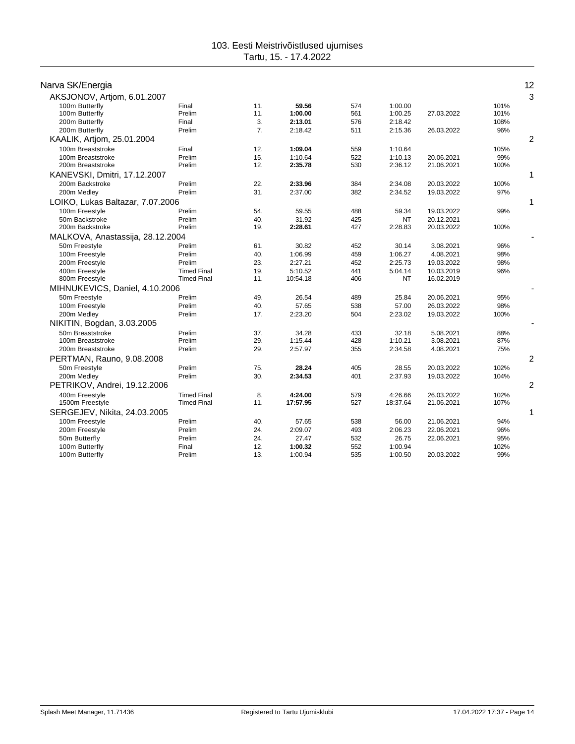# 103. Eesti Meistrivõistlused ujumises
Tartu, 15. - 17.4.2022

## Narva SK/Energia — 12

| Swimmer / Event | Round | Place | Time | Points | Entry time | Entry date | % | Medals |
|---|---|---|---|---|---|---|---|---|
| **AKSJONOV, Artjom, 6.01.2007** | | | | | | | | 3 |
| 100m Butterfly | Final | 11. | **59.56** | 574 | 1:00.00 | | 101% | |
| 100m Butterfly | Prelim | 11. | **1:00.00** | 561 | 1:00.25 | 27.03.2022 | 101% | |
| 200m Butterfly | Final | 3. | **2:13.01** | 576 | 2:18.42 | | 108% | |
| 200m Butterfly | Prelim | 7. | 2:18.42 | 511 | 2:15.36 | 26.03.2022 | 96% | |
| **KAALIK, Artjom, 25.01.2004** | | | | | | | | 2 |
| 100m Breaststroke | Final | 12. | **1:09.04** | 559 | 1:10.64 | | 105% | |
| 100m Breaststroke | Prelim | 15. | 1:10.64 | 522 | 1:10.13 | 20.06.2021 | 99% | |
| 200m Breaststroke | Prelim | 12. | **2:35.78** | 530 | 2:36.12 | 21.06.2021 | 100% | |
| **KANEVSKI, Dmitri, 17.12.2007** | | | | | | | | 1 |
| 200m Backstroke | Prelim | 22. | **2:33.96** | 384 | 2:34.08 | 20.03.2022 | 100% | |
| 200m Medley | Prelim | 31. | 2:37.00 | 382 | 2:34.52 | 19.03.2022 | 97% | |
| **LOIKO, Lukas Baltazar, 7.07.2006** | | | | | | | | 1 |
| 100m Freestyle | Prelim | 54. | 59.55 | 488 | 59.34 | 19.03.2022 | 99% | |
| 50m Backstroke | Prelim | 40. | 31.92 | 425 | NT | 20.12.2021 | - | |
| 200m Backstroke | Prelim | 19. | **2:28.61** | 427 | 2:28.83 | 20.03.2022 | 100% | |
| **MALKOVA, Anastassija, 28.12.2004** | | | | | | | | - |
| 50m Freestyle | Prelim | 61. | 30.82 | 452 | 30.14 | 3.08.2021 | 96% | |
| 100m Freestyle | Prelim | 40. | 1:06.99 | 459 | 1:06.27 | 4.08.2021 | 98% | |
| 200m Freestyle | Prelim | 23. | 2:27.21 | 452 | 2:25.73 | 19.03.2022 | 98% | |
| 400m Freestyle | Timed Final | 19. | 5:10.52 | 441 | 5:04.14 | 10.03.2019 | 96% | |
| 800m Freestyle | Timed Final | 11. | 10:54.18 | 406 | NT | 16.02.2019 | - | |
| **MIHNUKEVICS, Daniel, 4.10.2006** | | | | | | | | - |
| 50m Freestyle | Prelim | 49. | 26.54 | 489 | 25.84 | 20.06.2021 | 95% | |
| 100m Freestyle | Prelim | 40. | 57.65 | 538 | 57.00 | 26.03.2022 | 98% | |
| 200m Medley | Prelim | 17. | 2:23.20 | 504 | 2:23.02 | 19.03.2022 | 100% | |
| **NIKITIN, Bogdan, 3.03.2005** | | | | | | | | - |
| 50m Breaststroke | Prelim | 37. | 34.28 | 433 | 32.18 | 5.08.2021 | 88% | |
| 100m Breaststroke | Prelim | 29. | 1:15.44 | 428 | 1:10.21 | 3.08.2021 | 87% | |
| 200m Breaststroke | Prelim | 29. | 2:57.97 | 355 | 2:34.58 | 4.08.2021 | 75% | |
| **PERTMAN, Rauno, 9.08.2008** | | | | | | | | 2 |
| 50m Freestyle | Prelim | 75. | **28.24** | 405 | 28.55 | 20.03.2022 | 102% | |
| 200m Medley | Prelim | 30. | **2:34.53** | 401 | 2:37.93 | 19.03.2022 | 104% | |
| **PETRIKOV, Andrei, 19.12.2006** | | | | | | | | 2 |
| 400m Freestyle | Timed Final | 8. | **4:24.00** | 579 | 4:26.66 | 26.03.2022 | 102% | |
| 1500m Freestyle | Timed Final | 11. | **17:57.95** | 527 | 18:37.64 | 21.06.2021 | 107% | |
| **SERGEJEV, Nikita, 24.03.2005** | | | | | | | | 1 |
| 100m Freestyle | Prelim | 40. | 57.65 | 538 | 56.00 | 21.06.2021 | 94% | |
| 200m Freestyle | Prelim | 24. | 2:09.07 | 493 | 2:06.23 | 22.06.2021 | 96% | |
| 50m Butterfly | Prelim | 24. | 27.47 | 532 | 26.75 | 22.06.2021 | 95% | |
| 100m Butterfly | Final | 12. | **1:00.32** | 552 | 1:00.94 | | 102% | |
| 100m Butterfly | Prelim | 13. | 1:00.94 | 535 | 1:00.50 | 20.03.2022 | 99% | |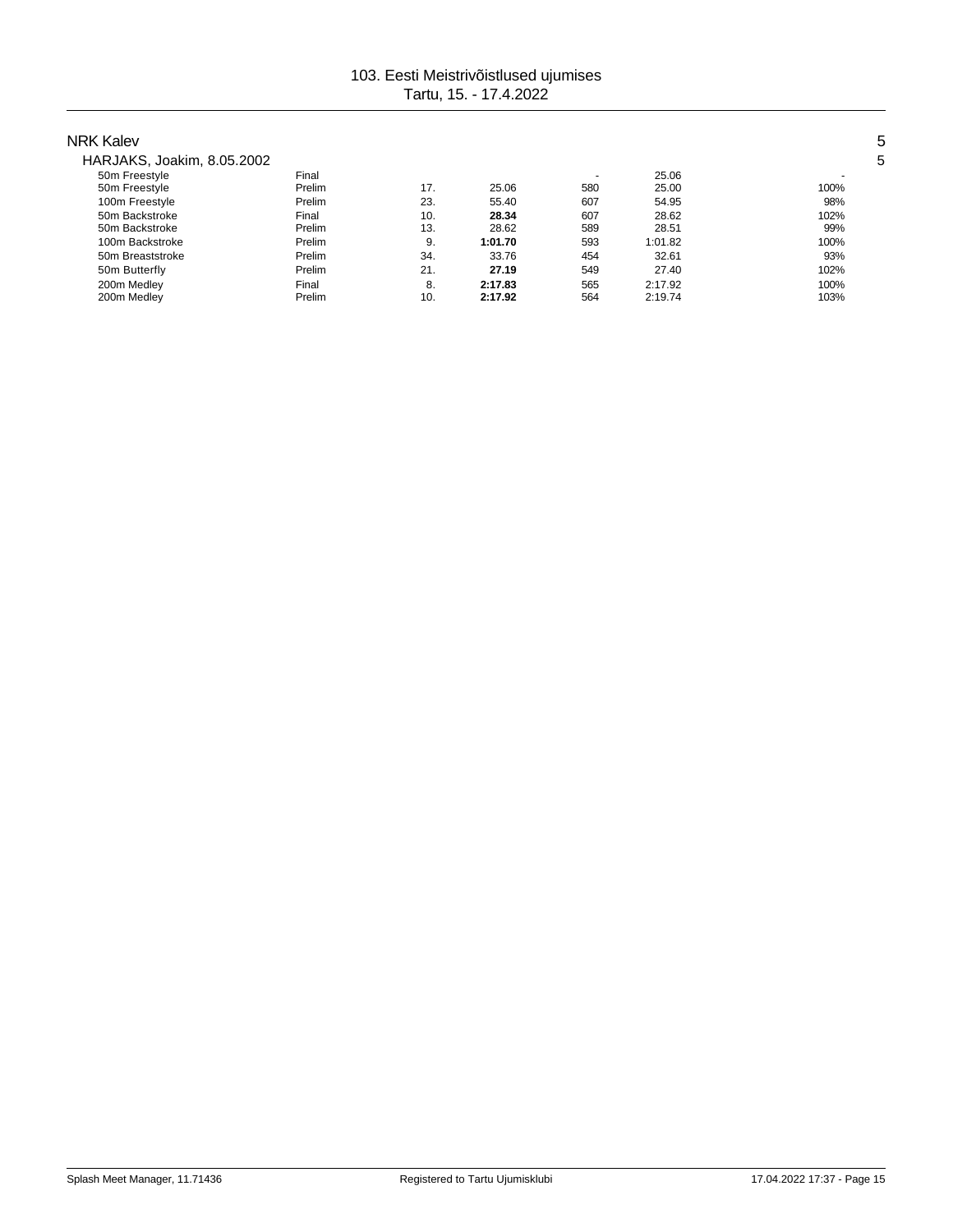# 103. Eesti Meistrivõistlused ujumises

Tartu, 15. - 17.4.2022

## NRK Kalev 5

### HARJAKS, Joakim, 8.05.2002 5

| Event | Round | Place | Time | Points | Entry time | % |
|---|---|---|---|---|---|---|
| 50m Freestyle | Final | | | - | 25.06 | - |
| 50m Freestyle | Prelim | 17. | 25.06 | 580 | 25.00 | 100% |
| 100m Freestyle | Prelim | 23. | 55.40 | 607 | 54.95 | 98% |
| 50m Backstroke | Final | 10. | **28.34** | 607 | 28.62 | 102% |
| 50m Backstroke | Prelim | 13. | 28.62 | 589 | 28.51 | 99% |
| 100m Backstroke | Prelim | 9. | **1:01.70** | 593 | 1:01.82 | 100% |
| 50m Breaststroke | Prelim | 34. | 33.76 | 454 | 32.61 | 93% |
| 50m Butterfly | Prelim | 21. | **27.19** | 549 | 27.40 | 102% |
| 200m Medley | Final | 8. | **2:17.83** | 565 | 2:17.92 | 100% |
| 200m Medley | Prelim | 10. | **2:17.92** | 564 | 2:19.74 | 103% |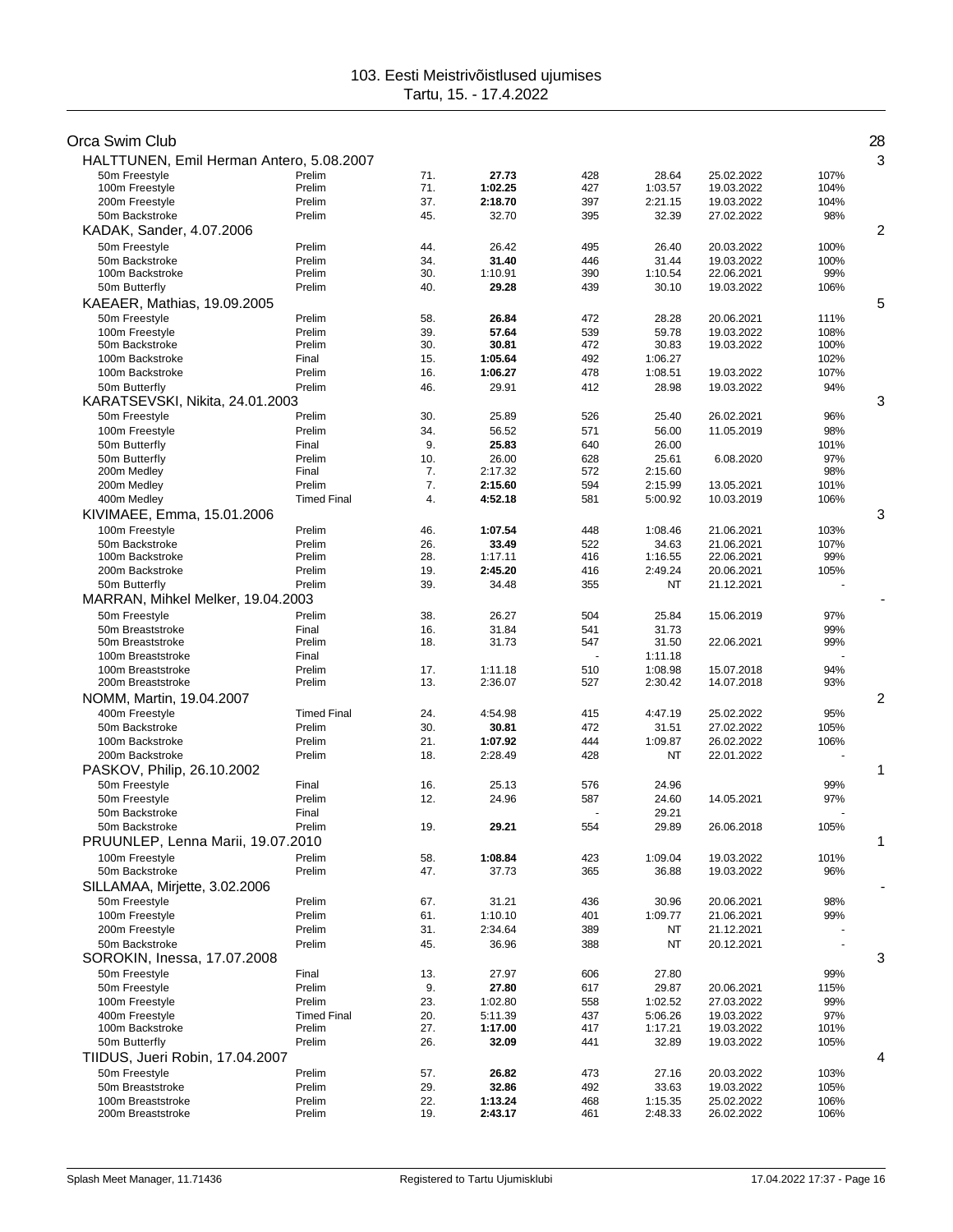# 103. Eesti Meistrivõistlused ujumises
Tartu, 15. - 17.4.2022

## Orca Swim Club — 28

### HALTTUNEN, Emil Herman Antero, 5.08.2007 — 3

| Event | Round | Place | Time | Points | Entry time | Date | % |
|---|---|---|---|---|---|---|---|
| 50m Freestyle | Prelim | 71. | **27.73** | 428 | 28.64 | 25.02.2022 | 107% |
| 100m Freestyle | Prelim | 71. | **1:02.25** | 427 | 1:03.57 | 19.03.2022 | 104% |
| 200m Freestyle | Prelim | 37. | **2:18.70** | 397 | 2:21.15 | 19.03.2022 | 104% |
| 50m Backstroke | Prelim | 45. | 32.70 | 395 | 32.39 | 27.02.2022 | 98% |

### KADAK, Sander, 4.07.2006 — 2

| Event | Round | Place | Time | Points | Entry time | Date | % |
|---|---|---|---|---|---|---|---|
| 50m Freestyle | Prelim | 44. | 26.42 | 495 | 26.40 | 20.03.2022 | 100% |
| 50m Backstroke | Prelim | 34. | **31.40** | 446 | 31.44 | 19.03.2022 | 100% |
| 100m Backstroke | Prelim | 30. | 1:10.91 | 390 | 1:10.54 | 22.06.2021 | 99% |
| 50m Butterfly | Prelim | 40. | **29.28** | 439 | 30.10 | 19.03.2022 | 106% |

### KAEAER, Mathias, 19.09.2005 — 5

| Event | Round | Place | Time | Points | Entry time | Date | % |
|---|---|---|---|---|---|---|---|
| 50m Freestyle | Prelim | 58. | **26.84** | 472 | 28.28 | 20.06.2021 | 111% |
| 100m Freestyle | Prelim | 39. | **57.64** | 539 | 59.78 | 19.03.2022 | 108% |
| 50m Backstroke | Prelim | 30. | **30.81** | 472 | 30.83 | 19.03.2022 | 100% |
| 100m Backstroke | Final | 15. | **1:05.64** | 492 | 1:06.27 | | 102% |
| 100m Backstroke | Prelim | 16. | **1:06.27** | 478 | 1:08.51 | 19.03.2022 | 107% |
| 50m Butterfly | Prelim | 46. | 29.91 | 412 | 28.98 | 19.03.2022 | 94% |

### KARATSEVSKI, Nikita, 24.01.2003 — 3

| Event | Round | Place | Time | Points | Entry time | Date | % |
|---|---|---|---|---|---|---|---|
| 50m Freestyle | Prelim | 30. | 25.89 | 526 | 25.40 | 26.02.2021 | 96% |
| 100m Freestyle | Prelim | 34. | 56.52 | 571 | 56.00 | 11.05.2019 | 98% |
| 50m Butterfly | Final | 9. | **25.83** | 640 | 26.00 | | 101% |
| 50m Butterfly | Prelim | 10. | 26.00 | 628 | 25.61 | 6.08.2020 | 97% |
| 200m Medley | Final | 7. | 2:17.32 | 572 | 2:15.60 | | 98% |
| 200m Medley | Prelim | 7. | **2:15.60** | 594 | 2:15.99 | 13.05.2021 | 101% |
| 400m Medley | Timed Final | 4. | **4:52.18** | 581 | 5:00.92 | 10.03.2019 | 106% |

### KIVIMAEE, Emma, 15.01.2006 — 3

| Event | Round | Place | Time | Points | Entry time | Date | % |
|---|---|---|---|---|---|---|---|
| 100m Freestyle | Prelim | 46. | **1:07.54** | 448 | 1:08.46 | 21.06.2021 | 103% |
| 50m Backstroke | Prelim | 26. | **33.49** | 522 | 34.63 | 21.06.2021 | 107% |
| 100m Backstroke | Prelim | 28. | 1:17.11 | 416 | 1:16.55 | 22.06.2021 | 99% |
| 200m Backstroke | Prelim | 19. | **2:45.20** | 416 | 2:49.24 | 20.06.2021 | 105% |
| 50m Butterfly | Prelim | 39. | 34.48 | 355 | NT | 21.12.2021 | - |

### MARRAN, Mihkel Melker, 19.04.2003 — -

| Event | Round | Place | Time | Points | Entry time | Date | % |
|---|---|---|---|---|---|---|---|
| 50m Freestyle | Prelim | 38. | 26.27 | 504 | 25.84 | 15.06.2019 | 97% |
| 50m Breaststroke | Final | 16. | 31.84 | 541 | 31.73 | | 99% |
| 50m Breaststroke | Prelim | 18. | 31.73 | 547 | 31.50 | 22.06.2021 | 99% |
| 100m Breaststroke | Final | | | - | 1:11.18 | | - |
| 100m Breaststroke | Prelim | 17. | 1:11.18 | 510 | 1:08.98 | 15.07.2018 | 94% |
| 200m Breaststroke | Prelim | 13. | 2:36.07 | 527 | 2:30.42 | 14.07.2018 | 93% |

### NOMM, Martin, 19.04.2007 — 2

| Event | Round | Place | Time | Points | Entry time | Date | % |
|---|---|---|---|---|---|---|---|
| 400m Freestyle | Timed Final | 24. | 4:54.98 | 415 | 4:47.19 | 25.02.2022 | 95% |
| 50m Backstroke | Prelim | 30. | **30.81** | 472 | 31.51 | 27.02.2022 | 105% |
| 100m Backstroke | Prelim | 21. | **1:07.92** | 444 | 1:09.87 | 26.02.2022 | 106% |
| 200m Backstroke | Prelim | 18. | 2:28.49 | 428 | NT | 22.01.2022 | - |

### PASKOV, Philip, 26.10.2002 — 1

| Event | Round | Place | Time | Points | Entry time | Date | % |
|---|---|---|---|---|---|---|---|
| 50m Freestyle | Final | 16. | 25.13 | 576 | 24.96 | | 99% |
| 50m Freestyle | Prelim | 12. | 24.96 | 587 | 24.60 | 14.05.2021 | 97% |
| 50m Backstroke | Final | | | - | 29.21 | | - |
| 50m Backstroke | Prelim | 19. | **29.21** | 554 | 29.89 | 26.06.2018 | 105% |

### PRUUNLEP, Lenna Marii, 19.07.2010 — 1

| Event | Round | Place | Time | Points | Entry time | Date | % |
|---|---|---|---|---|---|---|---|
| 100m Freestyle | Prelim | 58. | **1:08.84** | 423 | 1:09.04 | 19.03.2022 | 101% |
| 50m Backstroke | Prelim | 47. | 37.73 | 365 | 36.88 | 19.03.2022 | 96% |

### SILLAMAA, Mirjette, 3.02.2006 — -

| Event | Round | Place | Time | Points | Entry time | Date | % |
|---|---|---|---|---|---|---|---|
| 50m Freestyle | Prelim | 67. | 31.21 | 436 | 30.96 | 20.06.2021 | 98% |
| 100m Freestyle | Prelim | 61. | 1:10.10 | 401 | 1:09.77 | 21.06.2021 | 99% |
| 200m Freestyle | Prelim | 31. | 2:34.64 | 389 | NT | 21.12.2021 | - |
| 50m Backstroke | Prelim | 45. | 36.96 | 388 | NT | 20.12.2021 | - |

### SOROKIN, Inessa, 17.07.2008 — 3

| Event | Round | Place | Time | Points | Entry time | Date | % |
|---|---|---|---|---|---|---|---|
| 50m Freestyle | Final | 13. | 27.97 | 606 | 27.80 | | 99% |
| 50m Freestyle | Prelim | 9. | **27.80** | 617 | 29.87 | 20.06.2021 | 115% |
| 100m Freestyle | Prelim | 23. | 1:02.80 | 558 | 1:02.52 | 27.03.2022 | 99% |
| 400m Freestyle | Timed Final | 20. | 5:11.39 | 437 | 5:06.26 | 19.03.2022 | 97% |
| 100m Backstroke | Prelim | 27. | **1:17.00** | 417 | 1:17.21 | 19.03.2022 | 101% |
| 50m Butterfly | Prelim | 26. | **32.09** | 441 | 32.89 | 19.03.2022 | 105% |

### TIIDUS, Jueri Robin, 17.04.2007 — 4

| Event | Round | Place | Time | Points | Entry time | Date | % |
|---|---|---|---|---|---|---|---|
| 50m Freestyle | Prelim | 57. | **26.82** | 473 | 27.16 | 20.03.2022 | 103% |
| 50m Breaststroke | Prelim | 29. | **32.86** | 492 | 33.63 | 19.03.2022 | 105% |
| 100m Breaststroke | Prelim | 22. | **1:13.24** | 468 | 1:15.35 | 25.02.2022 | 106% |
| 200m Breaststroke | Prelim | 19. | **2:43.17** | 461 | 2:48.33 | 26.02.2022 | 106% |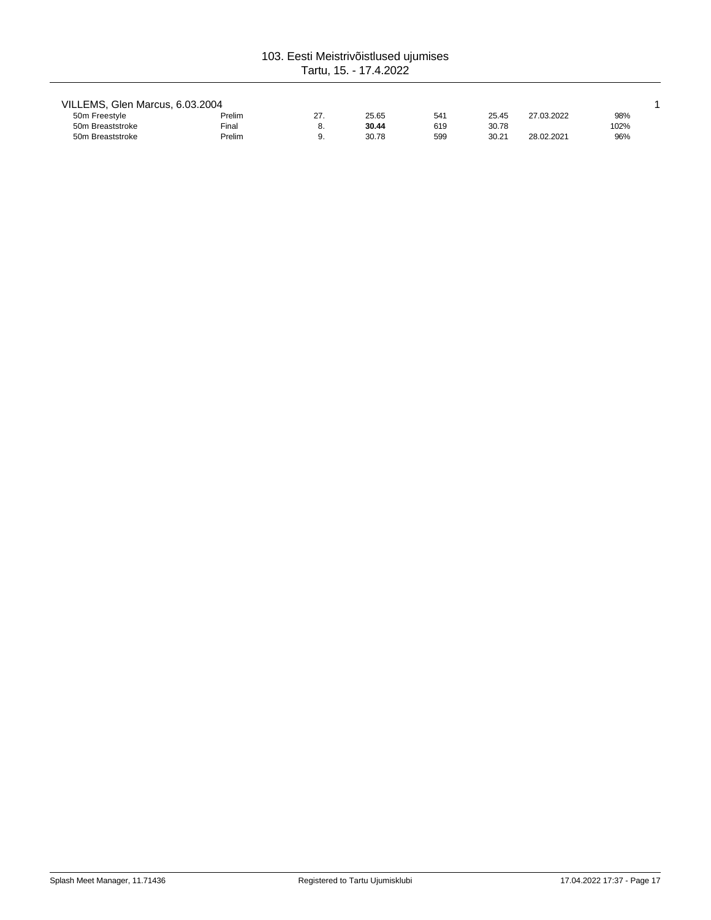VILLEMS, Glen Marcus, 6.03.2004 | | | | | | | | 1

| Event | Round | Place | Time | Points | Entry time | Date | % |
|---|---|---|---|---|---|---|---|
| 50m Freestyle | Prelim | 27. | 25.65 | 541 | 25.45 | 27.03.2022 | 98% |
| 50m Breaststroke | Final | 8. | **30.44** | 619 | 30.78 | | 102% |
| 50m Breaststroke | Prelim | 9. | 30.78 | 599 | 30.21 | 28.02.2021 | 96% |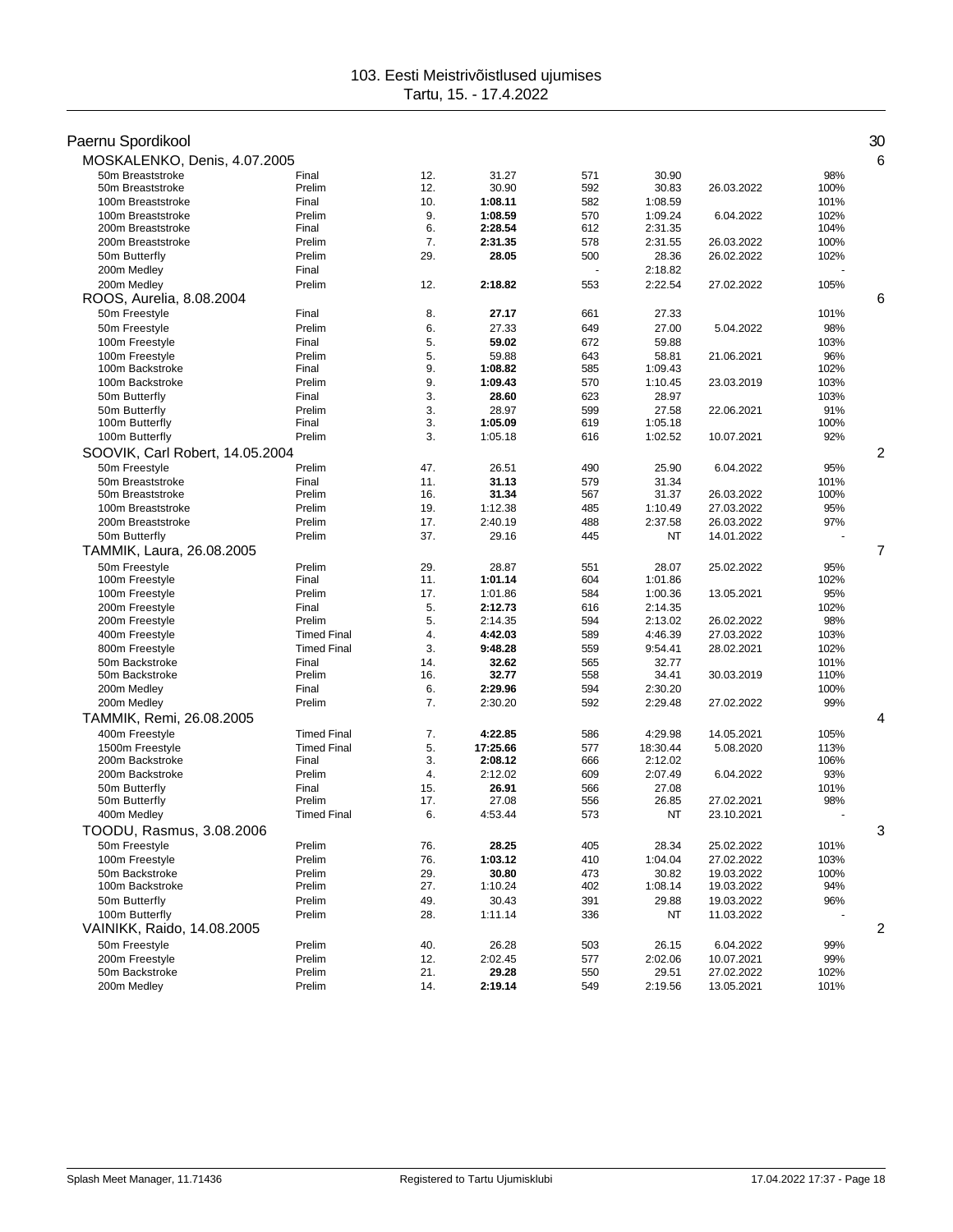103. Eesti Meistrivõistlused ujumises
Tartu, 15. - 17.4.2022

## Paernu Spordikool — 30

### MOSKALENKO, Denis, 4.07.2005 — 6

| Event | Round | Place | Time | Points | Entry time | Entry date | % |
|---|---|---|---|---|---|---|---|
| 50m Breaststroke | Final | 12. | 31.27 | 571 | 30.90 | | 98% |
| 50m Breaststroke | Prelim | 12. | 30.90 | 592 | 30.83 | 26.03.2022 | 100% |
| 100m Breaststroke | Final | 10. | **1:08.11** | 582 | 1:08.59 | | 101% |
| 100m Breaststroke | Prelim | 9. | **1:08.59** | 570 | 1:09.24 | 6.04.2022 | 102% |
| 200m Breaststroke | Final | 6. | **2:28.54** | 612 | 2:31.35 | | 104% |
| 200m Breaststroke | Prelim | 7. | **2:31.35** | 578 | 2:31.55 | 26.03.2022 | 100% |
| 50m Butterfly | Prelim | 29. | **28.05** | 500 | 28.36 | 26.02.2022 | 102% |
| 200m Medley | Final | | | - | 2:18.82 | | - |
| 200m Medley | Prelim | 12. | **2:18.82** | 553 | 2:22.54 | 27.02.2022 | 105% |

### ROOS, Aurelia, 8.08.2004 — 6

| Event | Round | Place | Time | Points | Entry time | Entry date | % |
|---|---|---|---|---|---|---|---|
| 50m Freestyle | Final | 8. | **27.17** | 661 | 27.33 | | 101% |
| 50m Freestyle | Prelim | 6. | 27.33 | 649 | 27.00 | 5.04.2022 | 98% |
| 100m Freestyle | Final | 5. | **59.02** | 672 | 59.88 | | 103% |
| 100m Freestyle | Prelim | 5. | 59.88 | 643 | 58.81 | 21.06.2021 | 96% |
| 100m Backstroke | Final | 9. | **1:08.82** | 585 | 1:09.43 | | 102% |
| 100m Backstroke | Prelim | 9. | **1:09.43** | 570 | 1:10.45 | 23.03.2019 | 103% |
| 50m Butterfly | Final | 3. | **28.60** | 623 | 28.97 | | 103% |
| 50m Butterfly | Prelim | 3. | 28.97 | 599 | 27.58 | 22.06.2021 | 91% |
| 100m Butterfly | Final | 3. | **1:05.09** | 619 | 1:05.18 | | 100% |
| 100m Butterfly | Prelim | 3. | 1:05.18 | 616 | 1:02.52 | 10.07.2021 | 92% |

### SOOVIK, Carl Robert, 14.05.2004 — 2

| Event | Round | Place | Time | Points | Entry time | Entry date | % |
|---|---|---|---|---|---|---|---|
| 50m Freestyle | Prelim | 47. | 26.51 | 490 | 25.90 | 6.04.2022 | 95% |
| 50m Breaststroke | Final | 11. | **31.13** | 579 | 31.34 | | 101% |
| 50m Breaststroke | Prelim | 16. | **31.34** | 567 | 31.37 | 26.03.2022 | 100% |
| 100m Breaststroke | Prelim | 19. | 1:12.38 | 485 | 1:10.49 | 27.03.2022 | 95% |
| 200m Breaststroke | Prelim | 17. | 2:40.19 | 488 | 2:37.58 | 26.03.2022 | 97% |
| 50m Butterfly | Prelim | 37. | 29.16 | 445 | NT | 14.01.2022 | - |

### TAMMIK, Laura, 26.08.2005 — 7

| Event | Round | Place | Time | Points | Entry time | Entry date | % |
|---|---|---|---|---|---|---|---|
| 50m Freestyle | Prelim | 29. | 28.87 | 551 | 28.07 | 25.02.2022 | 95% |
| 100m Freestyle | Final | 11. | **1:01.14** | 604 | 1:01.86 | | 102% |
| 100m Freestyle | Prelim | 17. | 1:01.86 | 584 | 1:00.36 | 13.05.2021 | 95% |
| 200m Freestyle | Final | 5. | **2:12.73** | 616 | 2:14.35 | | 102% |
| 200m Freestyle | Prelim | 5. | 2:14.35 | 594 | 2:13.02 | 26.02.2022 | 98% |
| 400m Freestyle | Timed Final | 4. | **4:42.03** | 589 | 4:46.39 | 27.03.2022 | 103% |
| 800m Freestyle | Timed Final | 3. | **9:48.28** | 559 | 9:54.41 | 28.02.2021 | 102% |
| 50m Backstroke | Final | 14. | **32.62** | 565 | 32.77 | | 101% |
| 50m Backstroke | Prelim | 16. | **32.77** | 558 | 34.41 | 30.03.2019 | 110% |
| 200m Medley | Final | 6. | **2:29.96** | 594 | 2:30.20 | | 100% |
| 200m Medley | Prelim | 7. | 2:30.20 | 592 | 2:29.48 | 27.02.2022 | 99% |

### TAMMIK, Remi, 26.08.2005 — 4

| Event | Round | Place | Time | Points | Entry time | Entry date | % |
|---|---|---|---|---|---|---|---|
| 400m Freestyle | Timed Final | 7. | **4:22.85** | 586 | 4:29.98 | 14.05.2021 | 105% |
| 1500m Freestyle | Timed Final | 5. | **17:25.66** | 577 | 18:30.44 | 5.08.2020 | 113% |
| 200m Backstroke | Final | 3. | **2:08.12** | 666 | 2:12.02 | | 106% |
| 200m Backstroke | Prelim | 4. | 2:12.02 | 609 | 2:07.49 | 6.04.2022 | 93% |
| 50m Butterfly | Final | 15. | **26.91** | 566 | 27.08 | | 101% |
| 50m Butterfly | Prelim | 17. | 27.08 | 556 | 26.85 | 27.02.2021 | 98% |
| 400m Medley | Timed Final | 6. | 4:53.44 | 573 | NT | 23.10.2021 | - |

### TOODU, Rasmus, 3.08.2006 — 3

| Event | Round | Place | Time | Points | Entry time | Entry date | % |
|---|---|---|---|---|---|---|---|
| 50m Freestyle | Prelim | 76. | **28.25** | 405 | 28.34 | 25.02.2022 | 101% |
| 100m Freestyle | Prelim | 76. | **1:03.12** | 410 | 1:04.04 | 27.02.2022 | 103% |
| 50m Backstroke | Prelim | 29. | **30.80** | 473 | 30.82 | 19.03.2022 | 100% |
| 100m Backstroke | Prelim | 27. | 1:10.24 | 402 | 1:08.14 | 19.03.2022 | 94% |
| 50m Butterfly | Prelim | 49. | 30.43 | 391 | 29.88 | 19.03.2022 | 96% |
| 100m Butterfly | Prelim | 28. | 1:11.14 | 336 | NT | 11.03.2022 | - |

### VAINIKK, Raido, 14.08.2005 — 2

| Event | Round | Place | Time | Points | Entry time | Entry date | % |
|---|---|---|---|---|---|---|---|
| 50m Freestyle | Prelim | 40. | 26.28 | 503 | 26.15 | 6.04.2022 | 99% |
| 200m Freestyle | Prelim | 12. | 2:02.45 | 577 | 2:02.06 | 10.07.2021 | 99% |
| 50m Backstroke | Prelim | 21. | **29.28** | 550 | 29.51 | 27.02.2022 | 102% |
| 200m Medley | Prelim | 14. | **2:19.14** | 549 | 2:19.56 | 13.05.2021 | 101% |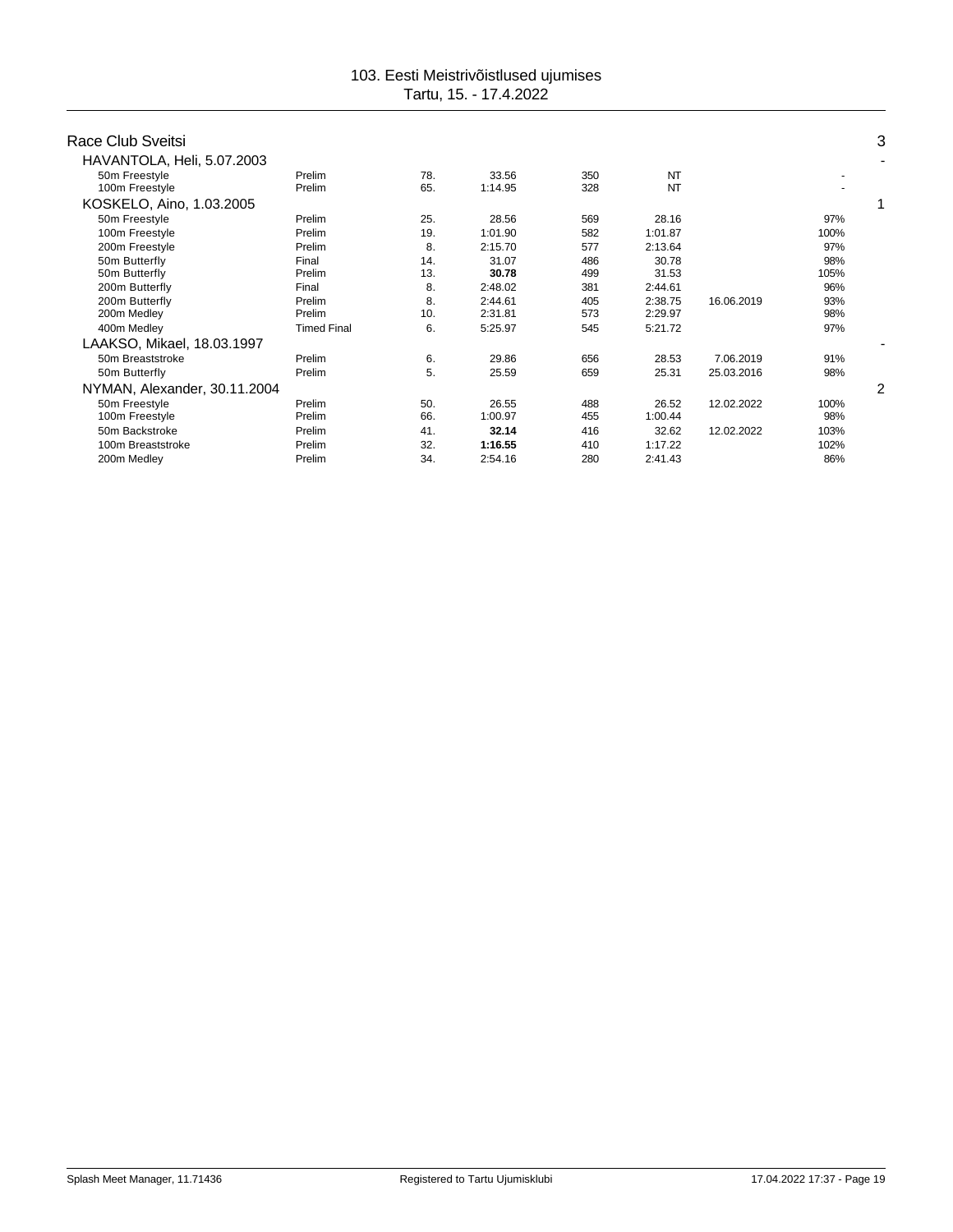## Race Club Sveitsi

3

| | | | | | | | | |
|---|---|---|---|---|---|---|---|---|
| **HAVANTOLA, Heli, 5.07.2003** | | | | | | | | - |
| 50m Freestyle | Prelim | 78. | 33.56 | 350 | NT | | - | |
| 100m Freestyle | Prelim | 65. | 1:14.95 | 328 | NT | | - | |
| **KOSKELO, Aino, 1.03.2005** | | | | | | | | 1 |
| 50m Freestyle | Prelim | 25. | 28.56 | 569 | 28.16 | | 97% | |
| 100m Freestyle | Prelim | 19. | 1:01.90 | 582 | 1:01.87 | | 100% | |
| 200m Freestyle | Prelim | 8. | 2:15.70 | 577 | 2:13.64 | | 97% | |
| 50m Butterfly | Final | 14. | 31.07 | 486 | 30.78 | | 98% | |
| 50m Butterfly | Prelim | 13. | **30.78** | 499 | 31.53 | | 105% | |
| 200m Butterfly | Final | 8. | 2:48.02 | 381 | 2:44.61 | | 96% | |
| 200m Butterfly | Prelim | 8. | 2:44.61 | 405 | 2:38.75 | 16.06.2019 | 93% | |
| 200m Medley | Prelim | 10. | 2:31.81 | 573 | 2:29.97 | | 98% | |
| 400m Medley | Timed Final | 6. | 5:25.97 | 545 | 5:21.72 | | 97% | |
| **LAAKSO, Mikael, 18.03.1997** | | | | | | | | - |
| 50m Breaststroke | Prelim | 6. | 29.86 | 656 | 28.53 | 7.06.2019 | 91% | |
| 50m Butterfly | Prelim | 5. | 25.59 | 659 | 25.31 | 25.03.2016 | 98% | |
| **NYMAN, Alexander, 30.11.2004** | | | | | | | | 2 |
| 50m Freestyle | Prelim | 50. | 26.55 | 488 | 26.52 | 12.02.2022 | 100% | |
| 100m Freestyle | Prelim | 66. | 1:00.97 | 455 | 1:00.44 | | 98% | |
| 50m Backstroke | Prelim | 41. | **32.14** | 416 | 32.62 | 12.02.2022 | 103% | |
| 100m Breaststroke | Prelim | 32. | **1:16.55** | 410 | 1:17.22 | | 102% | |
| 200m Medley | Prelim | 34. | 2:54.16 | 280 | 2:41.43 | | 86% | |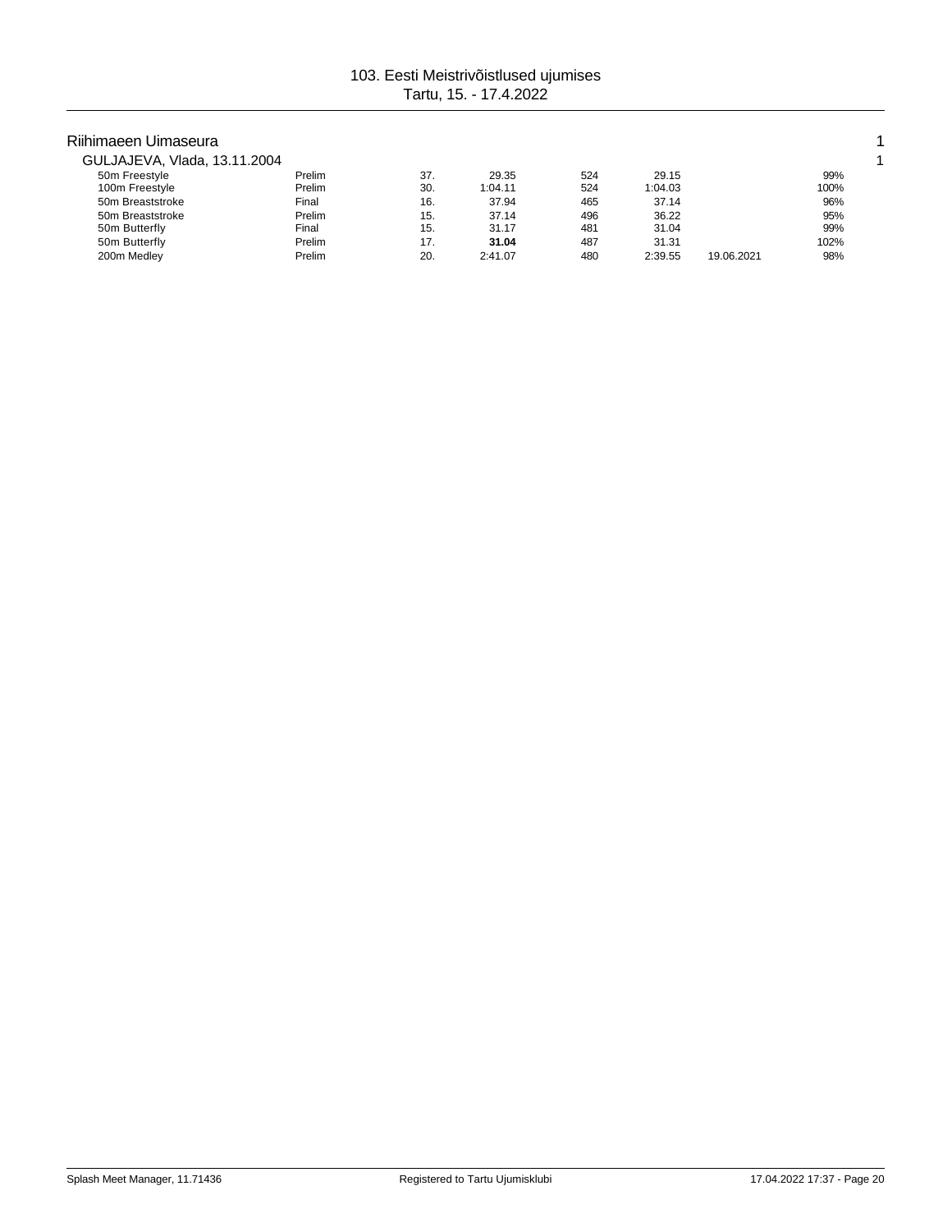# 103. Eesti Meistrivõistlused ujumises
Tartu, 15. - 17.4.2022

## Riihimaeen Uimaseura

1

### GULJAJEVA, Vlada, 13.11.2004

1

| Event | Round | Place | Time | Points | Entry time | Entry date | % |
|---|---|---|---|---|---|---|---|
| 50m Freestyle | Prelim | 37. | 29.35 | 524 | 29.15 | | 99% |
| 100m Freestyle | Prelim | 30. | 1:04.11 | 524 | 1:04.03 | | 100% |
| 50m Breaststroke | Final | 16. | 37.94 | 465 | 37.14 | | 96% |
| 50m Breaststroke | Prelim | 15. | 37.14 | 496 | 36.22 | | 95% |
| 50m Butterfly | Final | 15. | 31.17 | 481 | 31.04 | | 99% |
| 50m Butterfly | Prelim | 17. | **31.04** | 487 | 31.31 | | 102% |
| 200m Medley | Prelim | 20. | 2:41.07 | 480 | 2:39.55 | 19.06.2021 | 98% |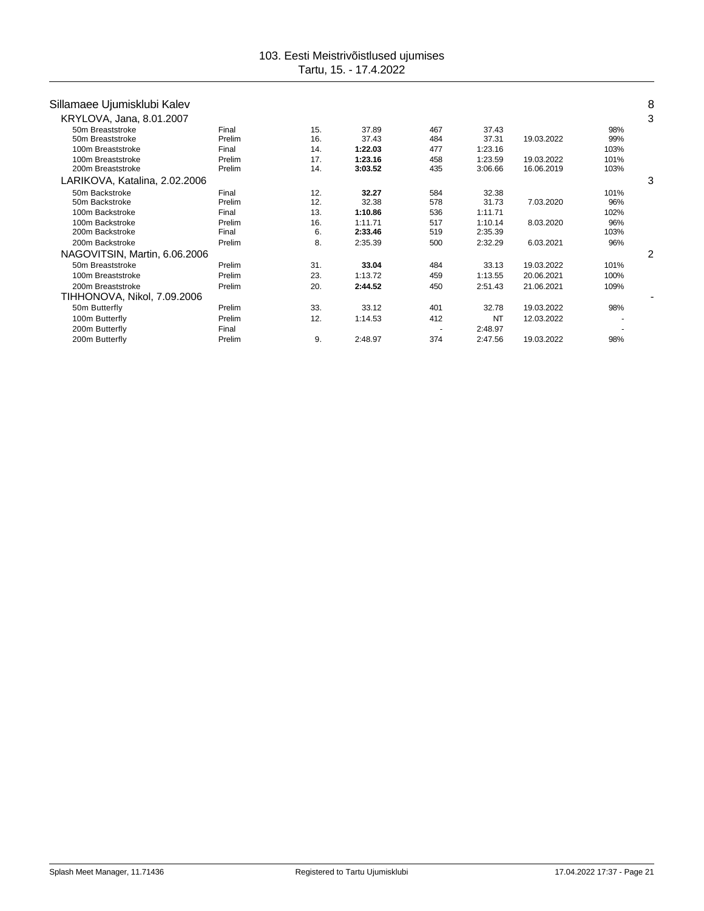## Sillamaee Ujumisklubi Kalev — 8

### KRYLOVA, Jana, 8.01.2007 — 3

| Event | Round | Place | Time | Points | Entry time | Date | % |
|---|---|---|---|---|---|---|---|
| 50m Breaststroke | Final | 15. | 37.89 | 467 | 37.43 | | 98% |
| 50m Breaststroke | Prelim | 16. | 37.43 | 484 | 37.31 | 19.03.2022 | 99% |
| 100m Breaststroke | Final | 14. | **1:22.03** | 477 | 1:23.16 | | 103% |
| 100m Breaststroke | Prelim | 17. | **1:23.16** | 458 | 1:23.59 | 19.03.2022 | 101% |
| 200m Breaststroke | Prelim | 14. | **3:03.52** | 435 | 3:06.66 | 16.06.2019 | 103% |

### LARIKOVA, Katalina, 2.02.2006 — 3

| Event | Round | Place | Time | Points | Entry time | Date | % |
|---|---|---|---|---|---|---|---|
| 50m Backstroke | Final | 12. | **32.27** | 584 | 32.38 | | 101% |
| 50m Backstroke | Prelim | 12. | 32.38 | 578 | 31.73 | 7.03.2020 | 96% |
| 100m Backstroke | Final | 13. | **1:10.86** | 536 | 1:11.71 | | 102% |
| 100m Backstroke | Prelim | 16. | 1:11.71 | 517 | 1:10.14 | 8.03.2020 | 96% |
| 200m Backstroke | Final | 6. | **2:33.46** | 519 | 2:35.39 | | 103% |
| 200m Backstroke | Prelim | 8. | 2:35.39 | 500 | 2:32.29 | 6.03.2021 | 96% |

### NAGOVITSIN, Martin, 6.06.2006 — 2

| Event | Round | Place | Time | Points | Entry time | Date | % |
|---|---|---|---|---|---|---|---|
| 50m Breaststroke | Prelim | 31. | **33.04** | 484 | 33.13 | 19.03.2022 | 101% |
| 100m Breaststroke | Prelim | 23. | 1:13.72 | 459 | 1:13.55 | 20.06.2021 | 100% |
| 200m Breaststroke | Prelim | 20. | **2:44.52** | 450 | 2:51.43 | 21.06.2021 | 109% |

### TIHHONOVA, Nikol, 7.09.2006 — -

| Event | Round | Place | Time | Points | Entry time | Date | % |
|---|---|---|---|---|---|---|---|
| 50m Butterfly | Prelim | 33. | 33.12 | 401 | 32.78 | 19.03.2022 | 98% |
| 100m Butterfly | Prelim | 12. | 1:14.53 | 412 | NT | 12.03.2022 | - |
| 200m Butterfly | Final | | | - | 2:48.97 | | - |
| 200m Butterfly | Prelim | 9. | 2:48.97 | 374 | 2:47.56 | 19.03.2022 | 98% |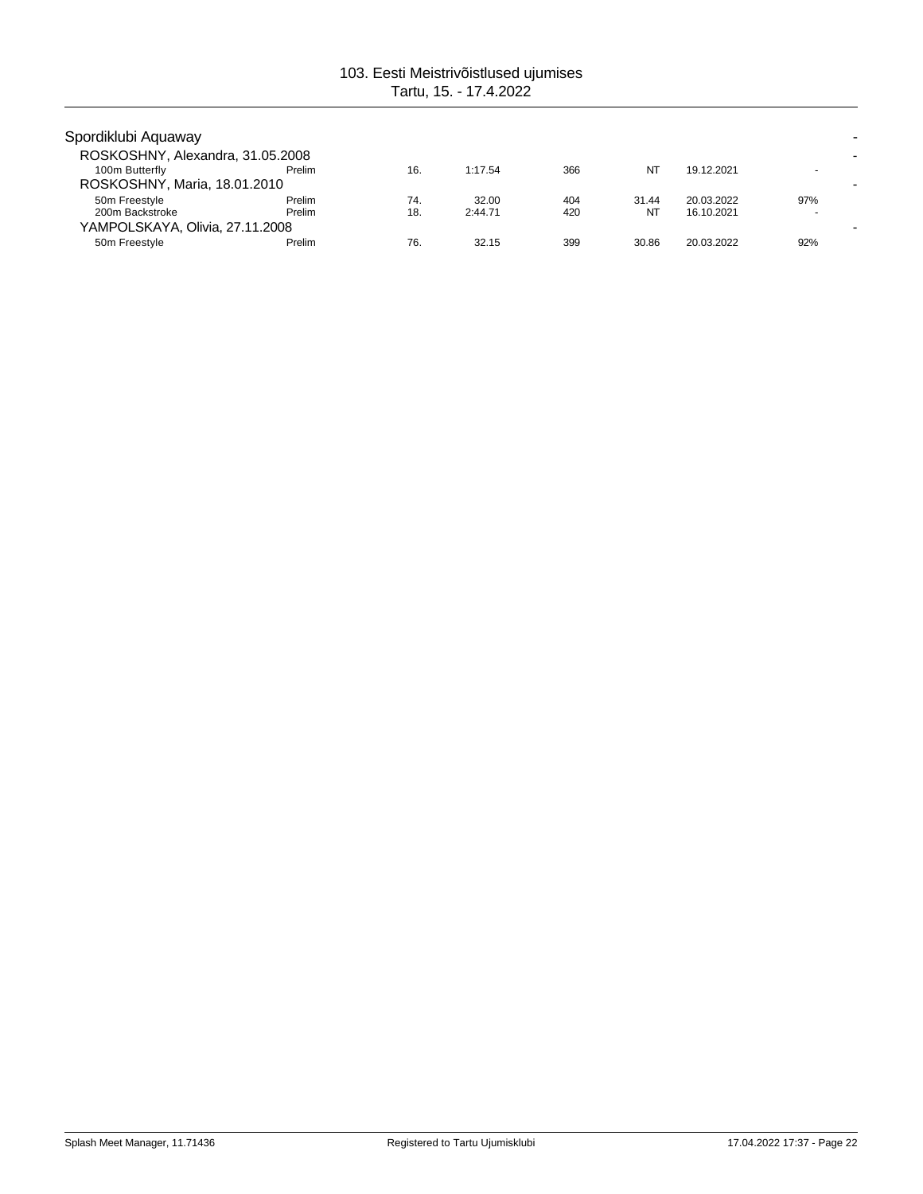## Spordiklubi Aquaway

| | | | | | | | | |
|---|---|---|---|---|---|---|---|---|
| **ROSKOSHNY, Alexandra, 31.05.2008** | | | | | | | | - |
| 100m Butterfly | Prelim | 16. | 1:17.54 | 366 | NT | 19.12.2021 | - | |
| **ROSKOSHNY, Maria, 18.01.2010** | | | | | | | | - |
| 50m Freestyle | Prelim | 74. | 32.00 | 404 | 31.44 | 20.03.2022 | 97% | |
| 200m Backstroke | Prelim | 18. | 2:44.71 | 420 | NT | 16.10.2021 | - | |
| **YAMPOLSKAYA, Olivia, 27.11.2008** | | | | | | | | - |
| 50m Freestyle | Prelim | 76. | 32.15 | 399 | 30.86 | 20.03.2022 | 92% | |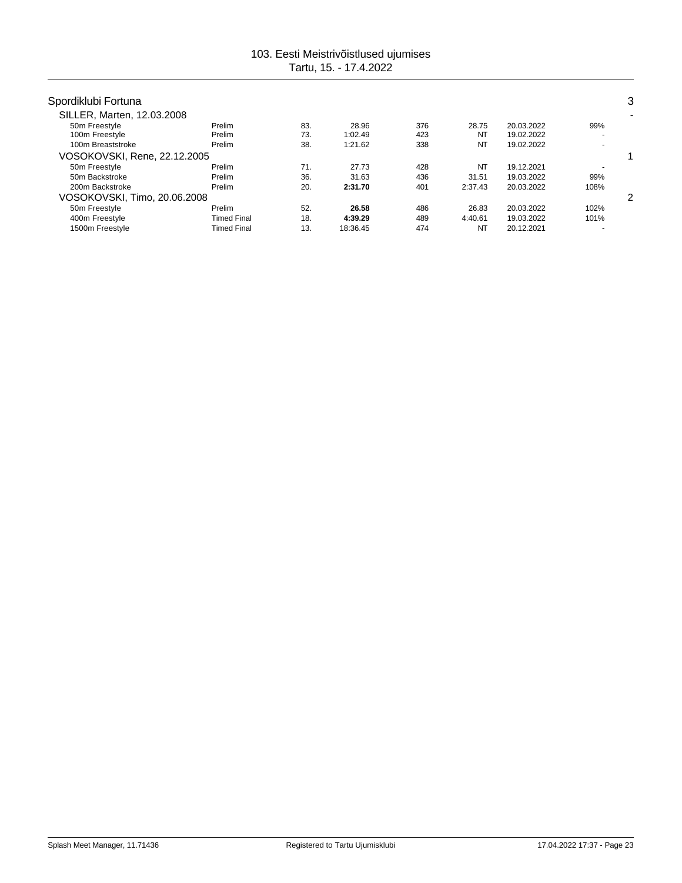103. Eesti Meistrivõistlused ujumises
Tartu, 15. - 17.4.2022

## Spordiklubi Fortuna 3

| | | | | | | | | |
|---|---|---|---|---|---|---|---|---|
| **SILLER, Marten, 12.03.2008** | | | | | | | | - |
| 50m Freestyle | Prelim | 83. | 28.96 | 376 | 28.75 | 20.03.2022 | 99% | |
| 100m Freestyle | Prelim | 73. | 1:02.49 | 423 | NT | 19.02.2022 | - | |
| 100m Breaststroke | Prelim | 38. | 1:21.62 | 338 | NT | 19.02.2022 | - | |
| **VOSOKOVSKI, Rene, 22.12.2005** | | | | | | | | 1 |
| 50m Freestyle | Prelim | 71. | 27.73 | 428 | NT | 19.12.2021 | - | |
| 50m Backstroke | Prelim | 36. | 31.63 | 436 | 31.51 | 19.03.2022 | 99% | |
| 200m Backstroke | Prelim | 20. | **2:31.70** | 401 | 2:37.43 | 20.03.2022 | 108% | |
| **VOSOKOVSKI, Timo, 20.06.2008** | | | | | | | | 2 |
| 50m Freestyle | Prelim | 52. | **26.58** | 486 | 26.83 | 20.03.2022 | 102% | |
| 400m Freestyle | Timed Final | 18. | **4:39.29** | 489 | 4:40.61 | 19.03.2022 | 101% | |
| 1500m Freestyle | Timed Final | 13. | 18:36.45 | 474 | NT | 20.12.2021 | - | |

Splash Meet Manager, 11.71436 Registered to Tartu Ujumisklubi 17.04.2022 17:37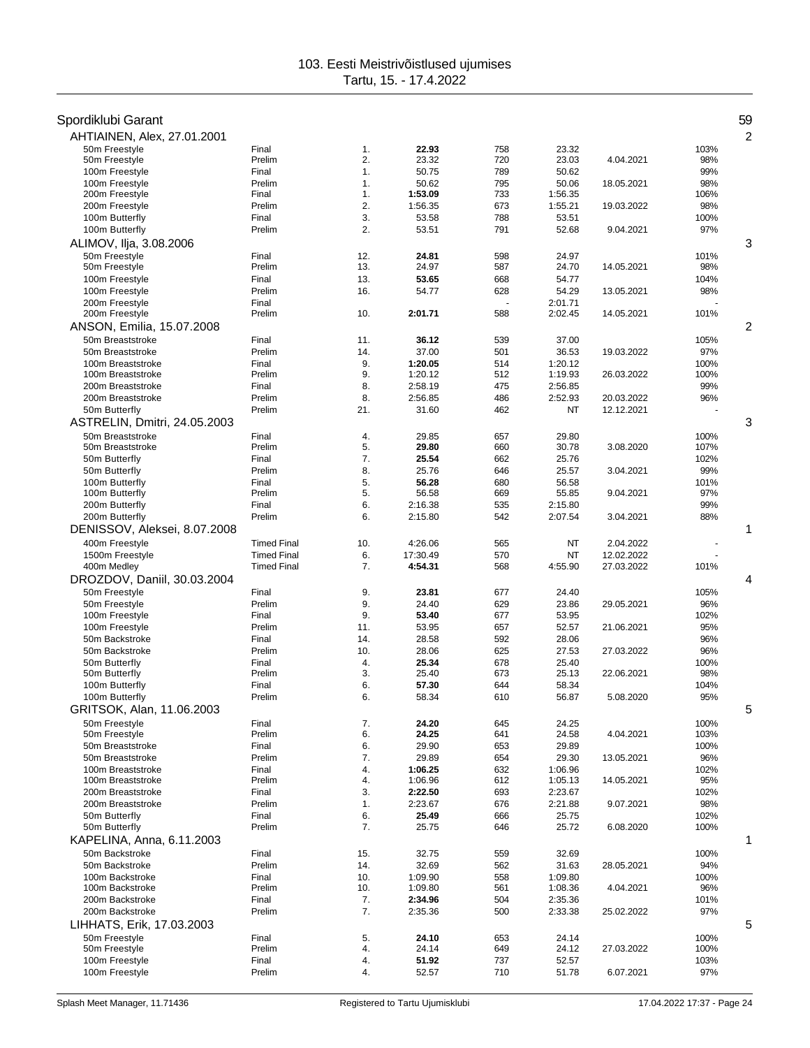# 103. Eesti Meistrivõistlused ujumises
Tartu, 15. - 17.4.2022

## Spordiklubi Garant — 59

### AHTIAINEN, Alex, 27.01.2001 — 2

| Event | Round | Place | Time | Points | Entry/Prev | Date | % |
|---|---|---|---|---|---|---|---|
| 50m Freestyle | Final | 1. | **22.93** | 758 | 23.32 | | 103% |
| 50m Freestyle | Prelim | 2. | 23.32 | 720 | 23.03 | 4.04.2021 | 98% |
| 100m Freestyle | Final | 1. | 50.75 | 789 | 50.62 | | 99% |
| 100m Freestyle | Prelim | 1. | 50.62 | 795 | 50.06 | 18.05.2021 | 98% |
| 200m Freestyle | Final | 1. | **1:53.09** | 733 | 1:56.35 | | 106% |
| 200m Freestyle | Prelim | 2. | 1:56.35 | 673 | 1:55.21 | 19.03.2022 | 98% |
| 100m Butterfly | Final | 3. | 53.58 | 788 | 53.51 | | 100% |
| 100m Butterfly | Prelim | 2. | 53.51 | 791 | 52.68 | 9.04.2021 | 97% |

### ALIMOV, Ilja, 3.08.2006 — 3

| Event | Round | Place | Time | Points | Entry/Prev | Date | % |
|---|---|---|---|---|---|---|---|
| 50m Freestyle | Final | 12. | **24.81** | 598 | 24.97 | | 101% |
| 50m Freestyle | Prelim | 13. | 24.97 | 587 | 24.70 | 14.05.2021 | 98% |
| 100m Freestyle | Final | 13. | **53.65** | 668 | 54.77 | | 104% |
| 100m Freestyle | Prelim | 16. | 54.77 | 628 | 54.29 | 13.05.2021 | 98% |
| 200m Freestyle | Final | | | - | 2:01.71 | | - |
| 200m Freestyle | Prelim | 10. | **2:01.71** | 588 | 2:02.45 | 14.05.2021 | 101% |

### ANSON, Emilia, 15.07.2008 — 2

| Event | Round | Place | Time | Points | Entry/Prev | Date | % |
|---|---|---|---|---|---|---|---|
| 50m Breaststroke | Final | 11. | **36.12** | 539 | 37.00 | | 105% |
| 50m Breaststroke | Prelim | 14. | 37.00 | 501 | 36.53 | 19.03.2022 | 97% |
| 100m Breaststroke | Final | 9. | **1:20.05** | 514 | 1:20.12 | | 100% |
| 100m Breaststroke | Prelim | 9. | 1:20.12 | 512 | 1:19.93 | 26.03.2022 | 100% |
| 200m Breaststroke | Final | 8. | 2:58.19 | 475 | 2:56.85 | | 99% |
| 200m Breaststroke | Prelim | 8. | 2:56.85 | 486 | 2:52.93 | 20.03.2022 | 96% |
| 50m Butterfly | Prelim | 21. | 31.60 | 462 | NT | 12.12.2021 | - |

### ASTRELIN, Dmitri, 24.05.2003 — 3

| Event | Round | Place | Time | Points | Entry/Prev | Date | % |
|---|---|---|---|---|---|---|---|
| 50m Breaststroke | Final | 4. | 29.85 | 657 | 29.80 | | 100% |
| 50m Breaststroke | Prelim | 5. | **29.80** | 660 | 30.78 | 3.08.2020 | 107% |
| 50m Butterfly | Final | 7. | **25.54** | 662 | 25.76 | | 102% |
| 50m Butterfly | Prelim | 8. | 25.76 | 646 | 25.57 | 3.04.2021 | 99% |
| 100m Butterfly | Final | 5. | **56.28** | 680 | 56.58 | | 101% |
| 100m Butterfly | Prelim | 5. | 56.58 | 669 | 55.85 | 9.04.2021 | 97% |
| 200m Butterfly | Final | 6. | 2:16.38 | 535 | 2:15.80 | | 99% |
| 200m Butterfly | Prelim | 6. | 2:15.80 | 542 | 2:07.54 | 3.04.2021 | 88% |

### DENISSOV, Aleksei, 8.07.2008 — 1

| Event | Round | Place | Time | Points | Entry/Prev | Date | % |
|---|---|---|---|---|---|---|---|
| 400m Freestyle | Timed Final | 10. | 4:26.06 | 565 | NT | 2.04.2022 | - |
| 1500m Freestyle | Timed Final | 6. | 17:30.49 | 570 | NT | 12.02.2022 | - |
| 400m Medley | Timed Final | 7. | **4:54.31** | 568 | 4:55.90 | 27.03.2022 | 101% |

### DROZDOV, Daniil, 30.03.2004 — 4

| Event | Round | Place | Time | Points | Entry/Prev | Date | % |
|---|---|---|---|---|---|---|---|
| 50m Freestyle | Final | 9. | **23.81** | 677 | 24.40 | | 105% |
| 50m Freestyle | Prelim | 9. | 24.40 | 629 | 23.86 | 29.05.2021 | 96% |
| 100m Freestyle | Final | 9. | **53.40** | 677 | 53.95 | | 102% |
| 100m Freestyle | Prelim | 11. | 53.95 | 657 | 52.57 | 21.06.2021 | 95% |
| 50m Backstroke | Final | 14. | 28.58 | 592 | 28.06 | | 96% |
| 50m Backstroke | Prelim | 10. | 28.06 | 625 | 27.53 | 27.03.2022 | 96% |
| 50m Butterfly | Final | 4. | **25.34** | 678 | 25.40 | | 100% |
| 50m Butterfly | Prelim | 3. | 25.40 | 673 | 25.13 | 22.06.2021 | 98% |
| 100m Butterfly | Final | 6. | **57.30** | 644 | 58.34 | | 104% |
| 100m Butterfly | Prelim | 6. | 58.34 | 610 | 56.87 | 5.08.2020 | 95% |

### GRITSOK, Alan, 11.06.2003 — 5

| Event | Round | Place | Time | Points | Entry/Prev | Date | % |
|---|---|---|---|---|---|---|---|
| 50m Freestyle | Final | 7. | **24.20** | 645 | 24.25 | | 100% |
| 50m Freestyle | Prelim | 6. | **24.25** | 641 | 24.58 | 4.04.2021 | 103% |
| 50m Breaststroke | Final | 6. | 29.90 | 653 | 29.89 | | 100% |
| 50m Breaststroke | Prelim | 7. | 29.89 | 654 | 29.30 | 13.05.2021 | 96% |
| 100m Breaststroke | Final | 4. | **1:06.25** | 632 | 1:06.96 | | 102% |
| 100m Breaststroke | Prelim | 4. | 1:06.96 | 612 | 1:05.13 | 14.05.2021 | 95% |
| 200m Breaststroke | Final | 3. | **2:22.50** | 693 | 2:23.67 | | 102% |
| 200m Breaststroke | Prelim | 1. | 2:23.67 | 676 | 2:21.88 | 9.07.2021 | 98% |
| 50m Butterfly | Final | 6. | **25.49** | 666 | 25.75 | | 102% |
| 50m Butterfly | Prelim | 7. | 25.75 | 646 | 25.72 | 6.08.2020 | 100% |

### KAPELINA, Anna, 6.11.2003 — 1

| Event | Round | Place | Time | Points | Entry/Prev | Date | % |
|---|---|---|---|---|---|---|---|
| 50m Backstroke | Final | 15. | 32.75 | 559 | 32.69 | | 100% |
| 50m Backstroke | Prelim | 14. | 32.69 | 562 | 31.63 | 28.05.2021 | 94% |
| 100m Backstroke | Final | 10. | 1:09.90 | 558 | 1:09.80 | | 100% |
| 100m Backstroke | Prelim | 10. | 1:09.80 | 561 | 1:08.36 | 4.04.2021 | 96% |
| 200m Backstroke | Final | 7. | **2:34.96** | 504 | 2:35.36 | | 101% |
| 200m Backstroke | Prelim | 7. | 2:35.36 | 500 | 2:33.38 | 25.02.2022 | 97% |

### LIHHATS, Erik, 17.03.2003 — 5

| Event | Round | Place | Time | Points | Entry/Prev | Date | % |
|---|---|---|---|---|---|---|---|
| 50m Freestyle | Final | 5. | **24.10** | 653 | 24.14 | | 100% |
| 50m Freestyle | Prelim | 4. | 24.14 | 649 | 24.12 | 27.03.2022 | 100% |
| 100m Freestyle | Final | 4. | **51.92** | 737 | 52.57 | | 103% |
| 100m Freestyle | Prelim | 4. | 52.57 | 710 | 51.78 | 6.07.2021 | 97% |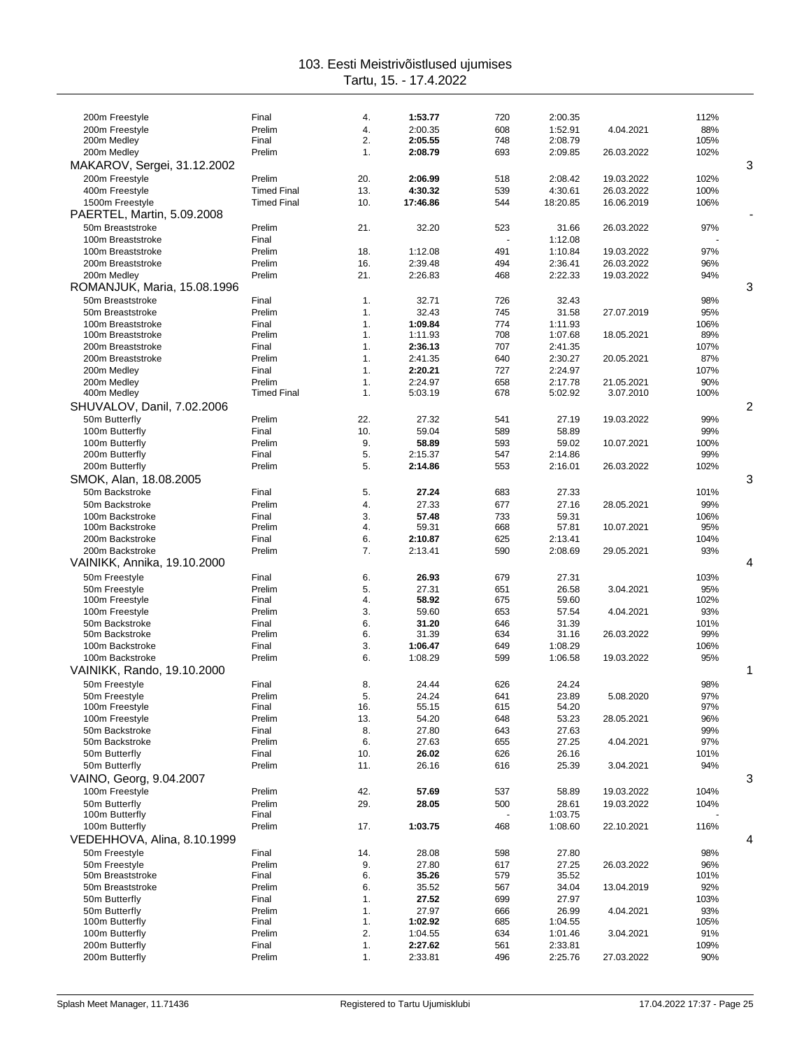| Event | Round | Place | Time | Points | Entry/Prelim | Date | % | |
|---|---|---|---|---|---|---|---|---|
| 200m Freestyle | Final | 4. | **1:53.77** | 720 | 2:00.35 | | 112% | |
| 200m Freestyle | Prelim | 4. | 2:00.35 | 608 | 1:52.91 | 4.04.2021 | 88% | |
| 200m Medley | Final | 2. | **2:05.55** | 748 | 2:08.79 | | 105% | |
| 200m Medley | Prelim | 1. | **2:08.79** | 693 | 2:09.85 | 26.03.2022 | 102% | |
| **MAKAROV, Sergei, 31.12.2002** | | | | | | | | 3 |
| 200m Freestyle | Prelim | 20. | **2:06.99** | 518 | 2:08.42 | 19.03.2022 | 102% | |
| 400m Freestyle | Timed Final | 13. | **4:30.32** | 539 | 4:30.61 | 26.03.2022 | 100% | |
| 1500m Freestyle | Timed Final | 10. | **17:46.86** | 544 | 18:20.85 | 16.06.2019 | 106% | |
| **PAERTEL, Martin, 5.09.2008** | | | | | | | | - |
| 50m Breaststroke | Prelim | 21. | 32.20 | 523 | 31.66 | 26.03.2022 | 97% | |
| 100m Breaststroke | Final | | | - | 1:12.08 | | - | |
| 100m Breaststroke | Prelim | 18. | 1:12.08 | 491 | 1:10.84 | 19.03.2022 | 97% | |
| 200m Breaststroke | Prelim | 16. | 2:39.48 | 494 | 2:36.41 | 26.03.2022 | 96% | |
| 200m Medley | Prelim | 21. | 2:26.83 | 468 | 2:22.33 | 19.03.2022 | 94% | |
| **ROMANJUK, Maria, 15.08.1996** | | | | | | | | 3 |
| 50m Breaststroke | Final | 1. | 32.71 | 726 | 32.43 | | 98% | |
| 50m Breaststroke | Prelim | 1. | 32.43 | 745 | 31.58 | 27.07.2019 | 95% | |
| 100m Breaststroke | Final | 1. | **1:09.84** | 774 | 1:11.93 | | 106% | |
| 100m Breaststroke | Prelim | 1. | 1:11.93 | 708 | 1:07.68 | 18.05.2021 | 89% | |
| 200m Breaststroke | Final | 1. | **2:36.13** | 707 | 2:41.35 | | 107% | |
| 200m Breaststroke | Prelim | 1. | 2:41.35 | 640 | 2:30.27 | 20.05.2021 | 87% | |
| 200m Medley | Final | 1. | **2:20.21** | 727 | 2:24.97 | | 107% | |
| 200m Medley | Prelim | 1. | 2:24.97 | 658 | 2:17.78 | 21.05.2021 | 90% | |
| 400m Medley | Timed Final | 1. | 5:03.19 | 678 | 5:02.92 | 3.07.2010 | 100% | |
| **SHUVALOV, Danil, 7.02.2006** | | | | | | | | 2 |
| 50m Butterfly | Prelim | 22. | 27.32 | 541 | 27.19 | 19.03.2022 | 99% | |
| 100m Butterfly | Final | 10. | 59.04 | 589 | 58.89 | | 99% | |
| 100m Butterfly | Prelim | 9. | **58.89** | 593 | 59.02 | 10.07.2021 | 100% | |
| 200m Butterfly | Final | 5. | 2:15.37 | 547 | 2:14.86 | | 99% | |
| 200m Butterfly | Prelim | 5. | **2:14.86** | 553 | 2:16.01 | 26.03.2022 | 102% | |
| **SMOK, Alan, 18.08.2005** | | | | | | | | 3 |
| 50m Backstroke | Final | 5. | **27.24** | 683 | 27.33 | | 101% | |
| 50m Backstroke | Prelim | 4. | 27.33 | 677 | 27.16 | 28.05.2021 | 99% | |
| 100m Backstroke | Final | 3. | **57.48** | 733 | 59.31 | | 106% | |
| 100m Backstroke | Prelim | 4. | 59.31 | 668 | 57.81 | 10.07.2021 | 95% | |
| 200m Backstroke | Final | 6. | **2:10.87** | 625 | 2:13.41 | | 104% | |
| 200m Backstroke | Prelim | 7. | 2:13.41 | 590 | 2:08.69 | 29.05.2021 | 93% | |
| **VAINIKK, Annika, 19.10.2000** | | | | | | | | 4 |
| 50m Freestyle | Final | 6. | **26.93** | 679 | 27.31 | | 103% | |
| 50m Freestyle | Prelim | 5. | 27.31 | 651 | 26.58 | 3.04.2021 | 95% | |
| 100m Freestyle | Final | 4. | **58.92** | 675 | 59.60 | | 102% | |
| 100m Freestyle | Prelim | 3. | 59.60 | 653 | 57.54 | 4.04.2021 | 93% | |
| 50m Backstroke | Final | 6. | **31.20** | 646 | 31.39 | | 101% | |
| 50m Backstroke | Prelim | 6. | 31.39 | 634 | 31.16 | 26.03.2022 | 99% | |
| 100m Backstroke | Final | 3. | **1:06.47** | 649 | 1:08.29 | | 106% | |
| 100m Backstroke | Prelim | 6. | 1:08.29 | 599 | 1:06.58 | 19.03.2022 | 95% | |
| **VAINIKK, Rando, 19.10.2000** | | | | | | | | 1 |
| 50m Freestyle | Final | 8. | 24.44 | 626 | 24.24 | | 98% | |
| 50m Freestyle | Prelim | 5. | 24.24 | 641 | 23.89 | 5.08.2020 | 97% | |
| 100m Freestyle | Final | 16. | 55.15 | 615 | 54.20 | | 97% | |
| 100m Freestyle | Prelim | 13. | 54.20 | 648 | 53.23 | 28.05.2021 | 96% | |
| 50m Backstroke | Final | 8. | 27.80 | 643 | 27.63 | | 99% | |
| 50m Backstroke | Prelim | 6. | 27.63 | 655 | 27.25 | 4.04.2021 | 97% | |
| 50m Butterfly | Final | 10. | **26.02** | 626 | 26.16 | | 101% | |
| 50m Butterfly | Prelim | 11. | 26.16 | 616 | 25.39 | 3.04.2021 | 94% | |
| **VAINO, Georg, 9.04.2007** | | | | | | | | 3 |
| 100m Freestyle | Prelim | 42. | **57.69** | 537 | 58.89 | 19.03.2022 | 104% | |
| 50m Butterfly | Prelim | 29. | **28.05** | 500 | 28.61 | 19.03.2022 | 104% | |
| 100m Butterfly | Final | | | - | 1:03.75 | | - | |
| 100m Butterfly | Prelim | 17. | **1:03.75** | 468 | 1:08.60 | 22.10.2021 | 116% | |
| **VEDEHHOVA, Alina, 8.10.1999** | | | | | | | | 4 |
| 50m Freestyle | Final | 14. | 28.08 | 598 | 27.80 | | 98% | |
| 50m Freestyle | Prelim | 9. | 27.80 | 617 | 27.25 | 26.03.2022 | 96% | |
| 50m Breaststroke | Final | 6. | **35.26** | 579 | 35.52 | | 101% | |
| 50m Breaststroke | Prelim | 6. | 35.52 | 567 | 34.04 | 13.04.2019 | 92% | |
| 50m Butterfly | Final | 1. | **27.52** | 699 | 27.97 | | 103% | |
| 50m Butterfly | Prelim | 1. | 27.97 | 666 | 26.99 | 4.04.2021 | 93% | |
| 100m Butterfly | Final | 1. | **1:02.92** | 685 | 1:04.55 | | 105% | |
| 100m Butterfly | Prelim | 2. | 1:04.55 | 634 | 1:01.46 | 3.04.2021 | 91% | |
| 200m Butterfly | Final | 1. | **2:27.62** | 561 | 2:33.81 | | 109% | |
| 200m Butterfly | Prelim | 1. | 2:33.81 | 496 | 2:25.76 | 27.03.2022 | 90% | |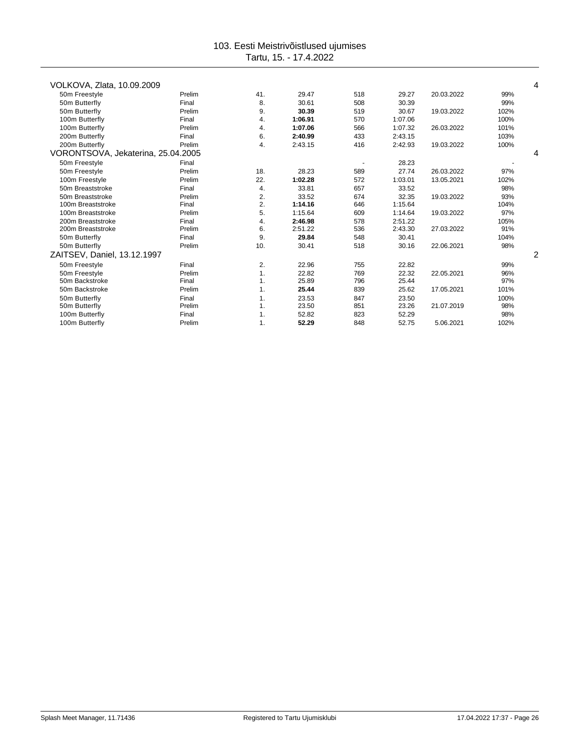| Athlete / Event | Round | Place | Time | Points | Entry time | Entry date | % | Starts |
|---|---|---|---|---|---|---|---|---|
| VOLKOVA, Zlata, 10.09.2009 | | | | | | | | 4 |
| 50m Freestyle | Prelim | 41. | 29.47 | 518 | 29.27 | 20.03.2022 | 99% | |
| 50m Butterfly | Final | 8. | 30.61 | 508 | 30.39 | | 99% | |
| 50m Butterfly | Prelim | 9. | **30.39** | 519 | 30.67 | 19.03.2022 | 102% | |
| 100m Butterfly | Final | 4. | **1:06.91** | 570 | 1:07.06 | | 100% | |
| 100m Butterfly | Prelim | 4. | **1:07.06** | 566 | 1:07.32 | 26.03.2022 | 101% | |
| 200m Butterfly | Final | 6. | **2:40.99** | 433 | 2:43.15 | | 103% | |
| 200m Butterfly | Prelim | 4. | 2:43.15 | 416 | 2:42.93 | 19.03.2022 | 100% | |
| VORONTSOVA, Jekaterina, 25.04.2005 | | | | | | | | 4 |
| 50m Freestyle | Final | | | - | 28.23 | | - | |
| 50m Freestyle | Prelim | 18. | 28.23 | 589 | 27.74 | 26.03.2022 | 97% | |
| 100m Freestyle | Prelim | 22. | **1:02.28** | 572 | 1:03.01 | 13.05.2021 | 102% | |
| 50m Breaststroke | Final | 4. | 33.81 | 657 | 33.52 | | 98% | |
| 50m Breaststroke | Prelim | 2. | 33.52 | 674 | 32.35 | 19.03.2022 | 93% | |
| 100m Breaststroke | Final | 2. | **1:14.16** | 646 | 1:15.64 | | 104% | |
| 100m Breaststroke | Prelim | 5. | 1:15.64 | 609 | 1:14.64 | 19.03.2022 | 97% | |
| 200m Breaststroke | Final | 4. | **2:46.98** | 578 | 2:51.22 | | 105% | |
| 200m Breaststroke | Prelim | 6. | 2:51.22 | 536 | 2:43.30 | 27.03.2022 | 91% | |
| 50m Butterfly | Final | 9. | **29.84** | 548 | 30.41 | | 104% | |
| 50m Butterfly | Prelim | 10. | 30.41 | 518 | 30.16 | 22.06.2021 | 98% | |
| ZAITSEV, Daniel, 13.12.1997 | | | | | | | | 2 |
| 50m Freestyle | Final | 2. | 22.96 | 755 | 22.82 | | 99% | |
| 50m Freestyle | Prelim | 1. | 22.82 | 769 | 22.32 | 22.05.2021 | 96% | |
| 50m Backstroke | Final | 1. | 25.89 | 796 | 25.44 | | 97% | |
| 50m Backstroke | Prelim | 1. | **25.44** | 839 | 25.62 | 17.05.2021 | 101% | |
| 50m Butterfly | Final | 1. | 23.53 | 847 | 23.50 | | 100% | |
| 50m Butterfly | Prelim | 1. | 23.50 | 851 | 23.26 | 21.07.2019 | 98% | |
| 100m Butterfly | Final | 1. | 52.82 | 823 | 52.29 | | 98% | |
| 100m Butterfly | Prelim | 1. | **52.29** | 848 | 52.75 | 5.06.2021 | 102% | |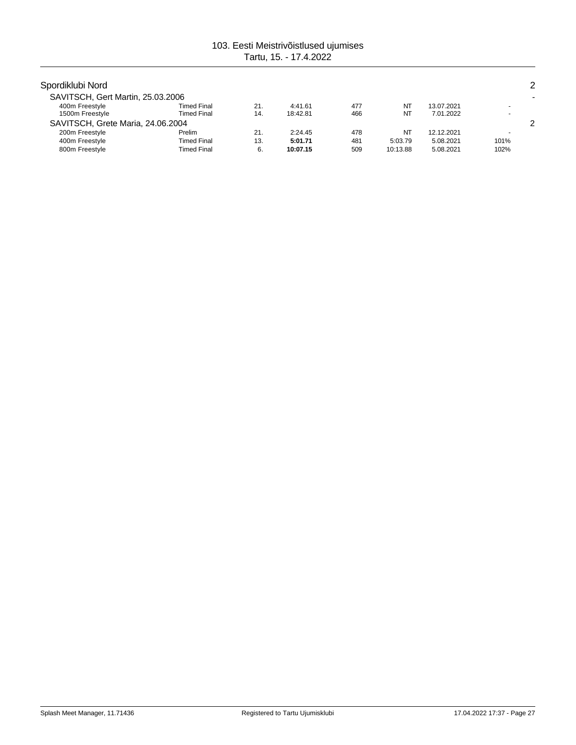103. Eesti Meistrivõistlused ujumises
Tartu, 15. - 17.4.2022

## Spordiklubi Nord — 2

### SAVITSCH, Gert Martin, 25.03.2006 — -

| Event | Round | Place | Time | Points | Entry time | Entry date | % |
|---|---|---|---|---|---|---|---|
| 400m Freestyle | Timed Final | 21. | 4:41.61 | 477 | NT | 13.07.2021 | - |
| 1500m Freestyle | Timed Final | 14. | 18:42.81 | 466 | NT | 7.01.2022 | - |

### SAVITSCH, Grete Maria, 24.06.2004 — 2

| Event | Round | Place | Time | Points | Entry time | Entry date | % |
|---|---|---|---|---|---|---|---|
| 200m Freestyle | Prelim | 21. | 2:24.45 | 478 | NT | 12.12.2021 | - |
| 400m Freestyle | Timed Final | 13. | **5:01.71** | 481 | 5:03.79 | 5.08.2021 | 101% |
| 800m Freestyle | Timed Final | 6. | **10:07.15** | 509 | 10:13.88 | 5.08.2021 | 102% |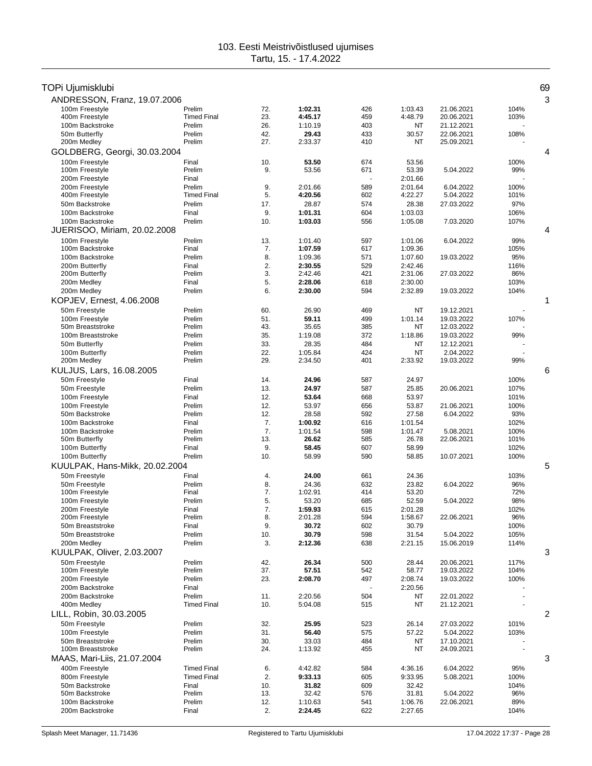# 103. Eesti Meistrivõistlused ujumises

Tartu, 15. - 17.4.2022

## TOPi Ujumisklubi — 69

### ANDRESSON, Franz, 19.07.2006 — 3

| Event | Round | Place | Time | Points | Entry time | Entry date | % |
|---|---|---|---|---|---|---|---|
| 100m Freestyle | Prelim | 72. | **1:02.31** | 426 | 1:03.43 | 21.06.2021 | 104% |
| 400m Freestyle | Timed Final | 23. | **4:45.17** | 459 | 4:48.79 | 20.06.2021 | 103% |
| 100m Backstroke | Prelim | 26. | 1:10.19 | 403 | NT | 21.12.2021 | - |
| 50m Butterfly | Prelim | 42. | **29.43** | 433 | 30.57 | 22.06.2021 | 108% |
| 200m Medley | Prelim | 27. | 2:33.37 | 410 | NT | 25.09.2021 | - |

### GOLDBERG, Georgi, 30.03.2004 — 4

| Event | Round | Place | Time | Points | Entry time | Entry date | % |
|---|---|---|---|---|---|---|---|
| 100m Freestyle | Final | 10. | **53.50** | 674 | 53.56 | | 100% |
| 100m Freestyle | Prelim | 9. | 53.56 | 671 | 53.39 | 5.04.2022 | 99% |
| 200m Freestyle | Final | | | - | 2:01.66 | | - |
| 200m Freestyle | Prelim | 9. | 2:01.66 | 589 | 2:01.64 | 6.04.2022 | 100% |
| 400m Freestyle | Timed Final | 5. | **4:20.56** | 602 | 4:22.27 | 5.04.2022 | 101% |
| 50m Backstroke | Prelim | 17. | 28.87 | 574 | 28.38 | 27.03.2022 | 97% |
| 100m Backstroke | Final | 9. | **1:01.31** | 604 | 1:03.03 | | 106% |
| 100m Backstroke | Prelim | 10. | **1:03.03** | 556 | 1:05.08 | 7.03.2020 | 107% |

### JUERISOO, Miriam, 20.02.2008 — 4

| Event | Round | Place | Time | Points | Entry time | Entry date | % |
|---|---|---|---|---|---|---|---|
| 100m Freestyle | Prelim | 13. | 1:01.40 | 597 | 1:01.06 | 6.04.2022 | 99% |
| 100m Backstroke | Final | 7. | **1:07.59** | 617 | 1:09.36 | | 105% |
| 100m Backstroke | Prelim | 8. | 1:09.36 | 571 | 1:07.60 | 19.03.2022 | 95% |
| 200m Butterfly | Final | 2. | **2:30.55** | 529 | 2:42.46 | | 116% |
| 200m Butterfly | Prelim | 3. | 2:42.46 | 421 | 2:31.06 | 27.03.2022 | 86% |
| 200m Medley | Final | 5. | **2:28.06** | 618 | 2:30.00 | | 103% |
| 200m Medley | Prelim | 6. | **2:30.00** | 594 | 2:32.89 | 19.03.2022 | 104% |

### KOPJEV, Ernest, 4.06.2008 — 1

| Event | Round | Place | Time | Points | Entry time | Entry date | % |
|---|---|---|---|---|---|---|---|
| 50m Freestyle | Prelim | 60. | 26.90 | 469 | NT | 19.12.2021 | - |
| 100m Freestyle | Prelim | 51. | **59.11** | 499 | 1:01.14 | 19.03.2022 | 107% |
| 50m Breaststroke | Prelim | 43. | 35.65 | 385 | NT | 12.03.2022 | - |
| 100m Breaststroke | Prelim | 35. | 1:19.08 | 372 | 1:18.86 | 19.03.2022 | 99% |
| 50m Butterfly | Prelim | 33. | 28.35 | 484 | NT | 12.12.2021 | - |
| 100m Butterfly | Prelim | 22. | 1:05.84 | 424 | NT | 2.04.2022 | - |
| 200m Medley | Prelim | 29. | 2:34.50 | 401 | 2:33.92 | 19.03.2022 | 99% |

### KULJUS, Lars, 16.08.2005 — 6

| Event | Round | Place | Time | Points | Entry time | Entry date | % |
|---|---|---|---|---|---|---|---|
| 50m Freestyle | Final | 14. | **24.96** | 587 | 24.97 | | 100% |
| 50m Freestyle | Prelim | 13. | **24.97** | 587 | 25.85 | 20.06.2021 | 107% |
| 100m Freestyle | Final | 12. | **53.64** | 668 | 53.97 | | 101% |
| 100m Freestyle | Prelim | 12. | 53.97 | 656 | 53.87 | 21.06.2021 | 100% |
| 50m Backstroke | Prelim | 12. | 28.58 | 592 | 27.58 | 6.04.2022 | 93% |
| 100m Backstroke | Final | 7. | **1:00.92** | 616 | 1:01.54 | | 102% |
| 100m Backstroke | Prelim | 7. | 1:01.54 | 598 | 1:01.47 | 5.08.2021 | 100% |
| 50m Butterfly | Prelim | 13. | **26.62** | 585 | 26.78 | 22.06.2021 | 101% |
| 100m Butterfly | Final | 9. | **58.45** | 607 | 58.99 | | 102% |
| 100m Butterfly | Prelim | 10. | 58.99 | 590 | 58.85 | 10.07.2021 | 100% |

### KUULPAK, Hans-Mikk, 20.02.2004 — 5

| Event | Round | Place | Time | Points | Entry time | Entry date | % |
|---|---|---|---|---|---|---|---|
| 50m Freestyle | Final | 4. | **24.00** | 661 | 24.36 | | 103% |
| 50m Freestyle | Prelim | 8. | 24.36 | 632 | 23.82 | 6.04.2022 | 96% |
| 100m Freestyle | Final | 7. | 1:02.91 | 414 | 53.20 | | 72% |
| 100m Freestyle | Prelim | 5. | 53.20 | 685 | 52.59 | 5.04.2022 | 98% |
| 200m Freestyle | Final | 7. | **1:59.93** | 615 | 2:01.28 | | 102% |
| 200m Freestyle | Prelim | 8. | 2:01.28 | 594 | 1:58.67 | 22.06.2021 | 96% |
| 50m Breaststroke | Final | 9. | **30.72** | 602 | 30.79 | | 100% |
| 50m Breaststroke | Prelim | 10. | **30.79** | 598 | 31.54 | 5.04.2022 | 105% |
| 200m Medley | Prelim | 3. | **2:12.36** | 638 | 2:21.15 | 15.06.2019 | 114% |

### KUULPAK, Oliver, 2.03.2007 — 3

| Event | Round | Place | Time | Points | Entry time | Entry date | % |
|---|---|---|---|---|---|---|---|
| 50m Freestyle | Prelim | 42. | **26.34** | 500 | 28.44 | 20.06.2021 | 117% |
| 100m Freestyle | Prelim | 37. | **57.51** | 542 | 58.77 | 19.03.2022 | 104% |
| 200m Freestyle | Prelim | 23. | **2:08.70** | 497 | 2:08.74 | 19.03.2022 | 100% |
| 200m Backstroke | Final | | | - | 2:20.56 | | - |
| 200m Backstroke | Prelim | 11. | 2:20.56 | 504 | NT | 22.01.2022 | - |
| 400m Medley | Timed Final | 10. | 5:04.08 | 515 | NT | 21.12.2021 | - |

### LILL, Robin, 30.03.2005 — 2

| Event | Round | Place | Time | Points | Entry time | Entry date | % |
|---|---|---|---|---|---|---|---|
| 50m Freestyle | Prelim | 32. | **25.95** | 523 | 26.14 | 27.03.2022 | 101% |
| 100m Freestyle | Prelim | 31. | **56.40** | 575 | 57.22 | 5.04.2022 | 103% |
| 50m Breaststroke | Prelim | 30. | 33.03 | 484 | NT | 17.10.2021 | - |
| 100m Breaststroke | Prelim | 24. | 1:13.92 | 455 | NT | 24.09.2021 | - |

### MAAS, Mari-Liis, 21.07.2004 — 3

| Event | Round | Place | Time | Points | Entry time | Entry date | % |
|---|---|---|---|---|---|---|---|
| 400m Freestyle | Timed Final | 6. | 4:42.82 | 584 | 4:36.16 | 6.04.2022 | 95% |
| 800m Freestyle | Timed Final | 2. | **9:33.13** | 605 | 9:33.95 | 5.08.2021 | 100% |
| 50m Backstroke | Final | 10. | **31.82** | 609 | 32.42 | | 104% |
| 50m Backstroke | Prelim | 13. | 32.42 | 576 | 31.81 | 5.04.2022 | 96% |
| 100m Backstroke | Prelim | 12. | 1:10.63 | 541 | 1:06.76 | 22.06.2021 | 89% |
| 200m Backstroke | Final | 2. | **2:24.45** | 622 | 2:27.65 | | 104% |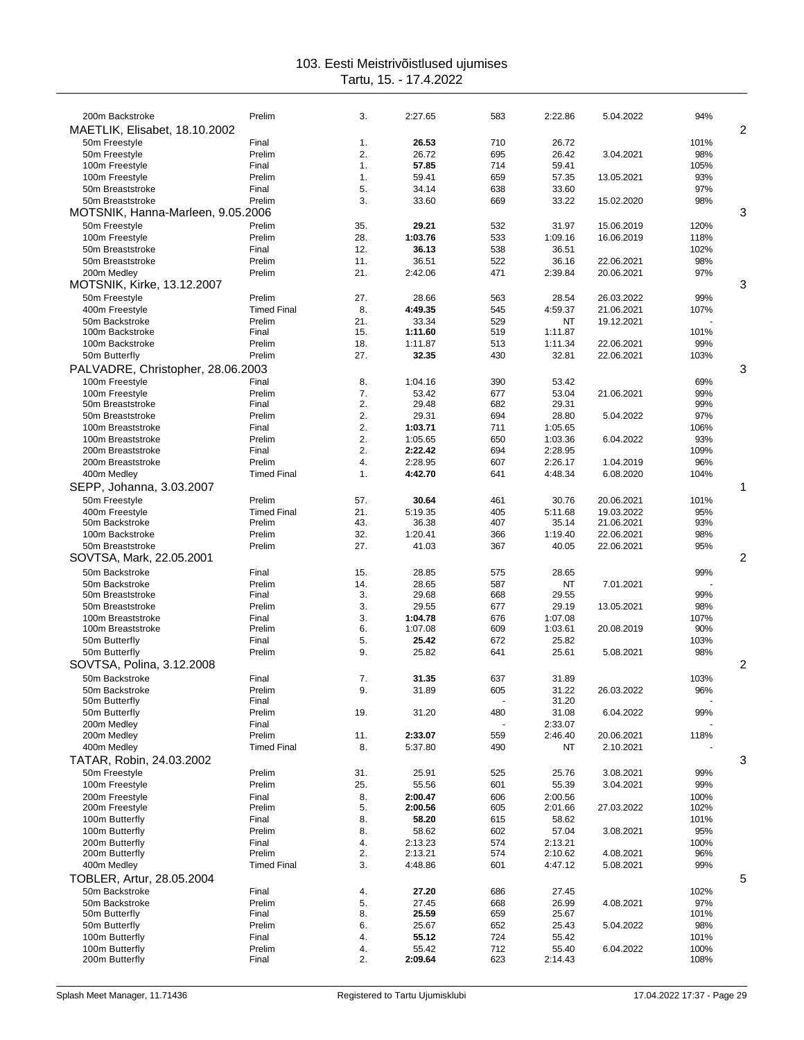# 103. Eesti Meistrivõistlused ujumises

Tartu, 15. - 17.4.2022

| Event | Round | Place | Time | Points | Entry time | Entry date | % | |
|---|---|---|---|---|---|---|---|---|
| 200m Backstroke | Prelim | 3. | 2:27.65 | 583 | 2:22.86 | 5.04.2022 | 94% | |
| **MAETLIK, Elisabet, 18.10.2002** | | | | | | | | 2 |
| 50m Freestyle | Final | 1. | **26.53** | 710 | 26.72 | | 101% | |
| 50m Freestyle | Prelim | 2. | 26.72 | 695 | 26.42 | 3.04.2021 | 98% | |
| 100m Freestyle | Final | 1. | **57.85** | 714 | 59.41 | | 105% | |
| 100m Freestyle | Prelim | 1. | 59.41 | 659 | 57.35 | 13.05.2021 | 93% | |
| 50m Breaststroke | Final | 5. | 34.14 | 638 | 33.60 | | 97% | |
| 50m Breaststroke | Prelim | 3. | 33.60 | 669 | 33.22 | 15.02.2020 | 98% | |
| **MOTSNIK, Hanna-Marleen, 9.05.2006** | | | | | | | | 3 |
| 50m Freestyle | Prelim | 35. | **29.21** | 532 | 31.97 | 15.06.2019 | 120% | |
| 100m Freestyle | Prelim | 28. | **1:03.76** | 533 | 1:09.16 | 16.06.2019 | 118% | |
| 50m Breaststroke | Final | 12. | **36.13** | 538 | 36.51 | | 102% | |
| 50m Breaststroke | Prelim | 11. | 36.51 | 522 | 36.16 | 22.06.2021 | 98% | |
| 200m Medley | Prelim | 21. | 2:42.06 | 471 | 2:39.84 | 20.06.2021 | 97% | |
| **MOTSNIK, Kirke, 13.12.2007** | | | | | | | | 3 |
| 50m Freestyle | Prelim | 27. | 28.66 | 563 | 28.54 | 26.03.2022 | 99% | |
| 400m Freestyle | Timed Final | 8. | **4:49.35** | 545 | 4:59.37 | 21.06.2021 | 107% | |
| 50m Backstroke | Prelim | 21. | 33.34 | 529 | NT | 19.12.2021 | - | |
| 100m Backstroke | Final | 15. | **1:11.60** | 519 | 1:11.87 | | 101% | |
| 100m Backstroke | Prelim | 18. | 1:11.87 | 513 | 1:11.34 | 22.06.2021 | 99% | |
| 50m Butterfly | Prelim | 27. | **32.35** | 430 | 32.81 | 22.06.2021 | 103% | |
| **PALVADRE, Christopher, 28.06.2003** | | | | | | | | 3 |
| 100m Freestyle | Final | 8. | 1:04.16 | 390 | 53.42 | | 69% | |
| 100m Freestyle | Prelim | 7. | 53.42 | 677 | 53.04 | 21.06.2021 | 99% | |
| 50m Breaststroke | Final | 2. | 29.48 | 682 | 29.31 | | 99% | |
| 50m Breaststroke | Prelim | 2. | 29.31 | 694 | 28.80 | 5.04.2022 | 97% | |
| 100m Breaststroke | Final | 2. | **1:03.71** | 711 | 1:05.65 | | 106% | |
| 100m Breaststroke | Prelim | 2. | 1:05.65 | 650 | 1:03.36 | 6.04.2022 | 93% | |
| 200m Breaststroke | Final | 2. | **2:22.42** | 694 | 2:28.95 | | 109% | |
| 200m Breaststroke | Prelim | 4. | 2:28.95 | 607 | 2:26.17 | 1.04.2019 | 96% | |
| 400m Medley | Timed Final | 1. | **4:42.70** | 641 | 4:48.34 | 6.08.2020 | 104% | |
| **SEPP, Johanna, 3.03.2007** | | | | | | | | 1 |
| 50m Freestyle | Prelim | 57. | **30.64** | 461 | 30.76 | 20.06.2021 | 101% | |
| 400m Freestyle | Timed Final | 21. | 5:19.35 | 405 | 5:11.68 | 19.03.2022 | 95% | |
| 50m Backstroke | Prelim | 43. | 36.38 | 407 | 35.14 | 21.06.2021 | 93% | |
| 100m Backstroke | Prelim | 32. | 1:20.41 | 366 | 1:19.40 | 22.06.2021 | 98% | |
| 50m Breaststroke | Prelim | 27. | 41.03 | 367 | 40.05 | 22.06.2021 | 95% | |
| **SOVTSA, Mark, 22.05.2001** | | | | | | | | 2 |
| 50m Backstroke | Final | 15. | 28.85 | 575 | 28.65 | | 99% | |
| 50m Backstroke | Prelim | 14. | 28.65 | 587 | NT | 7.01.2021 | - | |
| 50m Breaststroke | Final | 3. | 29.68 | 668 | 29.55 | | 99% | |
| 50m Breaststroke | Prelim | 3. | 29.55 | 677 | 29.19 | 13.05.2021 | 98% | |
| 100m Breaststroke | Final | 3. | **1:04.78** | 676 | 1:07.08 | | 107% | |
| 100m Breaststroke | Prelim | 6. | 1:07.08 | 609 | 1:03.61 | 20.08.2019 | 90% | |
| 50m Butterfly | Final | 5. | **25.42** | 672 | 25.82 | | 103% | |
| 50m Butterfly | Prelim | 9. | 25.82 | 641 | 25.61 | 5.08.2021 | 98% | |
| **SOVTSA, Polina, 3.12.2008** | | | | | | | | 2 |
| 50m Backstroke | Final | 7. | **31.35** | 637 | 31.89 | | 103% | |
| 50m Backstroke | Prelim | 9. | 31.89 | 605 | 31.22 | 26.03.2022 | 96% | |
| 50m Butterfly | Final | | | - | 31.20 | | - | |
| 50m Butterfly | Prelim | 19. | 31.20 | 480 | 31.08 | 6.04.2022 | 99% | |
| 200m Medley | Final | | | - | 2:33.07 | | - | |
| 200m Medley | Prelim | 11. | **2:33.07** | 559 | 2:46.40 | 20.06.2021 | 118% | |
| 400m Medley | Timed Final | 8. | 5:37.80 | 490 | NT | 2.10.2021 | - | |
| **TATAR, Robin, 24.03.2002** | | | | | | | | 3 |
| 50m Freestyle | Prelim | 31. | 25.91 | 525 | 25.76 | 3.08.2021 | 99% | |
| 100m Freestyle | Prelim | 25. | 55.56 | 601 | 55.39 | 3.04.2021 | 99% | |
| 200m Freestyle | Final | 8. | **2:00.47** | 606 | 2:00.56 | | 100% | |
| 200m Freestyle | Prelim | 5. | **2:00.56** | 605 | 2:01.66 | 27.03.2022 | 102% | |
| 100m Butterfly | Final | 8. | **58.20** | 615 | 58.62 | | 101% | |
| 100m Butterfly | Prelim | 8. | 58.62 | 602 | 57.04 | 3.08.2021 | 95% | |
| 200m Butterfly | Final | 4. | 2:13.23 | 574 | 2:13.21 | | 100% | |
| 200m Butterfly | Prelim | 2. | 2:13.21 | 574 | 2:10.62 | 4.08.2021 | 96% | |
| 400m Medley | Timed Final | 3. | 4:48.86 | 601 | 4:47.12 | 5.08.2021 | 99% | |
| **TOBLER, Artur, 28.05.2004** | | | | | | | | 5 |
| 50m Backstroke | Final | 4. | **27.20** | 686 | 27.45 | | 102% | |
| 50m Backstroke | Prelim | 5. | 27.45 | 668 | 26.99 | 4.08.2021 | 97% | |
| 50m Butterfly | Final | 8. | **25.59** | 659 | 25.67 | | 101% | |
| 50m Butterfly | Prelim | 6. | 25.67 | 652 | 25.43 | 5.04.2022 | 98% | |
| 100m Butterfly | Final | 4. | **55.12** | 724 | 55.42 | | 101% | |
| 100m Butterfly | Prelim | 4. | 55.42 | 712 | 55.40 | 6.04.2022 | 100% | |
| 200m Butterfly | Final | 2. | **2:09.64** | 623 | 2:14.43 | | 108% | |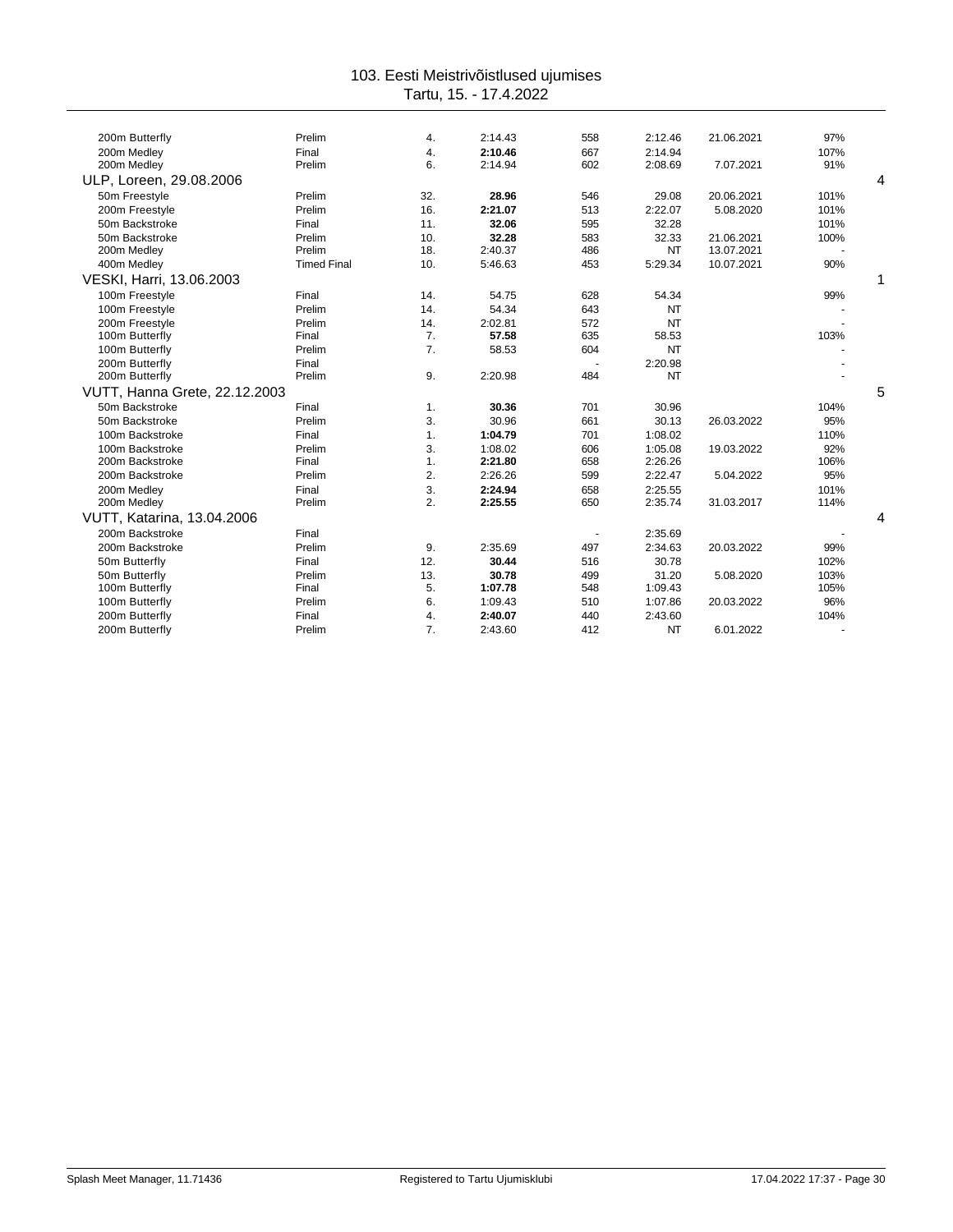| | | | | | | | | |
|---|---|---|---|---|---|---|---|---|
| 200m Butterfly | Prelim | 4. | 2:14.43 | 558 | 2:12.46 | 21.06.2021 | 97% | |
| 200m Medley | Final | 4. | **2:10.46** | 667 | 2:14.94 | | 107% | |
| 200m Medley | Prelim | 6. | 2:14.94 | 602 | 2:08.69 | 7.07.2021 | 91% | |
| **ULP, Loreen, 29.08.2006** | | | | | | | | 4 |
| 50m Freestyle | Prelim | 32. | **28.96** | 546 | 29.08 | 20.06.2021 | 101% | |
| 200m Freestyle | Prelim | 16. | **2:21.07** | 513 | 2:22.07 | 5.08.2020 | 101% | |
| 50m Backstroke | Final | 11. | **32.06** | 595 | 32.28 | | 101% | |
| 50m Backstroke | Prelim | 10. | **32.28** | 583 | 32.33 | 21.06.2021 | 100% | |
| 200m Medley | Prelim | 18. | 2:40.37 | 486 | NT | 13.07.2021 | - | |
| 400m Medley | Timed Final | 10. | 5:46.63 | 453 | 5:29.34 | 10.07.2021 | 90% | |
| **VESKI, Harri, 13.06.2003** | | | | | | | | 1 |
| 100m Freestyle | Final | 14. | 54.75 | 628 | 54.34 | | 99% | |
| 100m Freestyle | Prelim | 14. | 54.34 | 643 | NT | | - | |
| 200m Freestyle | Prelim | 14. | 2:02.81 | 572 | NT | | - | |
| 100m Butterfly | Final | 7. | **57.58** | 635 | 58.53 | | 103% | |
| 100m Butterfly | Prelim | 7. | 58.53 | 604 | NT | | - | |
| 200m Butterfly | Final | | | - | 2:20.98 | | - | |
| 200m Butterfly | Prelim | 9. | 2:20.98 | 484 | NT | | - | |
| **VUTT, Hanna Grete, 22.12.2003** | | | | | | | | 5 |
| 50m Backstroke | Final | 1. | **30.36** | 701 | 30.96 | | 104% | |
| 50m Backstroke | Prelim | 3. | 30.96 | 661 | 30.13 | 26.03.2022 | 95% | |
| 100m Backstroke | Final | 1. | **1:04.79** | 701 | 1:08.02 | | 110% | |
| 100m Backstroke | Prelim | 3. | 1:08.02 | 606 | 1:05.08 | 19.03.2022 | 92% | |
| 200m Backstroke | Final | 1. | **2:21.80** | 658 | 2:26.26 | | 106% | |
| 200m Backstroke | Prelim | 2. | 2:26.26 | 599 | 2:22.47 | 5.04.2022 | 95% | |
| 200m Medley | Final | 3. | **2:24.94** | 658 | 2:25.55 | | 101% | |
| 200m Medley | Prelim | 2. | **2:25.55** | 650 | 2:35.74 | 31.03.2017 | 114% | |
| **VUTT, Katarina, 13.04.2006** | | | | | | | | 4 |
| 200m Backstroke | Final | | | - | 2:35.69 | | - | |
| 200m Backstroke | Prelim | 9. | 2:35.69 | 497 | 2:34.63 | 20.03.2022 | 99% | |
| 50m Butterfly | Final | 12. | **30.44** | 516 | 30.78 | | 102% | |
| 50m Butterfly | Prelim | 13. | **30.78** | 499 | 31.20 | 5.08.2020 | 103% | |
| 100m Butterfly | Final | 5. | **1:07.78** | 548 | 1:09.43 | | 105% | |
| 100m Butterfly | Prelim | 6. | 1:09.43 | 510 | 1:07.86 | 20.03.2022 | 96% | |
| 200m Butterfly | Final | 4. | **2:40.07** | 440 | 2:43.60 | | 104% | |
| 200m Butterfly | Prelim | 7. | 2:43.60 | 412 | NT | 6.01.2022 | - | |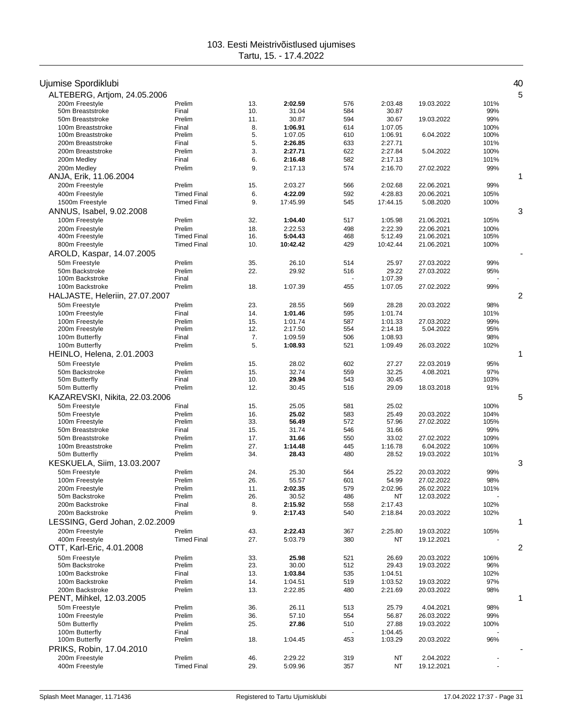# 103. Eesti Meistrivõistlused ujumises
Tartu, 15. - 17.4.2022

## Ujumise Spordiklubi 40

| Swimmer / Event | Round | Place | Time | Points | Entry time | Entry date | % | Medals |
|---|---|---|---|---|---|---|---|---|
| **ALTEBERG, Artjom, 24.05.2006** | | | | | | | | 5 |
| 200m Freestyle | Prelim | 13. | **2:02.59** | 576 | 2:03.48 | 19.03.2022 | 101% | |
| 50m Breaststroke | Final | 10. | 31.04 | 584 | 30.87 | | 99% | |
| 50m Breaststroke | Prelim | 11. | 30.87 | 594 | 30.67 | 19.03.2022 | 99% | |
| 100m Breaststroke | Final | 8. | **1:06.91** | 614 | 1:07.05 | | 100% | |
| 100m Breaststroke | Prelim | 5. | 1:07.05 | 610 | 1:06.91 | 6.04.2022 | 100% | |
| 200m Breaststroke | Final | 5. | **2:26.85** | 633 | 2:27.71 | | 101% | |
| 200m Breaststroke | Prelim | 3. | **2:27.71** | 622 | 2:27.84 | 5.04.2022 | 100% | |
| 200m Medley | Final | 6. | **2:16.48** | 582 | 2:17.13 | | 101% | |
| 200m Medley | Prelim | 9. | 2:17.13 | 574 | 2:16.70 | 27.02.2022 | 99% | |
| **ANJA, Erik, 11.06.2004** | | | | | | | | 1 |
| 200m Freestyle | Prelim | 15. | 2:03.27 | 566 | 2:02.68 | 22.06.2021 | 99% | |
| 400m Freestyle | Timed Final | 6. | **4:22.09** | 592 | 4:28.83 | 20.06.2021 | 105% | |
| 1500m Freestyle | Timed Final | 9. | 17:45.99 | 545 | 17:44.15 | 5.08.2020 | 100% | |
| **ANNUS, Isabel, 9.02.2008** | | | | | | | | 3 |
| 100m Freestyle | Prelim | 32. | **1:04.40** | 517 | 1:05.98 | 21.06.2021 | 105% | |
| 200m Freestyle | Prelim | 18. | 2:22.53 | 498 | 2:22.39 | 22.06.2021 | 100% | |
| 400m Freestyle | Timed Final | 16. | **5:04.43** | 468 | 5:12.49 | 21.06.2021 | 105% | |
| 800m Freestyle | Timed Final | 10. | **10:42.42** | 429 | 10:42.44 | 21.06.2021 | 100% | |
| **AROLD, Kaspar, 14.07.2005** | | | | | | | | - |
| 50m Freestyle | Prelim | 35. | 26.10 | 514 | 25.97 | 27.03.2022 | 99% | |
| 50m Backstroke | Prelim | 22. | 29.92 | 516 | 29.22 | 27.03.2022 | 95% | |
| 100m Backstroke | Final | | | - | 1:07.39 | | - | |
| 100m Backstroke | Prelim | 18. | 1:07.39 | 455 | 1:07.05 | 27.02.2022 | 99% | |
| **HALJASTE, Heleriin, 27.07.2007** | | | | | | | | 2 |
| 50m Freestyle | Prelim | 23. | 28.55 | 569 | 28.28 | 20.03.2022 | 98% | |
| 100m Freestyle | Final | 14. | **1:01.46** | 595 | 1:01.74 | | 101% | |
| 100m Freestyle | Prelim | 15. | 1:01.74 | 587 | 1:01.33 | 27.03.2022 | 99% | |
| 200m Freestyle | Prelim | 12. | 2:17.50 | 554 | 2:14.18 | 5.04.2022 | 95% | |
| 100m Butterfly | Final | 7. | 1:09.59 | 506 | 1:08.93 | | 98% | |
| 100m Butterfly | Prelim | 5. | **1:08.93** | 521 | 1:09.49 | 26.03.2022 | 102% | |
| **HEINLO, Helena, 2.01.2003** | | | | | | | | 1 |
| 50m Freestyle | Prelim | 15. | 28.02 | 602 | 27.27 | 22.03.2019 | 95% | |
| 50m Backstroke | Prelim | 15. | 32.74 | 559 | 32.25 | 4.08.2021 | 97% | |
| 50m Butterfly | Final | 10. | **29.94** | 543 | 30.45 | | 103% | |
| 50m Butterfly | Prelim | 12. | 30.45 | 516 | 29.09 | 18.03.2018 | 91% | |
| **KAZAREVSKI, Nikita, 22.03.2006** | | | | | | | | 5 |
| 50m Freestyle | Final | 15. | 25.05 | 581 | 25.02 | | 100% | |
| 50m Freestyle | Prelim | 16. | **25.02** | 583 | 25.49 | 20.03.2022 | 104% | |
| 100m Freestyle | Prelim | 33. | **56.49** | 572 | 57.96 | 27.02.2022 | 105% | |
| 50m Breaststroke | Final | 15. | 31.74 | 546 | 31.66 | | 99% | |
| 50m Breaststroke | Prelim | 17. | **31.66** | 550 | 33.02 | 27.02.2022 | 109% | |
| 100m Breaststroke | Prelim | 27. | **1:14.48** | 445 | 1:16.78 | 6.04.2022 | 106% | |
| 50m Butterfly | Prelim | 34. | **28.43** | 480 | 28.52 | 19.03.2022 | 101% | |
| **KESKUELA, Siim, 13.03.2007** | | | | | | | | 3 |
| 50m Freestyle | Prelim | 24. | 25.30 | 564 | 25.22 | 20.03.2022 | 99% | |
| 100m Freestyle | Prelim | 26. | 55.57 | 601 | 54.99 | 27.02.2022 | 98% | |
| 200m Freestyle | Prelim | 11. | **2:02.35** | 579 | 2:02.96 | 26.02.2022 | 101% | |
| 50m Backstroke | Prelim | 26. | 30.52 | 486 | NT | 12.03.2022 | - | |
| 200m Backstroke | Final | 8. | **2:15.92** | 558 | 2:17.43 | | 102% | |
| 200m Backstroke | Prelim | 9. | **2:17.43** | 540 | 2:18.84 | 20.03.2022 | 102% | |
| **LESSING, Gerd Johan, 2.02.2009** | | | | | | | | 1 |
| 200m Freestyle | Prelim | 43. | **2:22.43** | 367 | 2:25.80 | 19.03.2022 | 105% | |
| 400m Freestyle | Timed Final | 27. | 5:03.79 | 380 | NT | 19.12.2021 | - | |
| **OTT, Karl-Eric, 4.01.2008** | | | | | | | | 2 |
| 50m Freestyle | Prelim | 33. | **25.98** | 521 | 26.69 | 20.03.2022 | 106% | |
| 50m Backstroke | Prelim | 23. | 30.00 | 512 | 29.43 | 19.03.2022 | 96% | |
| 100m Backstroke | Final | 13. | **1:03.84** | 535 | 1:04.51 | | 102% | |
| 100m Backstroke | Prelim | 14. | 1:04.51 | 519 | 1:03.52 | 19.03.2022 | 97% | |
| 200m Backstroke | Prelim | 13. | 2:22.85 | 480 | 2:21.69 | 20.03.2022 | 98% | |
| **PENT, Mihkel, 12.03.2005** | | | | | | | | 1 |
| 50m Freestyle | Prelim | 36. | 26.11 | 513 | 25.79 | 4.04.2021 | 98% | |
| 100m Freestyle | Prelim | 36. | 57.10 | 554 | 56.87 | 26.03.2022 | 99% | |
| 50m Butterfly | Prelim | 25. | **27.86** | 510 | 27.88 | 19.03.2022 | 100% | |
| 100m Butterfly | Final | | | - | 1:04.45 | | - | |
| 100m Butterfly | Prelim | 18. | 1:04.45 | 453 | 1:03.29 | 20.03.2022 | 96% | |
| **PRIKS, Robin, 17.04.2010** | | | | | | | | - |
| 200m Freestyle | Prelim | 46. | 2:29.22 | 319 | NT | 2.04.2022 | - | |
| 400m Freestyle | Timed Final | 29. | 5:09.96 | 357 | NT | 19.12.2021 | - | |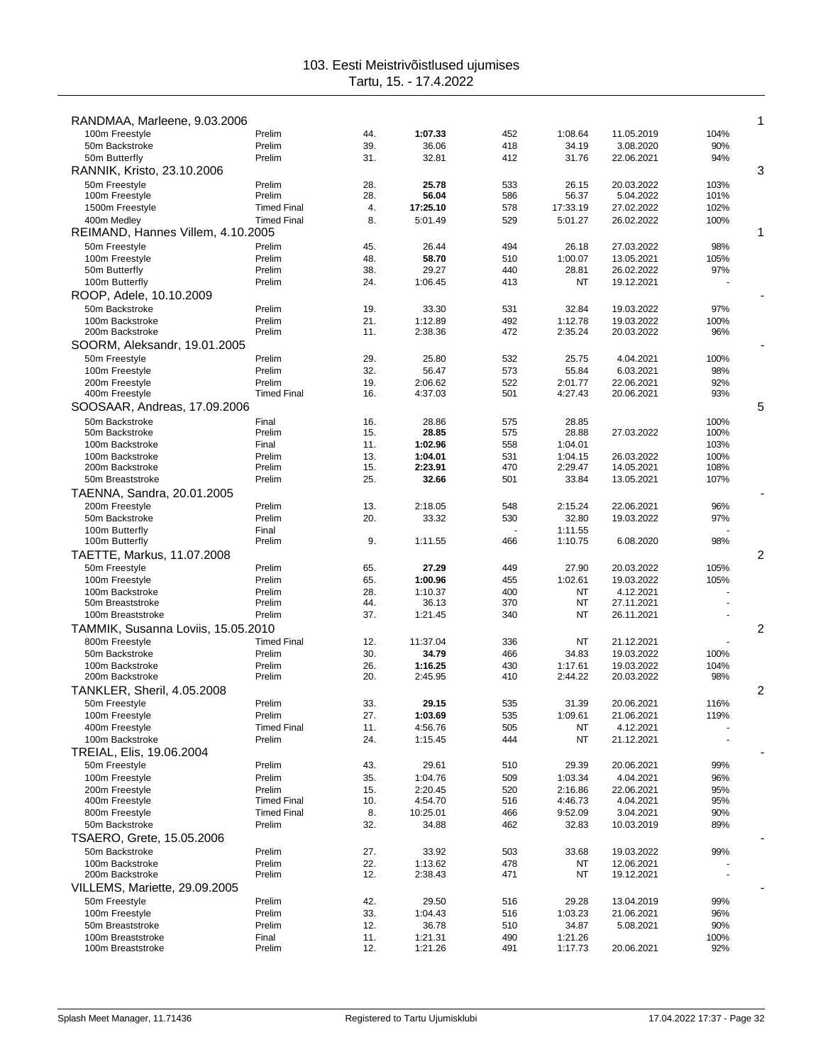# 103. Eesti Meistrivõistlused ujumises

Tartu, 15. - 17.4.2022

| Swimmer / Event | Round | Place | Time | Points | Entry time | Entry date | % | |
|---|---|---|---|---|---|---|---|---|
| **RANDMAA, Marleene, 9.03.2006** | | | | | | | | 1 |
| 100m Freestyle | Prelim | 44. | **1:07.33** | 452 | 1:08.64 | 11.05.2019 | 104% | |
| 50m Backstroke | Prelim | 39. | 36.06 | 418 | 34.19 | 3.08.2020 | 90% | |
| 50m Butterfly | Prelim | 31. | 32.81 | 412 | 31.76 | 22.06.2021 | 94% | |
| **RANNIK, Kristo, 23.10.2006** | | | | | | | | 3 |
| 50m Freestyle | Prelim | 28. | **25.78** | 533 | 26.15 | 20.03.2022 | 103% | |
| 100m Freestyle | Prelim | 28. | **56.04** | 586 | 56.37 | 5.04.2022 | 101% | |
| 1500m Freestyle | Timed Final | 4. | **17:25.10** | 578 | 17:33.19 | 27.02.2022 | 102% | |
| 400m Medley | Timed Final | 8. | 5:01.49 | 529 | 5:01.27 | 26.02.2022 | 100% | |
| **REIMAND, Hannes Villem, 4.10.2005** | | | | | | | | 1 |
| 50m Freestyle | Prelim | 45. | 26.44 | 494 | 26.18 | 27.03.2022 | 98% | |
| 100m Freestyle | Prelim | 48. | **58.70** | 510 | 1:00.07 | 13.05.2021 | 105% | |
| 50m Butterfly | Prelim | 38. | 29.27 | 440 | 28.81 | 26.02.2022 | 97% | |
| 100m Butterfly | Prelim | 24. | 1:06.45 | 413 | NT | 19.12.2021 | - | |
| **ROOP, Adele, 10.10.2009** | | | | | | | | - |
| 50m Backstroke | Prelim | 19. | 33.30 | 531 | 32.84 | 19.03.2022 | 97% | |
| 100m Backstroke | Prelim | 21. | 1:12.89 | 492 | 1:12.78 | 19.03.2022 | 100% | |
| 200m Backstroke | Prelim | 11. | 2:38.36 | 472 | 2:35.24 | 20.03.2022 | 96% | |
| **SOORM, Aleksandr, 19.01.2005** | | | | | | | | - |
| 50m Freestyle | Prelim | 29. | 25.80 | 532 | 25.75 | 4.04.2021 | 100% | |
| 100m Freestyle | Prelim | 32. | 56.47 | 573 | 55.84 | 6.03.2021 | 98% | |
| 200m Freestyle | Prelim | 19. | 2:06.62 | 522 | 2:01.77 | 22.06.2021 | 92% | |
| 400m Freestyle | Timed Final | 16. | 4:37.03 | 501 | 4:27.43 | 20.06.2021 | 93% | |
| **SOOSAAR, Andreas, 17.09.2006** | | | | | | | | 5 |
| 50m Backstroke | Final | 16. | 28.86 | 575 | 28.85 | | 100% | |
| 50m Backstroke | Prelim | 15. | **28.85** | 575 | 28.88 | 27.03.2022 | 100% | |
| 100m Backstroke | Final | 11. | **1:02.96** | 558 | 1:04.01 | | 103% | |
| 100m Backstroke | Prelim | 13. | **1:04.01** | 531 | 1:04.15 | 26.03.2022 | 100% | |
| 200m Backstroke | Prelim | 15. | **2:23.91** | 470 | 2:29.47 | 14.05.2021 | 108% | |
| 50m Breaststroke | Prelim | 25. | **32.66** | 501 | 33.84 | 13.05.2021 | 107% | |
| **TAENNA, Sandra, 20.01.2005** | | | | | | | | - |
| 200m Freestyle | Prelim | 13. | 2:18.05 | 548 | 2:15.24 | 22.06.2021 | 96% | |
| 50m Backstroke | Prelim | 20. | 33.32 | 530 | 32.80 | 19.03.2022 | 97% | |
| 100m Butterfly | Final | | | - | 1:11.55 | | - | |
| 100m Butterfly | Prelim | 9. | 1:11.55 | 466 | 1:10.75 | 6.08.2020 | 98% | |
| **TAETTE, Markus, 11.07.2008** | | | | | | | | 2 |
| 50m Freestyle | Prelim | 65. | **27.29** | 449 | 27.90 | 20.03.2022 | 105% | |
| 100m Freestyle | Prelim | 65. | **1:00.96** | 455 | 1:02.61 | 19.03.2022 | 105% | |
| 100m Backstroke | Prelim | 28. | 1:10.37 | 400 | NT | 4.12.2021 | - | |
| 50m Breaststroke | Prelim | 44. | 36.13 | 370 | NT | 27.11.2021 | - | |
| 100m Breaststroke | Prelim | 37. | 1:21.45 | 340 | NT | 26.11.2021 | - | |
| **TAMMIK, Susanna Loviis, 15.05.2010** | | | | | | | | 2 |
| 800m Freestyle | Timed Final | 12. | 11:37.04 | 336 | NT | 21.12.2021 | - | |
| 50m Backstroke | Prelim | 30. | **34.79** | 466 | 34.83 | 19.03.2022 | 100% | |
| 100m Backstroke | Prelim | 26. | **1:16.25** | 430 | 1:17.61 | 19.03.2022 | 104% | |
| 200m Backstroke | Prelim | 20. | 2:45.95 | 410 | 2:44.22 | 20.03.2022 | 98% | |
| **TANKLER, Sheril, 4.05.2008** | | | | | | | | 2 |
| 50m Freestyle | Prelim | 33. | **29.15** | 535 | 31.39 | 20.06.2021 | 116% | |
| 100m Freestyle | Prelim | 27. | **1:03.69** | 535 | 1:09.61 | 21.06.2021 | 119% | |
| 400m Freestyle | Timed Final | 11. | 4:56.76 | 505 | NT | 4.12.2021 | - | |
| 100m Backstroke | Prelim | 24. | 1:15.45 | 444 | NT | 21.12.2021 | - | |
| **TREIAL, Elis, 19.06.2004** | | | | | | | | - |
| 50m Freestyle | Prelim | 43. | 29.61 | 510 | 29.39 | 20.06.2021 | 99% | |
| 100m Freestyle | Prelim | 35. | 1:04.76 | 509 | 1:03.34 | 4.04.2021 | 96% | |
| 200m Freestyle | Prelim | 15. | 2:20.45 | 520 | 2:16.86 | 22.06.2021 | 95% | |
| 400m Freestyle | Timed Final | 10. | 4:54.70 | 516 | 4:46.73 | 4.04.2021 | 95% | |
| 800m Freestyle | Timed Final | 8. | 10:25.01 | 466 | 9:52.09 | 3.04.2021 | 90% | |
| 50m Backstroke | Prelim | 32. | 34.88 | 462 | 32.83 | 10.03.2019 | 89% | |
| **TSAERO, Grete, 15.05.2006** | | | | | | | | - |
| 50m Backstroke | Prelim | 27. | 33.92 | 503 | 33.68 | 19.03.2022 | 99% | |
| 100m Backstroke | Prelim | 22. | 1:13.62 | 478 | NT | 12.06.2021 | - | |
| 200m Backstroke | Prelim | 12. | 2:38.43 | 471 | NT | 19.12.2021 | - | |
| **VILLEMS, Mariette, 29.09.2005** | | | | | | | | - |
| 50m Freestyle | Prelim | 42. | 29.50 | 516 | 29.28 | 13.04.2019 | 99% | |
| 100m Freestyle | Prelim | 33. | 1:04.43 | 516 | 1:03.23 | 21.06.2021 | 96% | |
| 50m Breaststroke | Prelim | 12. | 36.78 | 510 | 34.87 | 5.08.2021 | 90% | |
| 100m Breaststroke | Final | 11. | 1:21.31 | 490 | 1:21.26 | | 100% | |
| 100m Breaststroke | Prelim | 12. | 1:21.26 | 491 | 1:17.73 | 20.06.2021 | 92% | |

Splash Meet Manager, 11.71436 — Registered to Tartu Ujumisklubi — 17.04.2022 17:37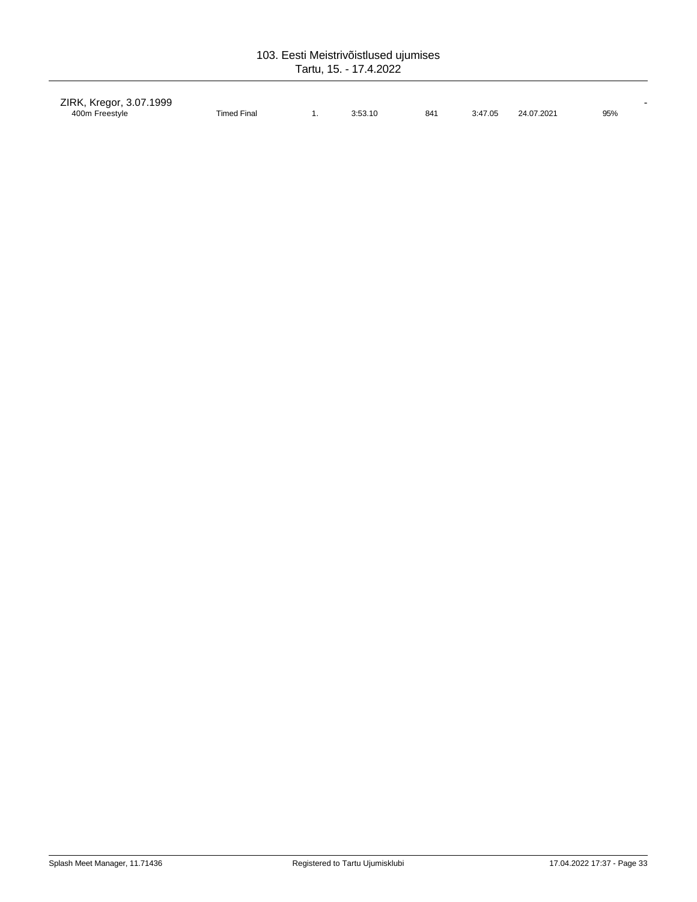ZIRK, Kregor, 3.07.1999 -

| 400m Freestyle | Timed Final | 1. | 3:53.10 | 841 | 3:47.05 | 24.07.2021 | 95% |
|---|---|---|---|---|---|---|---|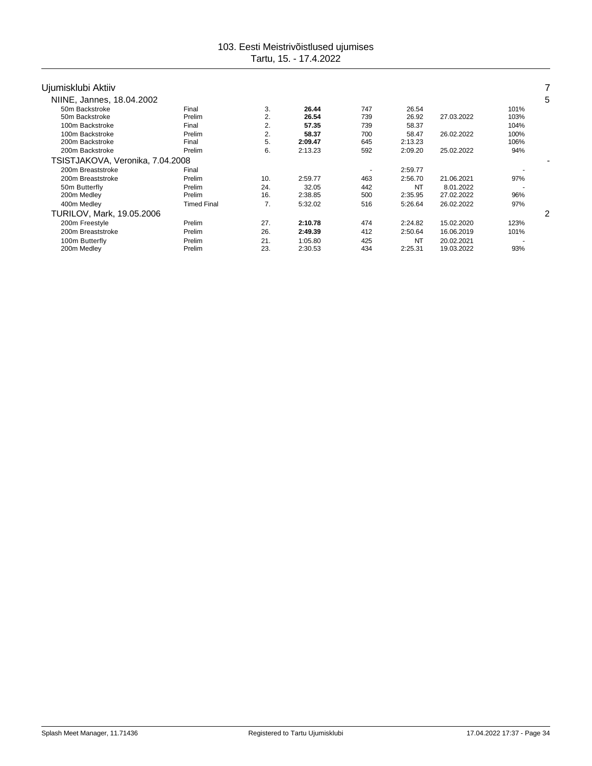# 103. Eesti Meistrivõistlused ujumises

Tartu, 15. - 17.4.2022

## Ujumisklubi Aktiiv — 7

### NIINE, Jannes, 18.04.2002 — 5

| Event | Round | Place | Time | Points | Entry time | Entry date | % |
|---|---|---|---|---|---|---|---|
| 50m Backstroke | Final | 3. | **26.44** | 747 | 26.54 | | 101% |
| 50m Backstroke | Prelim | 2. | **26.54** | 739 | 26.92 | 27.03.2022 | 103% |
| 100m Backstroke | Final | 2. | **57.35** | 739 | 58.37 | | 104% |
| 100m Backstroke | Prelim | 2. | **58.37** | 700 | 58.47 | 26.02.2022 | 100% |
| 200m Backstroke | Final | 5. | **2:09.47** | 645 | 2:13.23 | | 106% |
| 200m Backstroke | Prelim | 6. | 2:13.23 | 592 | 2:09.20 | 25.02.2022 | 94% |

### TSISTJAKOVA, Veronika, 7.04.2008 — -

| Event | Round | Place | Time | Points | Entry time | Entry date | % |
|---|---|---|---|---|---|---|---|
| 200m Breaststroke | Final | | | - | 2:59.77 | | - |
| 200m Breaststroke | Prelim | 10. | 2:59.77 | 463 | 2:56.70 | 21.06.2021 | 97% |
| 50m Butterfly | Prelim | 24. | 32.05 | 442 | NT | 8.01.2022 | - |
| 200m Medley | Prelim | 16. | 2:38.85 | 500 | 2:35.95 | 27.02.2022 | 96% |
| 400m Medley | Timed Final | 7. | 5:32.02 | 516 | 5:26.64 | 26.02.2022 | 97% |

### TURILOV, Mark, 19.05.2006 — 2

| Event | Round | Place | Time | Points | Entry time | Entry date | % |
|---|---|---|---|---|---|---|---|
| 200m Freestyle | Prelim | 27. | **2:10.78** | 474 | 2:24.82 | 15.02.2020 | 123% |
| 200m Breaststroke | Prelim | 26. | **2:49.39** | 412 | 2:50.64 | 16.06.2019 | 101% |
| 100m Butterfly | Prelim | 21. | 1:05.80 | 425 | NT | 20.02.2021 | - |
| 200m Medley | Prelim | 23. | 2:30.53 | 434 | 2:25.31 | 19.03.2022 | 93% |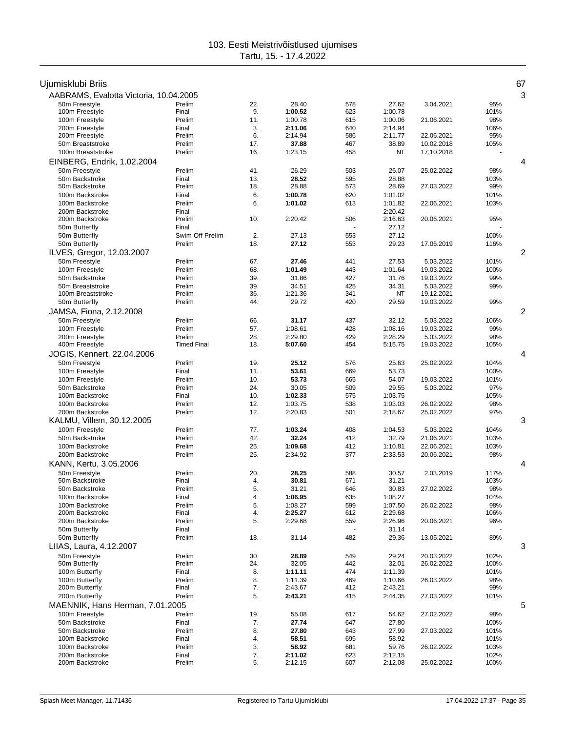# 103. Eesti Meistrivõistlused ujumises

Tartu, 15. - 17.4.2022

## Ujumisklubi Briis — 67

### AABRAMS, Evalotta Victoria, 10.04.2005 — 3

| Event | Round | Place | Time | Points | Entry time | Entry date | % |
|---|---|---|---|---|---|---|---|
| 50m Freestyle | Prelim | 22. | 28.40 | 578 | 27.62 | 3.04.2021 | 95% |
| 100m Freestyle | Final | 9. | **1:00.52** | 623 | 1:00.78 | | 101% |
| 100m Freestyle | Prelim | 11. | 1:00.78 | 615 | 1:00.06 | 21.06.2021 | 98% |
| 200m Freestyle | Final | 3. | **2:11.06** | 640 | 2:14.94 | | 106% |
| 200m Freestyle | Prelim | 6. | 2:14.94 | 586 | 2:11.77 | 22.06.2021 | 95% |
| 50m Breaststroke | Prelim | 17. | **37.88** | 467 | 38.89 | 10.02.2018 | 105% |
| 100m Breaststroke | Prelim | 16. | 1:23.15 | 458 | NT | 17.10.2018 | - |

### EINBERG, Endrik, 1.02.2004 — 4

| Event | Round | Place | Time | Points | Entry time | Entry date | % |
|---|---|---|---|---|---|---|---|
| 50m Freestyle | Prelim | 41. | 26.29 | 503 | 26.07 | 25.02.2022 | 98% |
| 50m Backstroke | Final | 13. | **28.52** | 595 | 28.88 | | 103% |
| 50m Backstroke | Prelim | 18. | 28.88 | 573 | 28.69 | 27.03.2022 | 99% |
| 100m Backstroke | Final | 6. | **1:00.78** | 620 | 1:01.02 | | 101% |
| 100m Backstroke | Prelim | 6. | **1:01.02** | 613 | 1:01.82 | 22.06.2021 | 103% |
| 200m Backstroke | Final | | | - | 2:20.42 | | - |
| 200m Backstroke | Prelim | 10. | 2:20.42 | 506 | 2:16.63 | 20.06.2021 | 95% |
| 50m Butterfly | Final | | | - | 27.12 | | - |
| 50m Butterfly | Swim Off Prelim | 2. | 27.13 | 553 | 27.12 | | 100% |
| 50m Butterfly | Prelim | 18. | **27.12** | 553 | 29.23 | 17.06.2019 | 116% |

### ILVES, Gregor, 12.03.2007 — 2

| Event | Round | Place | Time | Points | Entry time | Entry date | % |
|---|---|---|---|---|---|---|---|
| 50m Freestyle | Prelim | 67. | **27.46** | 441 | 27.53 | 5.03.2022 | 101% |
| 100m Freestyle | Prelim | 68. | **1:01.49** | 443 | 1:01.64 | 19.03.2022 | 100% |
| 50m Backstroke | Prelim | 39. | 31.86 | 427 | 31.76 | 19.03.2022 | 99% |
| 50m Breaststroke | Prelim | 39. | 34.51 | 425 | 34.31 | 5.03.2022 | 99% |
| 100m Breaststroke | Prelim | 36. | 1:21.36 | 341 | NT | 19.12.2021 | - |
| 50m Butterfly | Prelim | 44. | 29.72 | 420 | 29.59 | 19.03.2022 | 99% |

### JAMSA, Fiona, 2.12.2008 — 2

| Event | Round | Place | Time | Points | Entry time | Entry date | % |
|---|---|---|---|---|---|---|---|
| 50m Freestyle | Prelim | 66. | **31.17** | 437 | 32.12 | 5.03.2022 | 106% |
| 100m Freestyle | Prelim | 57. | 1:08.61 | 428 | 1:08.16 | 19.03.2022 | 99% |
| 200m Freestyle | Prelim | 28. | 2:29.80 | 429 | 2:28.29 | 5.03.2022 | 98% |
| 400m Freestyle | Timed Final | 18. | **5:07.60** | 454 | 5:15.75 | 19.03.2022 | 105% |

### JOGIS, Kennert, 22.04.2006 — 4

| Event | Round | Place | Time | Points | Entry time | Entry date | % |
|---|---|---|---|---|---|---|---|
| 50m Freestyle | Prelim | 19. | **25.12** | 576 | 25.63 | 25.02.2022 | 104% |
| 100m Freestyle | Final | 11. | **53.61** | 669 | 53.73 | | 100% |
| 100m Freestyle | Prelim | 10. | **53.73** | 665 | 54.07 | 19.03.2022 | 101% |
| 50m Backstroke | Prelim | 24. | 30.05 | 509 | 29.55 | 5.03.2022 | 97% |
| 100m Backstroke | Final | 10. | **1:02.33** | 575 | 1:03.75 | | 105% |
| 100m Backstroke | Prelim | 12. | 1:03.75 | 538 | 1:03.03 | 26.02.2022 | 98% |
| 200m Backstroke | Prelim | 12. | 2:20.83 | 501 | 2:18.67 | 25.02.2022 | 97% |

### KALMU, Villem, 30.12.2005 — 3

| Event | Round | Place | Time | Points | Entry time | Entry date | % |
|---|---|---|---|---|---|---|---|
| 100m Freestyle | Prelim | 77. | **1:03.24** | 408 | 1:04.53 | 5.03.2022 | 104% |
| 50m Backstroke | Prelim | 42. | **32.24** | 412 | 32.79 | 21.06.2021 | 103% |
| 100m Backstroke | Prelim | 25. | **1:09.68** | 412 | 1:10.81 | 22.06.2021 | 103% |
| 200m Backstroke | Prelim | 25. | 2:34.92 | 377 | 2:33.53 | 20.06.2021 | 98% |

### KANN, Kertu, 3.05.2006 — 4

| Event | Round | Place | Time | Points | Entry time | Entry date | % |
|---|---|---|---|---|---|---|---|
| 50m Freestyle | Prelim | 20. | **28.25** | 588 | 30.57 | 2.03.2019 | 117% |
| 50m Backstroke | Final | 4. | **30.81** | 671 | 31.21 | | 103% |
| 50m Backstroke | Prelim | 5. | 31.21 | 646 | 30.83 | 27.02.2022 | 98% |
| 100m Backstroke | Final | 4. | **1:06.95** | 635 | 1:08.27 | | 104% |
| 100m Backstroke | Prelim | 5. | 1:08.27 | 599 | 1:07.50 | 26.02.2022 | 98% |
| 200m Backstroke | Final | 4. | **2:25.27** | 612 | 2:29.68 | | 106% |
| 200m Backstroke | Prelim | 5. | 2:29.68 | 559 | 2:26.96 | 20.06.2021 | 96% |
| 50m Butterfly | Final | | | - | 31.14 | | - |
| 50m Butterfly | Prelim | 18. | 31.14 | 482 | 29.36 | 13.05.2021 | 89% |

### LIIAS, Laura, 4.12.2007 — 3

| Event | Round | Place | Time | Points | Entry time | Entry date | % |
|---|---|---|---|---|---|---|---|
| 50m Freestyle | Prelim | 30. | **28.89** | 549 | 29.24 | 20.03.2022 | 102% |
| 50m Butterfly | Prelim | 24. | 32.05 | 442 | 32.01 | 26.02.2022 | 100% |
| 100m Butterfly | Final | 8. | **1:11.11** | 474 | 1:11.39 | | 101% |
| 100m Butterfly | Prelim | 8. | 1:11.39 | 469 | 1:10.66 | 26.03.2022 | 98% |
| 200m Butterfly | Final | 7. | 2:43.67 | 412 | 2:43.21 | | 99% |
| 200m Butterfly | Prelim | 5. | **2:43.21** | 415 | 2:44.35 | 27.03.2022 | 101% |

### MAENNIK, Hans Herman, 7.01.2005 — 5

| Event | Round | Place | Time | Points | Entry time | Entry date | % |
|---|---|---|---|---|---|---|---|
| 100m Freestyle | Prelim | 19. | 55.08 | 617 | 54.62 | 27.02.2022 | 98% |
| 50m Backstroke | Final | 7. | **27.74** | 647 | 27.80 | | 100% |
| 50m Backstroke | Prelim | 8. | **27.80** | 643 | 27.99 | 27.03.2022 | 101% |
| 100m Backstroke | Final | 4. | **58.51** | 695 | 58.92 | | 101% |
| 100m Backstroke | Prelim | 3. | **58.92** | 681 | 59.76 | 26.02.2022 | 103% |
| 200m Backstroke | Final | 7. | **2:11.02** | 623 | 2:12.15 | | 102% |
| 200m Backstroke | Prelim | 5. | 2:12.15 | 607 | 2:12.08 | 25.02.2022 | 100% |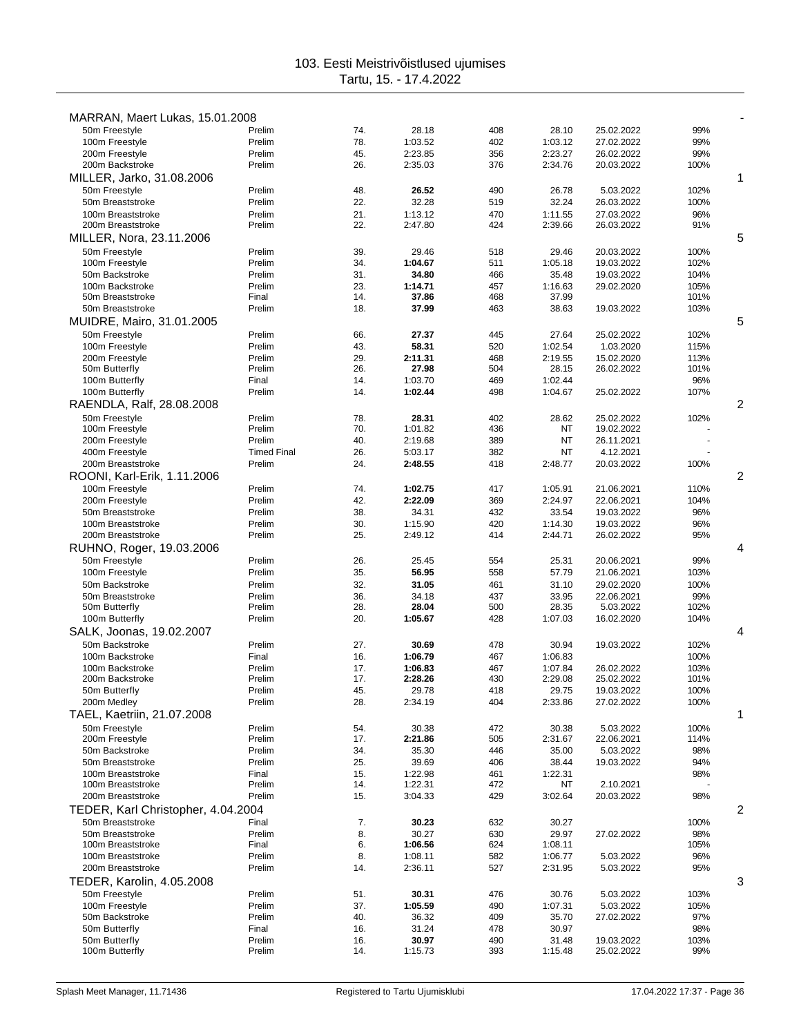# 103. Eesti Meistrivõistlused ujumises

Tartu, 15. - 17.4.2022

**MARRAN, Maert Lukas, 15.01.2008** — -

| Event | Round | Place | Time | Points | Entry Time | Date | % |
|---|---|---|---|---|---|---|---|
| 50m Freestyle | Prelim | 74. | 28.18 | 408 | 28.10 | 25.02.2022 | 99% |
| 100m Freestyle | Prelim | 78. | 1:03.52 | 402 | 1:03.12 | 27.02.2022 | 99% |
| 200m Freestyle | Prelim | 45. | 2:23.85 | 356 | 2:23.27 | 26.02.2022 | 99% |
| 200m Backstroke | Prelim | 26. | 2:35.03 | 376 | 2:34.76 | 20.03.2022 | 100% |

**MILLER, Jarko, 31.08.2006** — 1

| Event | Round | Place | Time | Points | Entry Time | Date | % |
|---|---|---|---|---|---|---|---|
| 50m Freestyle | Prelim | 48. | **26.52** | 490 | 26.78 | 5.03.2022 | 102% |
| 50m Breaststroke | Prelim | 22. | 32.28 | 519 | 32.24 | 26.03.2022 | 100% |
| 100m Breaststroke | Prelim | 21. | 1:13.12 | 470 | 1:11.55 | 27.03.2022 | 96% |
| 200m Breaststroke | Prelim | 22. | 2:47.80 | 424 | 2:39.66 | 26.03.2022 | 91% |

**MILLER, Nora, 23.11.2006** — 5

| Event | Round | Place | Time | Points | Entry Time | Date | % |
|---|---|---|---|---|---|---|---|
| 50m Freestyle | Prelim | 39. | 29.46 | 518 | 29.46 | 20.03.2022 | 100% |
| 100m Freestyle | Prelim | 34. | **1:04.67** | 511 | 1:05.18 | 19.03.2022 | 102% |
| 50m Backstroke | Prelim | 31. | **34.80** | 466 | 35.48 | 19.03.2022 | 104% |
| 100m Backstroke | Prelim | 23. | **1:14.71** | 457 | 1:16.63 | 29.02.2020 | 105% |
| 50m Breaststroke | Final | 14. | **37.86** | 468 | 37.99 | | 101% |
| 50m Breaststroke | Prelim | 18. | **37.99** | 463 | 38.63 | 19.03.2022 | 103% |

**MUIDRE, Mairo, 31.01.2005** — 5

| Event | Round | Place | Time | Points | Entry Time | Date | % |
|---|---|---|---|---|---|---|---|
| 50m Freestyle | Prelim | 66. | **27.37** | 445 | 27.64 | 25.02.2022 | 102% |
| 100m Freestyle | Prelim | 43. | **58.31** | 520 | 1:02.54 | 1.03.2020 | 115% |
| 200m Freestyle | Prelim | 29. | **2:11.31** | 468 | 2:19.55 | 15.02.2020 | 113% |
| 50m Butterfly | Prelim | 26. | **27.98** | 504 | 28.15 | 26.02.2022 | 101% |
| 100m Butterfly | Final | 14. | 1:03.70 | 469 | 1:02.44 | | 96% |
| 100m Butterfly | Prelim | 14. | **1:02.44** | 498 | 1:04.67 | 25.02.2022 | 107% |

**RAENDLA, Ralf, 28.08.2008** — 2

| Event | Round | Place | Time | Points | Entry Time | Date | % |
|---|---|---|---|---|---|---|---|
| 50m Freestyle | Prelim | 78. | **28.31** | 402 | 28.62 | 25.02.2022 | 102% |
| 100m Freestyle | Prelim | 70. | **1:01.82** | 436 | NT | 19.02.2022 | - |
| 200m Freestyle | Prelim | 40. | **2:19.68** | 389 | NT | 26.11.2021 | - |
| 400m Freestyle | Timed Final | 26. | **5:03.17** | 382 | NT | 4.12.2021 | - |
| 200m Breaststroke | Prelim | 24. | **2:48.55** | 418 | 2:48.77 | 20.03.2022 | 100% |

**ROONI, Karl-Erik, 1.11.2006** — 2

| Event | Round | Place | Time | Points | Entry Time | Date | % |
|---|---|---|---|---|---|---|---|
| 100m Freestyle | Prelim | 74. | **1:02.75** | 417 | 1:05.91 | 21.06.2021 | 110% |
| 200m Freestyle | Prelim | 42. | **2:22.09** | 369 | 2:24.97 | 22.06.2021 | 104% |
| 50m Breaststroke | Prelim | 38. | 34.31 | 432 | 33.54 | 19.03.2022 | 96% |
| 100m Breaststroke | Prelim | 30. | 1:15.90 | 420 | 1:14.30 | 19.03.2022 | 96% |
| 200m Breaststroke | Prelim | 25. | 2:49.12 | 414 | 2:44.71 | 26.02.2022 | 95% |

**RUHNO, Roger, 19.03.2006** — 4

| Event | Round | Place | Time | Points | Entry Time | Date | % |
|---|---|---|---|---|---|---|---|
| 50m Freestyle | Prelim | 26. | 25.45 | 554 | 25.31 | 20.06.2021 | 99% |
| 100m Freestyle | Prelim | 35. | **56.95** | 558 | 57.79 | 21.06.2021 | 103% |
| 50m Backstroke | Prelim | 32. | **31.05** | 461 | 31.10 | 29.02.2020 | 100% |
| 50m Breaststroke | Prelim | 36. | 34.18 | 437 | 33.95 | 22.06.2021 | 99% |
| 50m Butterfly | Prelim | 28. | **28.04** | 500 | 28.35 | 5.03.2022 | 102% |
| 100m Butterfly | Prelim | 20. | **1:05.67** | 428 | 1:07.03 | 16.02.2020 | 104% |

**SALK, Joonas, 19.02.2007** — 4

| Event | Round | Place | Time | Points | Entry Time | Date | % |
|---|---|---|---|---|---|---|---|
| 50m Backstroke | Prelim | 27. | **30.69** | 478 | 30.94 | 19.03.2022 | 102% |
| 100m Backstroke | Final | 16. | **1:06.79** | 467 | 1:06.83 | | 100% |
| 100m Backstroke | Prelim | 17. | **1:06.83** | 467 | 1:07.84 | 26.02.2022 | 103% |
| 200m Backstroke | Prelim | 17. | **2:28.26** | 430 | 2:29.08 | 25.02.2022 | 101% |
| 50m Butterfly | Prelim | 45. | 29.78 | 418 | 29.75 | 19.03.2022 | 100% |
| 200m Medley | Prelim | 28. | 2:34.19 | 404 | 2:33.86 | 27.02.2022 | 100% |

**TAEL, Kaetriin, 21.07.2008** — 1

| Event | Round | Place | Time | Points | Entry Time | Date | % |
|---|---|---|---|---|---|---|---|
| 50m Freestyle | Prelim | 54. | 30.38 | 472 | 30.38 | 5.03.2022 | 100% |
| 200m Freestyle | Prelim | 17. | **2:21.86** | 505 | 2:31.67 | 22.06.2021 | 114% |
| 50m Backstroke | Prelim | 34. | 35.30 | 446 | 35.00 | 5.03.2022 | 98% |
| 50m Breaststroke | Prelim | 25. | 39.69 | 406 | 38.44 | 19.03.2022 | 94% |
| 100m Breaststroke | Final | 15. | 1:22.98 | 461 | 1:22.31 | | 98% |
| 100m Breaststroke | Prelim | 14. | 1:22.31 | 472 | NT | 2.10.2021 | - |
| 200m Breaststroke | Prelim | 15. | 3:04.33 | 429 | 3:02.64 | 20.03.2022 | 98% |

**TEDER, Karl Christopher, 4.04.2004** — 2

| Event | Round | Place | Time | Points | Entry Time | Date | % |
|---|---|---|---|---|---|---|---|
| 50m Breaststroke | Final | 7. | **30.23** | 632 | 30.27 | | 100% |
| 50m Breaststroke | Prelim | 8. | 30.27 | 630 | 29.97 | 27.02.2022 | 98% |
| 100m Breaststroke | Final | 6. | **1:06.56** | 624 | 1:08.11 | | 105% |
| 100m Breaststroke | Prelim | 8. | 1:08.11 | 582 | 1:06.77 | 5.03.2022 | 96% |
| 200m Breaststroke | Prelim | 14. | 2:36.11 | 527 | 2:31.95 | 5.03.2022 | 95% |

**TEDER, Karolin, 4.05.2008** — 3

| Event | Round | Place | Time | Points | Entry Time | Date | % |
|---|---|---|---|---|---|---|---|
| 50m Freestyle | Prelim | 51. | **30.31** | 476 | 30.76 | 5.03.2022 | 103% |
| 100m Freestyle | Prelim | 37. | **1:05.59** | 490 | 1:07.31 | 5.03.2022 | 105% |
| 50m Backstroke | Prelim | 40. | 36.32 | 409 | 35.70 | 27.02.2022 | 97% |
| 50m Butterfly | Final | 16. | 31.24 | 478 | 30.97 | | 98% |
| 50m Butterfly | Prelim | 16. | **30.97** | 490 | 31.48 | 19.03.2022 | 103% |
| 100m Butterfly | Prelim | 14. | 1:15.73 | 393 | 1:15.48 | 25.02.2022 | 99% |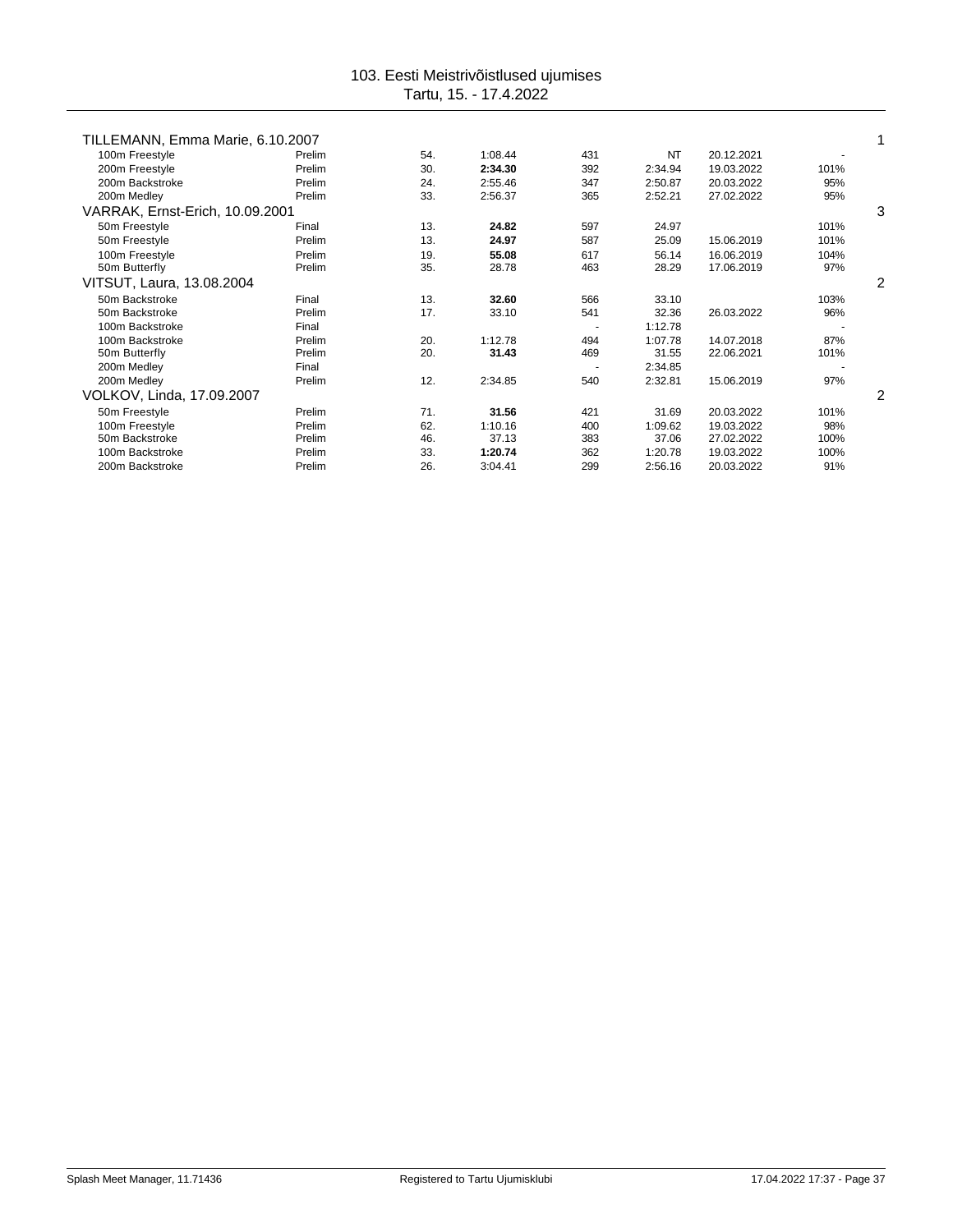103. Eesti Meistrivõistlused ujumises
Tartu, 15. - 17.4.2022

| | | | | | | | | |
|---|---|---|---|---|---|---|---|---|
| **TILLEMANN, Emma Marie, 6.10.2007** | | | | | | | | 1 |
| 100m Freestyle | Prelim | 54. | 1:08.44 | 431 | NT | 20.12.2021 | - | |
| 200m Freestyle | Prelim | 30. | **2:34.30** | 392 | 2:34.94 | 19.03.2022 | 101% | |
| 200m Backstroke | Prelim | 24. | 2:55.46 | 347 | 2:50.87 | 20.03.2022 | 95% | |
| 200m Medley | Prelim | 33. | 2:56.37 | 365 | 2:52.21 | 27.02.2022 | 95% | |
| **VARRAK, Ernst-Erich, 10.09.2001** | | | | | | | | 3 |
| 50m Freestyle | Final | 13. | **24.82** | 597 | 24.97 | | 101% | |
| 50m Freestyle | Prelim | 13. | **24.97** | 587 | 25.09 | 15.06.2019 | 101% | |
| 100m Freestyle | Prelim | 19. | **55.08** | 617 | 56.14 | 16.06.2019 | 104% | |
| 50m Butterfly | Prelim | 35. | 28.78 | 463 | 28.29 | 17.06.2019 | 97% | |
| **VITSUT, Laura, 13.08.2004** | | | | | | | | 2 |
| 50m Backstroke | Final | 13. | **32.60** | 566 | 33.10 | | 103% | |
| 50m Backstroke | Prelim | 17. | 33.10 | 541 | 32.36 | 26.03.2022 | 96% | |
| 100m Backstroke | Final | | | - | 1:12.78 | | - | |
| 100m Backstroke | Prelim | 20. | 1:12.78 | 494 | 1:07.78 | 14.07.2018 | 87% | |
| 50m Butterfly | Prelim | 20. | **31.43** | 469 | 31.55 | 22.06.2021 | 101% | |
| 200m Medley | Final | | | - | 2:34.85 | | - | |
| 200m Medley | Prelim | 12. | 2:34.85 | 540 | 2:32.81 | 15.06.2019 | 97% | |
| **VOLKOV, Linda, 17.09.2007** | | | | | | | | 2 |
| 50m Freestyle | Prelim | 71. | **31.56** | 421 | 31.69 | 20.03.2022 | 101% | |
| 100m Freestyle | Prelim | 62. | 1:10.16 | 400 | 1:09.62 | 19.03.2022 | 98% | |
| 50m Backstroke | Prelim | 46. | 37.13 | 383 | 37.06 | 27.02.2022 | 100% | |
| 100m Backstroke | Prelim | 33. | **1:20.74** | 362 | 1:20.78 | 19.03.2022 | 100% | |
| 200m Backstroke | Prelim | 26. | 3:04.41 | 299 | 2:56.16 | 20.03.2022 | 91% | |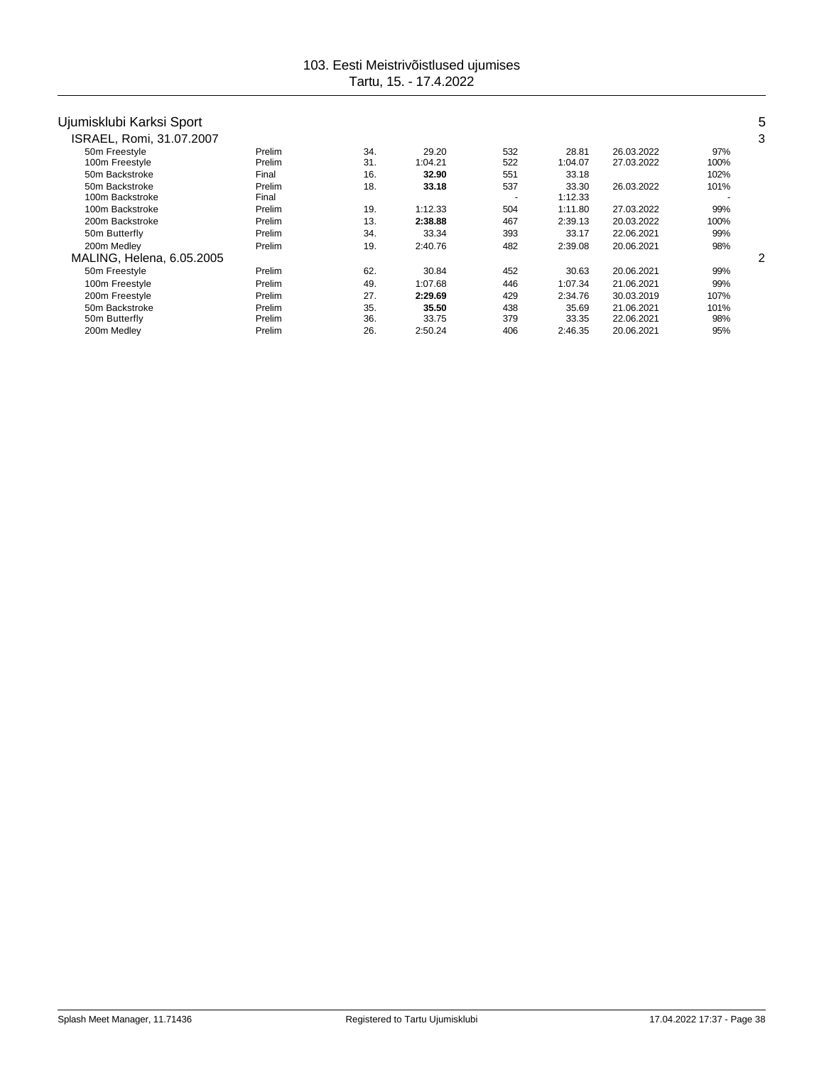# 103. Eesti Meistrivõistlused ujumises
Tartu, 15. - 17.4.2022

## Ujumisklubi Karksi Sport — 5

### ISRAEL, Romi, 31.07.2007 — 3

| Event | Round | Place | Time | Points | Entry time | Date | % |
|---|---|---|---|---|---|---|---|
| 50m Freestyle | Prelim | 34. | 29.20 | 532 | 28.81 | 26.03.2022 | 97% |
| 100m Freestyle | Prelim | 31. | 1:04.21 | 522 | 1:04.07 | 27.03.2022 | 100% |
| 50m Backstroke | Final | 16. | **32.90** | 551 | 33.18 | | 102% |
| 50m Backstroke | Prelim | 18. | **33.18** | 537 | 33.30 | 26.03.2022 | 101% |
| 100m Backstroke | Final | | | - | 1:12.33 | | - |
| 100m Backstroke | Prelim | 19. | 1:12.33 | 504 | 1:11.80 | 27.03.2022 | 99% |
| 200m Backstroke | Prelim | 13. | **2:38.88** | 467 | 2:39.13 | 20.03.2022 | 100% |
| 50m Butterfly | Prelim | 34. | 33.34 | 393 | 33.17 | 22.06.2021 | 99% |
| 200m Medley | Prelim | 19. | 2:40.76 | 482 | 2:39.08 | 20.06.2021 | 98% |

### MALING, Helena, 6.05.2005 — 2

| Event | Round | Place | Time | Points | Entry time | Date | % |
|---|---|---|---|---|---|---|---|
| 50m Freestyle | Prelim | 62. | 30.84 | 452 | 30.63 | 20.06.2021 | 99% |
| 100m Freestyle | Prelim | 49. | 1:07.68 | 446 | 1:07.34 | 21.06.2021 | 99% |
| 200m Freestyle | Prelim | 27. | **2:29.69** | 429 | 2:34.76 | 30.03.2019 | 107% |
| 50m Backstroke | Prelim | 35. | **35.50** | 438 | 35.69 | 21.06.2021 | 101% |
| 50m Butterfly | Prelim | 36. | 33.75 | 379 | 33.35 | 22.06.2021 | 98% |
| 200m Medley | Prelim | 26. | 2:50.24 | 406 | 2:46.35 | 20.06.2021 | 95% |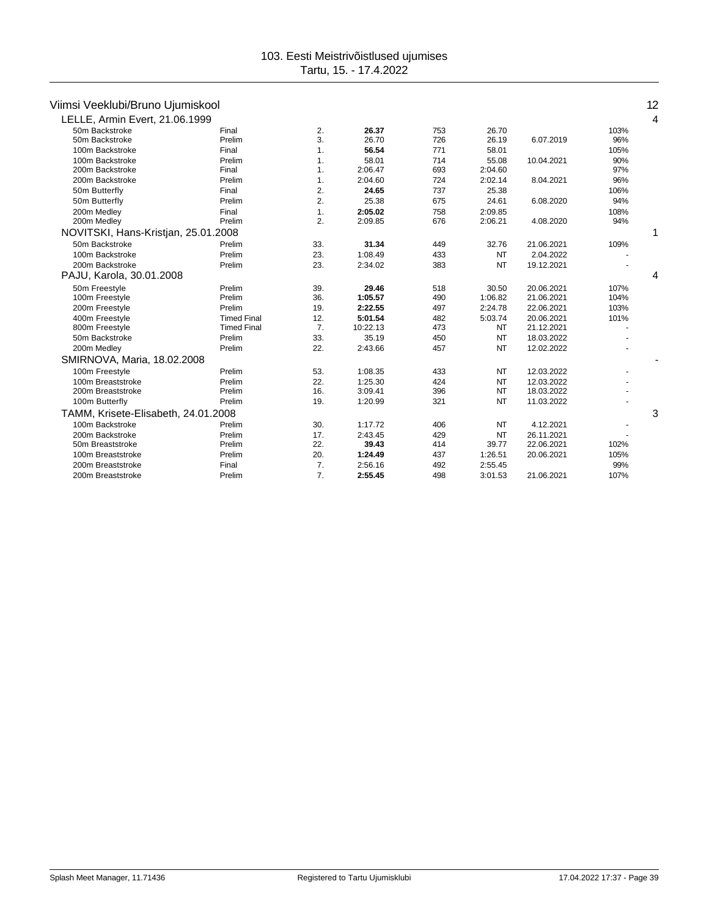# 103. Eesti Meistrivõistlused ujumises
Tartu, 15. - 17.4.2022

## Viimsi Veeklubi/Bruno Ujumiskool — 12

### LELLE, Armin Evert, 21.06.1999 — 4

| Event | Round | Place | Time | Points | Entry time | Entry date | % |
|---|---|---|---|---|---|---|---|
| 50m Backstroke | Final | 2. | **26.37** | 753 | 26.70 | | 103% |
| 50m Backstroke | Prelim | 3. | 26.70 | 726 | 26.19 | 6.07.2019 | 96% |
| 100m Backstroke | Final | 1. | **56.54** | 771 | 58.01 | | 105% |
| 100m Backstroke | Prelim | 1. | 58.01 | 714 | 55.08 | 10.04.2021 | 90% |
| 200m Backstroke | Final | 1. | 2:06.47 | 693 | 2:04.60 | | 97% |
| 200m Backstroke | Prelim | 1. | 2:04.60 | 724 | 2:02.14 | 8.04.2021 | 96% |
| 50m Butterfly | Final | 2. | **24.65** | 737 | 25.38 | | 106% |
| 50m Butterfly | Prelim | 2. | 25.38 | 675 | 24.61 | 6.08.2020 | 94% |
| 200m Medley | Final | 1. | **2:05.02** | 758 | 2:09.85 | | 108% |
| 200m Medley | Prelim | 2. | 2:09.85 | 676 | 2:06.21 | 4.08.2020 | 94% |

### NOVITSKI, Hans-Kristjan, 25.01.2008 — 1

| Event | Round | Place | Time | Points | Entry time | Entry date | % |
|---|---|---|---|---|---|---|---|
| 50m Backstroke | Prelim | 33. | **31.34** | 449 | 32.76 | 21.06.2021 | 109% |
| 100m Backstroke | Prelim | 23. | 1:08.49 | 433 | NT | 2.04.2022 | - |
| 200m Backstroke | Prelim | 23. | 2:34.02 | 383 | NT | 19.12.2021 | - |

### PAJU, Karola, 30.01.2008 — 4

| Event | Round | Place | Time | Points | Entry time | Entry date | % |
|---|---|---|---|---|---|---|---|
| 50m Freestyle | Prelim | 39. | **29.46** | 518 | 30.50 | 20.06.2021 | 107% |
| 100m Freestyle | Prelim | 36. | **1:05.57** | 490 | 1:06.82 | 21.06.2021 | 104% |
| 200m Freestyle | Prelim | 19. | **2:22.55** | 497 | 2:24.78 | 22.06.2021 | 103% |
| 400m Freestyle | Timed Final | 12. | **5:01.54** | 482 | 5:03.74 | 20.06.2021 | 101% |
| 800m Freestyle | Timed Final | 7. | 10:22.13 | 473 | NT | 21.12.2021 | - |
| 50m Backstroke | Prelim | 33. | 35.19 | 450 | NT | 18.03.2022 | - |
| 200m Medley | Prelim | 22. | 2:43.66 | 457 | NT | 12.02.2022 | - |

### SMIRNOVA, Maria, 18.02.2008 — -

| Event | Round | Place | Time | Points | Entry time | Entry date | % |
|---|---|---|---|---|---|---|---|
| 100m Freestyle | Prelim | 53. | 1:08.35 | 433 | NT | 12.03.2022 | - |
| 100m Breaststroke | Prelim | 22. | 1:25.30 | 424 | NT | 12.03.2022 | - |
| 200m Breaststroke | Prelim | 16. | 3:09.41 | 396 | NT | 18.03.2022 | - |
| 100m Butterfly | Prelim | 19. | 1:20.99 | 321 | NT | 11.03.2022 | - |

### TAMM, Krisete-Elisabeth, 24.01.2008 — 3

| Event | Round | Place | Time | Points | Entry time | Entry date | % |
|---|---|---|---|---|---|---|---|
| 100m Backstroke | Prelim | 30. | 1:17.72 | 406 | NT | 4.12.2021 | - |
| 200m Backstroke | Prelim | 17. | 2:43.45 | 429 | NT | 26.11.2021 | - |
| 50m Breaststroke | Prelim | 22. | **39.43** | 414 | 39.77 | 22.06.2021 | 102% |
| 100m Breaststroke | Prelim | 20. | **1:24.49** | 437 | 1:26.51 | 20.06.2021 | 105% |
| 200m Breaststroke | Final | 7. | 2:56.16 | 492 | 2:55.45 | | 99% |
| 200m Breaststroke | Prelim | 7. | **2:55.45** | 498 | 3:01.53 | 21.06.2021 | 107% |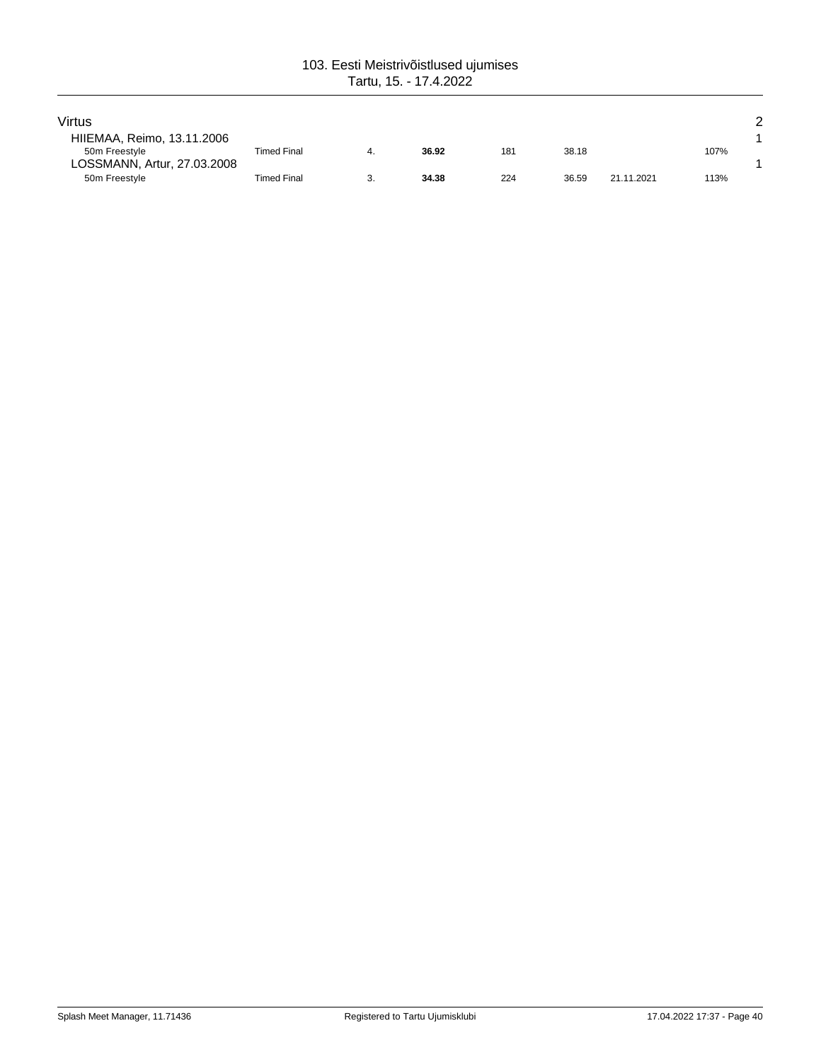# 103. Eesti Meistrivõistlused ujumises

Tartu, 15. - 17.4.2022

## Virtus — 2

| | | | | | | | | |
|---|---|---|---|---|---|---|---|---|
| **HIIEMAA, Reimo, 13.11.2006** | | | | | | | | 1 |
| 50m Freestyle | Timed Final | 4. | **36.92** | 181 | 38.18 | | 107% | |
| **LOSSMANN, Artur, 27.03.2008** | | | | | | | | 1 |
| 50m Freestyle | Timed Final | 3. | **34.38** | 224 | 36.59 | 21.11.2021 | 113% | |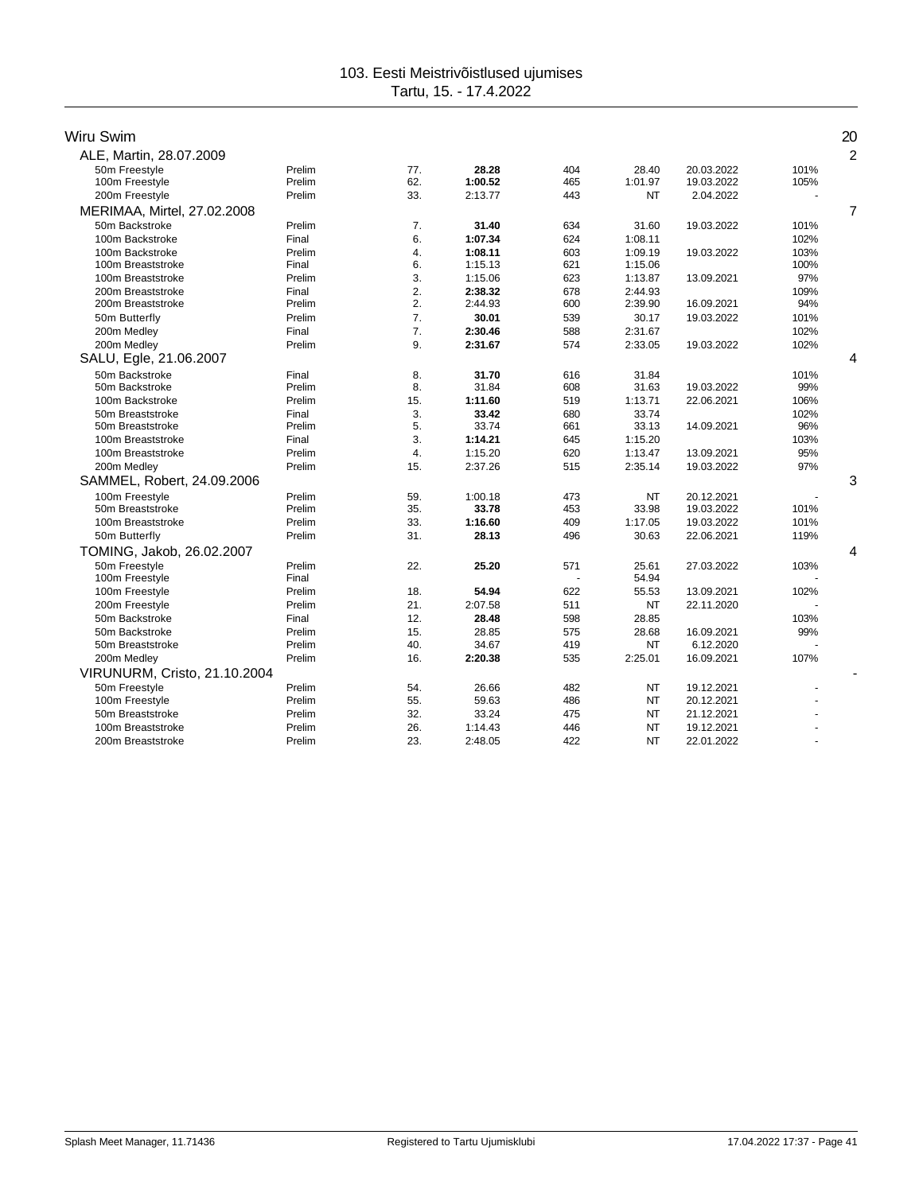103. Eesti Meistrivõistlused ujumises
Tartu, 15. - 17.4.2022

## Wiru Swim — 20

### ALE, Martin, 28.07.2009 — 2

| Event | Round | Place | Time | Points | Entry | Date | % |
|---|---|---|---|---|---|---|---|
| 50m Freestyle | Prelim | 77. | **28.28** | 404 | 28.40 | 20.03.2022 | 101% |
| 100m Freestyle | Prelim | 62. | **1:00.52** | 465 | 1:01.97 | 19.03.2022 | 105% |
| 200m Freestyle | Prelim | 33. | 2:13.77 | 443 | NT | 2.04.2022 | - |

### MERIMAA, Mirtel, 27.02.2008 — 7

| Event | Round | Place | Time | Points | Entry | Date | % |
|---|---|---|---|---|---|---|---|
| 50m Backstroke | Prelim | 7. | **31.40** | 634 | 31.60 | 19.03.2022 | 101% |
| 100m Backstroke | Final | 6. | **1:07.34** | 624 | 1:08.11 | | 102% |
| 100m Backstroke | Prelim | 4. | **1:08.11** | 603 | 1:09.19 | 19.03.2022 | 103% |
| 100m Breaststroke | Final | 6. | 1:15.13 | 621 | 1:15.06 | | 100% |
| 100m Breaststroke | Prelim | 3. | 1:15.06 | 623 | 1:13.87 | 13.09.2021 | 97% |
| 200m Breaststroke | Final | 2. | **2:38.32** | 678 | 2:44.93 | | 109% |
| 200m Breaststroke | Prelim | 2. | 2:44.93 | 600 | 2:39.90 | 16.09.2021 | 94% |
| 50m Butterfly | Prelim | 7. | **30.01** | 539 | 30.17 | 19.03.2022 | 101% |
| 200m Medley | Final | 7. | **2:30.46** | 588 | 2:31.67 | | 102% |
| 200m Medley | Prelim | 9. | **2:31.67** | 574 | 2:33.05 | 19.03.2022 | 102% |

### SALU, Egle, 21.06.2007 — 4

| Event | Round | Place | Time | Points | Entry | Date | % |
|---|---|---|---|---|---|---|---|
| 50m Backstroke | Final | 8. | **31.70** | 616 | 31.84 | | 101% |
| 50m Backstroke | Prelim | 8. | 31.84 | 608 | 31.63 | 19.03.2022 | 99% |
| 100m Backstroke | Prelim | 15. | **1:11.60** | 519 | 1:13.71 | 22.06.2021 | 106% |
| 50m Breaststroke | Final | 3. | **33.42** | 680 | 33.74 | | 102% |
| 50m Breaststroke | Prelim | 5. | 33.74 | 661 | 33.13 | 14.09.2021 | 96% |
| 100m Breaststroke | Final | 3. | **1:14.21** | 645 | 1:15.20 | | 103% |
| 100m Breaststroke | Prelim | 4. | 1:15.20 | 620 | 1:13.47 | 13.09.2021 | 95% |
| 200m Medley | Prelim | 15. | 2:37.26 | 515 | 2:35.14 | 19.03.2022 | 97% |

### SAMMEL, Robert, 24.09.2006 — 3

| Event | Round | Place | Time | Points | Entry | Date | % |
|---|---|---|---|---|---|---|---|
| 100m Freestyle | Prelim | 59. | 1:00.18 | 473 | NT | 20.12.2021 | - |
| 50m Breaststroke | Prelim | 35. | **33.78** | 453 | 33.98 | 19.03.2022 | 101% |
| 100m Breaststroke | Prelim | 33. | **1:16.60** | 409 | 1:17.05 | 19.03.2022 | 101% |
| 50m Butterfly | Prelim | 31. | **28.13** | 496 | 30.63 | 22.06.2021 | 119% |

### TOMING, Jakob, 26.02.2007 — 4

| Event | Round | Place | Time | Points | Entry | Date | % |
|---|---|---|---|---|---|---|---|
| 50m Freestyle | Prelim | 22. | **25.20** | 571 | 25.61 | 27.03.2022 | 103% |
| 100m Freestyle | Final | | | - | 54.94 | | - |
| 100m Freestyle | Prelim | 18. | **54.94** | 622 | 55.53 | 13.09.2021 | 102% |
| 200m Freestyle | Prelim | 21. | 2:07.58 | 511 | NT | 22.11.2020 | - |
| 50m Backstroke | Final | 12. | **28.48** | 598 | 28.85 | | 103% |
| 50m Backstroke | Prelim | 15. | 28.85 | 575 | 28.68 | 16.09.2021 | 99% |
| 50m Breaststroke | Prelim | 40. | 34.67 | 419 | NT | 6.12.2020 | - |
| 200m Medley | Prelim | 16. | **2:20.38** | 535 | 2:25.01 | 16.09.2021 | 107% |

### VIRUNURM, Cristo, 21.10.2004 — -

| Event | Round | Place | Time | Points | Entry | Date | % |
|---|---|---|---|---|---|---|---|
| 50m Freestyle | Prelim | 54. | 26.66 | 482 | NT | 19.12.2021 | - |
| 100m Freestyle | Prelim | 55. | 59.63 | 486 | NT | 20.12.2021 | - |
| 50m Breaststroke | Prelim | 32. | 33.24 | 475 | NT | 21.12.2021 | - |
| 100m Breaststroke | Prelim | 26. | 1:14.43 | 446 | NT | 19.12.2021 | - |
| 200m Breaststroke | Prelim | 23. | 2:48.05 | 422 | NT | 22.01.2022 | - |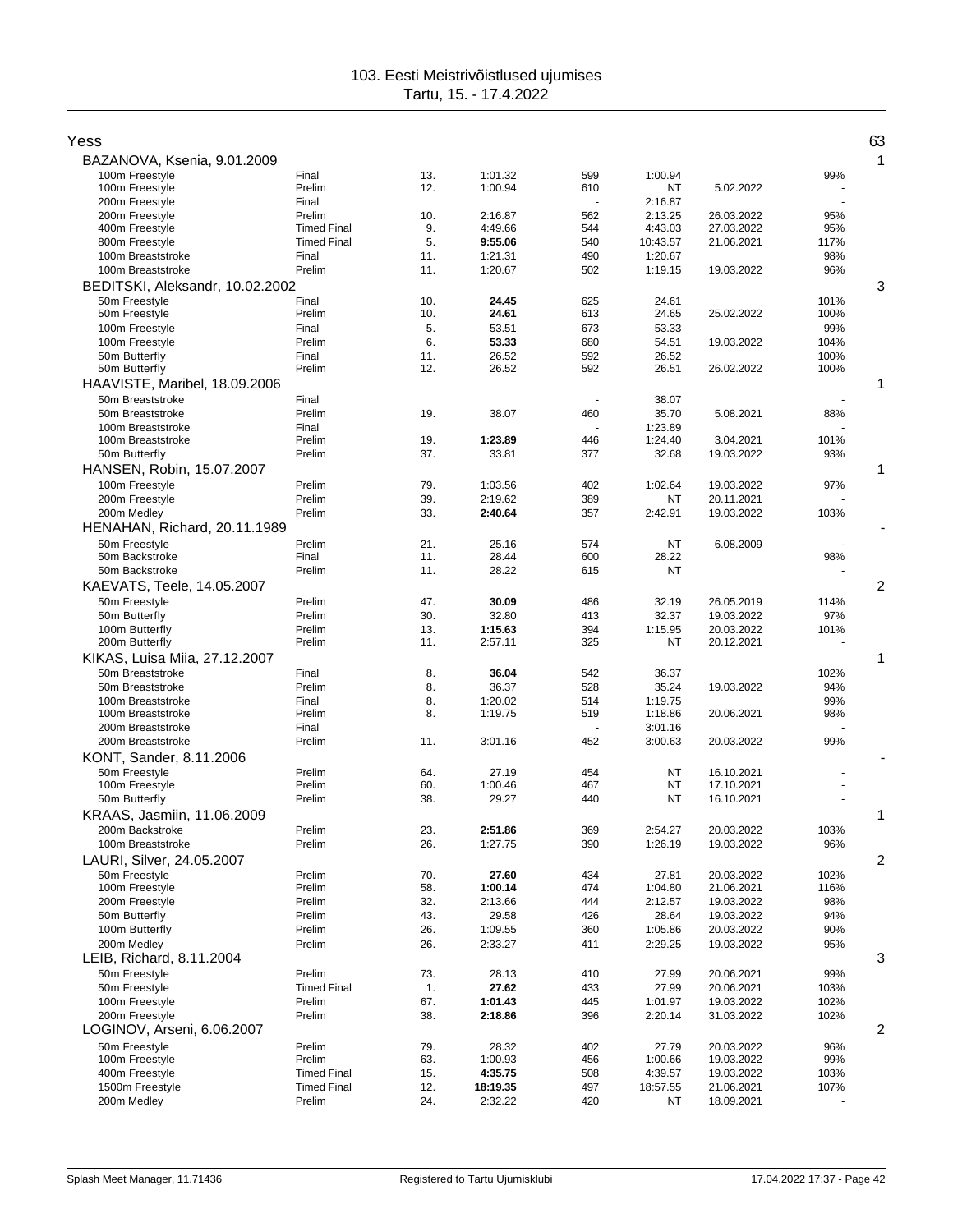# 103. Eesti Meistrivõistlused ujumises

Tartu, 15. - 17.4.2022

## Yess — 63

### BAZANOVA, Ksenia, 9.01.2009 — 1

| Event | Round | Place | Time | Points | Entry time | Entry date | % |
|---|---|---|---|---|---|---|---|
| 100m Freestyle | Final | 13. | 1:01.32 | 599 | 1:00.94 | | 99% |
| 100m Freestyle | Prelim | 12. | 1:00.94 | 610 | NT | 5.02.2022 | - |
| 200m Freestyle | Final | | | - | 2:16.87 | | - |
| 200m Freestyle | Prelim | 10. | 2:16.87 | 562 | 2:13.25 | 26.03.2022 | 95% |
| 400m Freestyle | Timed Final | 9. | 4:49.66 | 544 | 4:43.03 | 27.03.2022 | 95% |
| 800m Freestyle | Timed Final | 5. | **9:55.06** | 540 | 10:43.57 | 21.06.2021 | 117% |
| 100m Breaststroke | Final | 11. | 1:21.31 | 490 | 1:20.67 | | 98% |
| 100m Breaststroke | Prelim | 11. | 1:20.67 | 502 | 1:19.15 | 19.03.2022 | 96% |

### BEDITSKI, Aleksandr, 10.02.2002 — 3

| Event | Round | Place | Time | Points | Entry time | Entry date | % |
|---|---|---|---|---|---|---|---|
| 50m Freestyle | Final | 10. | **24.45** | 625 | 24.61 | | 101% |
| 50m Freestyle | Prelim | 10. | **24.61** | 613 | 24.65 | 25.02.2022 | 100% |
| 100m Freestyle | Final | 5. | 53.51 | 673 | 53.33 | | 99% |
| 100m Freestyle | Prelim | 6. | **53.33** | 680 | 54.51 | 19.03.2022 | 104% |
| 50m Butterfly | Final | 11. | 26.52 | 592 | 26.52 | | 100% |
| 50m Butterfly | Prelim | 12. | 26.52 | 592 | 26.51 | 26.02.2022 | 100% |

### HAAVISTE, Maribel, 18.09.2006 — 1

| Event | Round | Place | Time | Points | Entry time | Entry date | % |
|---|---|---|---|---|---|---|---|
| 50m Breaststroke | Final | | | - | 38.07 | | - |
| 50m Breaststroke | Prelim | 19. | 38.07 | 460 | 35.70 | 5.08.2021 | 88% |
| 100m Breaststroke | Final | | | - | 1:23.89 | | - |
| 100m Breaststroke | Prelim | 19. | **1:23.89** | 446 | 1:24.40 | 3.04.2021 | 101% |
| 50m Butterfly | Prelim | 37. | 33.81 | 377 | 32.68 | 19.03.2022 | 93% |

### HANSEN, Robin, 15.07.2007 — 1

| Event | Round | Place | Time | Points | Entry time | Entry date | % |
|---|---|---|---|---|---|---|---|
| 100m Freestyle | Prelim | 79. | 1:03.56 | 402 | 1:02.64 | 19.03.2022 | 97% |
| 200m Freestyle | Prelim | 39. | 2:19.62 | 389 | NT | 20.11.2021 | - |
| 200m Medley | Prelim | 33. | **2:40.64** | 357 | 2:42.91 | 19.03.2022 | 103% |

### HENAHAN, Richard, 20.11.1989 — -

| Event | Round | Place | Time | Points | Entry time | Entry date | % |
|---|---|---|---|---|---|---|---|
| 50m Freestyle | Prelim | 21. | 25.16 | 574 | NT | 6.08.2009 | - |
| 50m Backstroke | Final | 11. | 28.44 | 600 | 28.22 | | 98% |
| 50m Backstroke | Prelim | 11. | 28.22 | 615 | NT | | - |

### KAEVATS, Teele, 14.05.2007 — 2

| Event | Round | Place | Time | Points | Entry time | Entry date | % |
|---|---|---|---|---|---|---|---|
| 50m Freestyle | Prelim | 47. | **30.09** | 486 | 32.19 | 26.05.2019 | 114% |
| 50m Butterfly | Prelim | 30. | 32.80 | 413 | 32.37 | 19.03.2022 | 97% |
| 100m Butterfly | Prelim | 13. | **1:15.63** | 394 | 1:15.95 | 20.03.2022 | 101% |
| 200m Butterfly | Prelim | 11. | 2:57.11 | 325 | NT | 20.12.2021 | - |

### KIKAS, Luisa Miia, 27.12.2007 — 1

| Event | Round | Place | Time | Points | Entry time | Entry date | % |
|---|---|---|---|---|---|---|---|
| 50m Breaststroke | Final | 8. | **36.04** | 542 | 36.37 | | 102% |
| 50m Breaststroke | Prelim | 8. | 36.37 | 528 | 35.24 | 19.03.2022 | 94% |
| 100m Breaststroke | Final | 8. | 1:20.02 | 514 | 1:19.75 | | 99% |
| 100m Breaststroke | Prelim | 8. | 1:19.75 | 519 | 1:18.86 | 20.06.2021 | 98% |
| 200m Breaststroke | Final | | | - | 3:01.16 | | - |
| 200m Breaststroke | Prelim | 11. | 3:01.16 | 452 | 3:00.63 | 20.03.2022 | 99% |

### KONT, Sander, 8.11.2006 — -

| Event | Round | Place | Time | Points | Entry time | Entry date | % |
|---|---|---|---|---|---|---|---|
| 50m Freestyle | Prelim | 64. | 27.19 | 454 | NT | 16.10.2021 | - |
| 100m Freestyle | Prelim | 60. | 1:00.46 | 467 | NT | 17.10.2021 | - |
| 50m Butterfly | Prelim | 38. | 29.27 | 440 | NT | 16.10.2021 | - |

### KRAAS, Jasmiin, 11.06.2009 — 1

| Event | Round | Place | Time | Points | Entry time | Entry date | % |
|---|---|---|---|---|---|---|---|
| 200m Backstroke | Prelim | 23. | **2:51.86** | 369 | 2:54.27 | 20.03.2022 | 103% |
| 100m Breaststroke | Prelim | 26. | 1:27.75 | 390 | 1:26.19 | 19.03.2022 | 96% |

### LAURI, Silver, 24.05.2007 — 2

| Event | Round | Place | Time | Points | Entry time | Entry date | % |
|---|---|---|---|---|---|---|---|
| 50m Freestyle | Prelim | 70. | **27.60** | 434 | 27.81 | 20.03.2022 | 102% |
| 100m Freestyle | Prelim | 58. | **1:00.14** | 474 | 1:04.80 | 21.06.2021 | 116% |
| 200m Freestyle | Prelim | 32. | 2:13.66 | 444 | 2:12.57 | 19.03.2022 | 98% |
| 50m Butterfly | Prelim | 43. | 29.58 | 426 | 28.64 | 19.03.2022 | 94% |
| 100m Butterfly | Prelim | 26. | 1:09.55 | 360 | 1:05.86 | 20.03.2022 | 90% |
| 200m Medley | Prelim | 26. | 2:33.27 | 411 | 2:29.25 | 19.03.2022 | 95% |

### LEIB, Richard, 8.11.2004 — 3

| Event | Round | Place | Time | Points | Entry time | Entry date | % |
|---|---|---|---|---|---|---|---|
| 50m Freestyle | Prelim | 73. | 28.13 | 410 | 27.99 | 20.06.2021 | 99% |
| 50m Freestyle | Timed Final | 1. | **27.62** | 433 | 27.99 | 20.06.2021 | 103% |
| 100m Freestyle | Prelim | 67. | **1:01.43** | 445 | 1:01.97 | 19.03.2022 | 102% |
| 200m Freestyle | Prelim | 38. | **2:18.86** | 396 | 2:20.14 | 31.03.2022 | 102% |

### LOGINOV, Arseni, 6.06.2007 — 2

| Event | Round | Place | Time | Points | Entry time | Entry date | % |
|---|---|---|---|---|---|---|---|
| 50m Freestyle | Prelim | 79. | 28.32 | 402 | 27.79 | 20.03.2022 | 96% |
| 100m Freestyle | Prelim | 63. | 1:00.93 | 456 | 1:00.66 | 19.03.2022 | 99% |
| 400m Freestyle | Timed Final | 15. | **4:35.75** | 508 | 4:39.57 | 19.03.2022 | 103% |
| 1500m Freestyle | Timed Final | 12. | **18:19.35** | 497 | 18:57.55 | 21.06.2021 | 107% |
| 200m Medley | Prelim | 24. | 2:32.22 | 420 | NT | 18.09.2021 | - |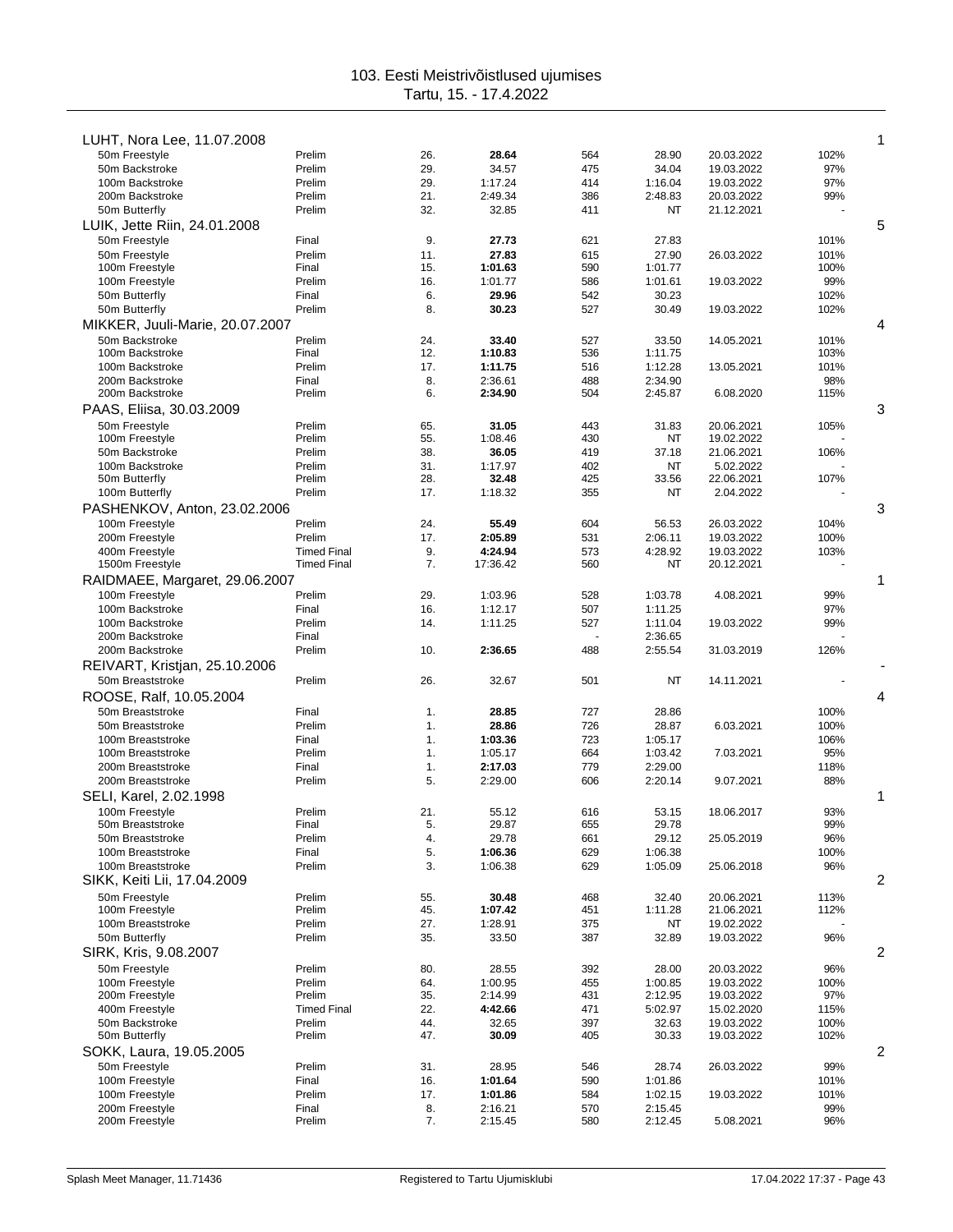103. Eesti Meistrivõistlused ujumises
Tartu, 15. - 17.4.2022

| Swimmer / Event | Round | Place | Time | Points | Entry time | Entry date | % | |
|---|---|---|---|---|---|---|---|---|
| **LUHT, Nora Lee, 11.07.2008** | | | | | | | | 1 |
| 50m Freestyle | Prelim | 26. | **28.64** | 564 | 28.90 | 20.03.2022 | 102% | |
| 50m Backstroke | Prelim | 29. | 34.57 | 475 | 34.04 | 19.03.2022 | 97% | |
| 100m Backstroke | Prelim | 29. | 1:17.24 | 414 | 1:16.04 | 19.03.2022 | 97% | |
| 200m Backstroke | Prelim | 21. | 2:49.34 | 386 | 2:48.83 | 20.03.2022 | 99% | |
| 50m Butterfly | Prelim | 32. | 32.85 | 411 | NT | 21.12.2021 | - | |
| **LUIK, Jette Riin, 24.01.2008** | | | | | | | | 5 |
| 50m Freestyle | Final | 9. | **27.73** | 621 | 27.83 | | 101% | |
| 50m Freestyle | Prelim | 11. | **27.83** | 615 | 27.90 | 26.03.2022 | 101% | |
| 100m Freestyle | Final | 15. | **1:01.63** | 590 | 1:01.77 | | 100% | |
| 100m Freestyle | Prelim | 16. | 1:01.77 | 586 | 1:01.61 | 19.03.2022 | 99% | |
| 50m Butterfly | Final | 6. | **29.96** | 542 | 30.23 | | 102% | |
| 50m Butterfly | Prelim | 8. | **30.23** | 527 | 30.49 | 19.03.2022 | 102% | |
| **MIKKER, Juuli-Marie, 20.07.2007** | | | | | | | | 4 |
| 50m Backstroke | Prelim | 24. | **33.40** | 527 | 33.50 | 14.05.2021 | 101% | |
| 100m Backstroke | Final | 12. | **1:10.83** | 536 | 1:11.75 | | 103% | |
| 100m Backstroke | Prelim | 17. | **1:11.75** | 516 | 1:12.28 | 13.05.2021 | 101% | |
| 200m Backstroke | Final | 8. | 2:36.61 | 488 | 2:34.90 | | 98% | |
| 200m Backstroke | Prelim | 6. | **2:34.90** | 504 | 2:45.87 | 6.08.2020 | 115% | |
| **PAAS, Eliisa, 30.03.2009** | | | | | | | | 3 |
| 50m Freestyle | Prelim | 65. | **31.05** | 443 | 31.83 | 20.06.2021 | 105% | |
| 100m Freestyle | Prelim | 55. | 1:08.46 | 430 | NT | 19.02.2022 | - | |
| 50m Backstroke | Prelim | 38. | **36.05** | 419 | 37.18 | 21.06.2021 | 106% | |
| 100m Backstroke | Prelim | 31. | 1:17.97 | 402 | NT | 5.02.2022 | - | |
| 50m Butterfly | Prelim | 28. | **32.48** | 425 | 33.56 | 22.06.2021 | 107% | |
| 100m Butterfly | Prelim | 17. | 1:18.32 | 355 | NT | 2.04.2022 | - | |
| **PASHENKOV, Anton, 23.02.2006** | | | | | | | | 3 |
| 100m Freestyle | Prelim | 24. | **55.49** | 604 | 56.53 | 26.03.2022 | 104% | |
| 200m Freestyle | Prelim | 17. | **2:05.89** | 531 | 2:06.11 | 19.03.2022 | 100% | |
| 400m Freestyle | Timed Final | 9. | **4:24.94** | 573 | 4:28.92 | 19.03.2022 | 103% | |
| 1500m Freestyle | Timed Final | 7. | 17:36.42 | 560 | NT | 20.12.2021 | - | |
| **RAIDMAEE, Margaret, 29.06.2007** | | | | | | | | 1 |
| 100m Freestyle | Prelim | 29. | 1:03.96 | 528 | 1:03.78 | 4.08.2021 | 99% | |
| 100m Backstroke | Final | 16. | 1:12.17 | 507 | 1:11.25 | | 97% | |
| 100m Backstroke | Prelim | 14. | 1:11.25 | 527 | 1:11.04 | 19.03.2022 | 99% | |
| 200m Backstroke | Final | | | - | 2:36.65 | | - | |
| 200m Backstroke | Prelim | 10. | **2:36.65** | 488 | 2:55.54 | 31.03.2019 | 126% | |
| **REIVART, Kristjan, 25.10.2006** | | | | | | | | - |
| 50m Breaststroke | Prelim | 26. | 32.67 | 501 | NT | 14.11.2021 | - | |
| **ROOSE, Ralf, 10.05.2004** | | | | | | | | 4 |
| 50m Breaststroke | Final | 1. | **28.85** | 727 | 28.86 | | 100% | |
| 50m Breaststroke | Prelim | 1. | **28.86** | 726 | 28.87 | 6.03.2021 | 100% | |
| 100m Breaststroke | Final | 1. | **1:03.36** | 723 | 1:05.17 | | 106% | |
| 100m Breaststroke | Prelim | 1. | 1:05.17 | 664 | 1:03.42 | 7.03.2021 | 95% | |
| 200m Breaststroke | Final | 1. | **2:17.03** | 779 | 2:29.00 | | 118% | |
| 200m Breaststroke | Prelim | 5. | 2:29.00 | 606 | 2:20.14 | 9.07.2021 | 88% | |
| **SELI, Karel, 2.02.1998** | | | | | | | | 1 |
| 100m Freestyle | Prelim | 21. | 55.12 | 616 | 53.15 | 18.06.2017 | 93% | |
| 50m Breaststroke | Final | 5. | 29.87 | 655 | 29.78 | | 99% | |
| 50m Breaststroke | Prelim | 4. | 29.78 | 661 | 29.12 | 25.05.2019 | 96% | |
| 100m Breaststroke | Final | 5. | **1:06.36** | 629 | 1:06.38 | | 100% | |
| 100m Breaststroke | Prelim | 3. | 1:06.38 | 629 | 1:05.09 | 25.06.2018 | 96% | |
| **SIKK, Keiti Lii, 17.04.2009** | | | | | | | | 2 |
| 50m Freestyle | Prelim | 55. | **30.48** | 468 | 32.40 | 20.06.2021 | 113% | |
| 100m Freestyle | Prelim | 45. | **1:07.42** | 451 | 1:11.28 | 21.06.2021 | 112% | |
| 100m Breaststroke | Prelim | 27. | 1:28.91 | 375 | NT | 19.02.2022 | - | |
| 50m Butterfly | Prelim | 35. | 33.50 | 387 | 32.89 | 19.03.2022 | 96% | |
| **SIRK, Kris, 9.08.2007** | | | | | | | | 2 |
| 50m Freestyle | Prelim | 80. | 28.55 | 392 | 28.00 | 20.03.2022 | 96% | |
| 100m Freestyle | Prelim | 64. | 1:00.95 | 455 | 1:00.85 | 19.03.2022 | 100% | |
| 200m Freestyle | Prelim | 35. | 2:14.99 | 431 | 2:12.95 | 19.03.2022 | 97% | |
| 400m Freestyle | Timed Final | 22. | **4:42.66** | 471 | 5:02.97 | 15.02.2020 | 115% | |
| 50m Backstroke | Prelim | 44. | 32.65 | 397 | 32.63 | 19.03.2022 | 100% | |
| 50m Butterfly | Prelim | 47. | **30.09** | 405 | 30.33 | 19.03.2022 | 102% | |
| **SOKK, Laura, 19.05.2005** | | | | | | | | 2 |
| 50m Freestyle | Prelim | 31. | 28.95 | 546 | 28.74 | 26.03.2022 | 99% | |
| 100m Freestyle | Final | 16. | **1:01.64** | 590 | 1:01.86 | | 101% | |
| 100m Freestyle | Prelim | 17. | **1:01.86** | 584 | 1:02.15 | 19.03.2022 | 101% | |
| 200m Freestyle | Final | 8. | 2:16.21 | 570 | 2:15.45 | | 99% | |
| 200m Freestyle | Prelim | 7. | 2:15.45 | 580 | 2:12.45 | 5.08.2021 | 96% | |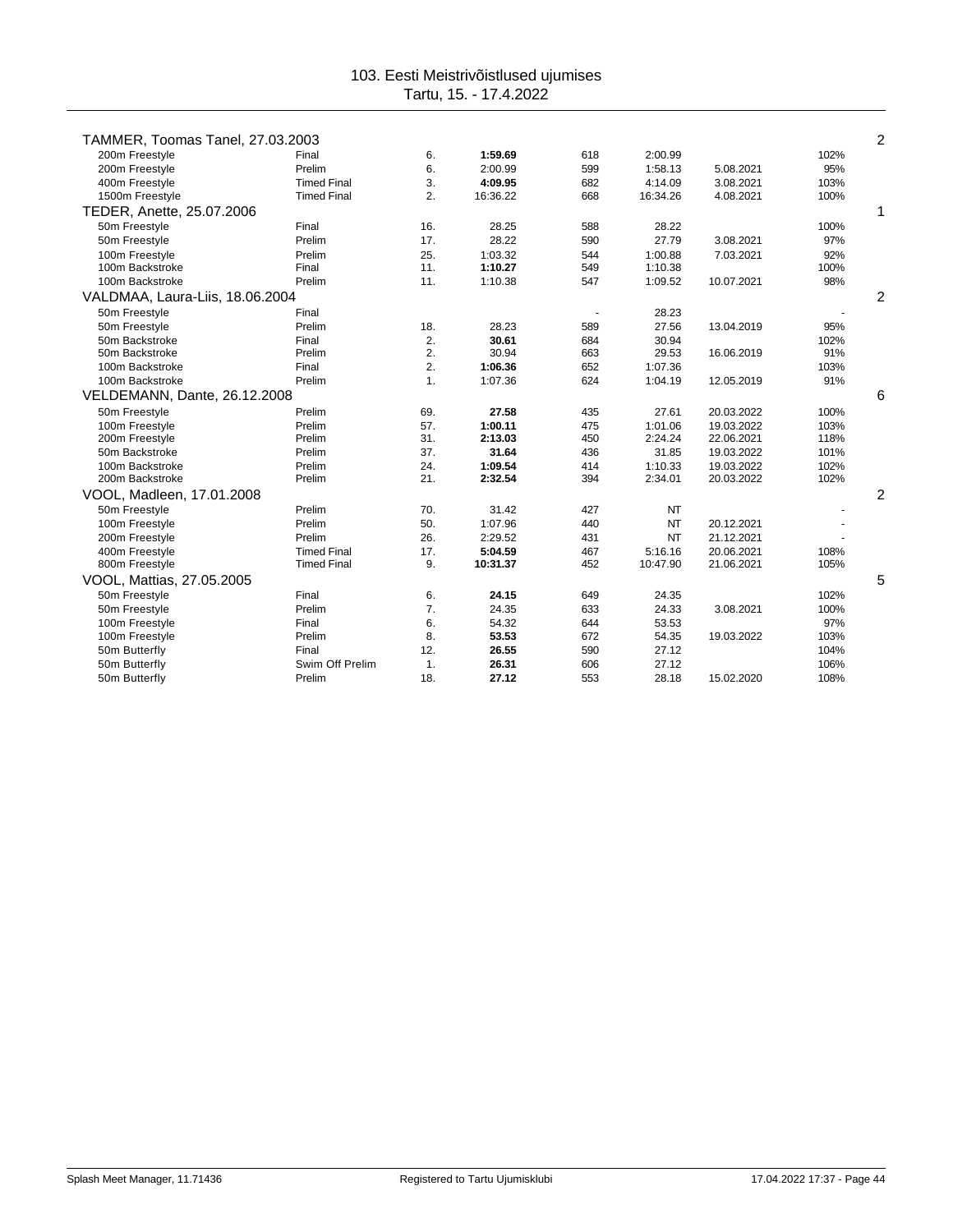# 103. Eesti Meistrivõistlused ujumises

Tartu, 15. - 17.4.2022

| | | | | | | | | |
|---|---|---|---|---|---|---|---|---|
| **TAMMER, Toomas Tanel, 27.03.2003** | | | | | | | | 2 |
| 200m Freestyle | Final | 6. | **1:59.69** | 618 | 2:00.99 | | 102% | |
| 200m Freestyle | Prelim | 6. | 2:00.99 | 599 | 1:58.13 | 5.08.2021 | 95% | |
| 400m Freestyle | Timed Final | 3. | **4:09.95** | 682 | 4:14.09 | 3.08.2021 | 103% | |
| 1500m Freestyle | Timed Final | 2. | 16:36.22 | 668 | 16:34.26 | 4.08.2021 | 100% | |
| **TEDER, Anette, 25.07.2006** | | | | | | | | 1 |
| 50m Freestyle | Final | 16. | 28.25 | 588 | 28.22 | | 100% | |
| 50m Freestyle | Prelim | 17. | 28.22 | 590 | 27.79 | 3.08.2021 | 97% | |
| 100m Freestyle | Prelim | 25. | 1:03.32 | 544 | 1:00.88 | 7.03.2021 | 92% | |
| 100m Backstroke | Final | 11. | **1:10.27** | 549 | 1:10.38 | | 100% | |
| 100m Backstroke | Prelim | 11. | 1:10.38 | 547 | 1:09.52 | 10.07.2021 | 98% | |
| **VALDMAA, Laura-Liis, 18.06.2004** | | | | | | | | 2 |
| 50m Freestyle | Final | | | - | 28.23 | | - | |
| 50m Freestyle | Prelim | 18. | 28.23 | 589 | 27.56 | 13.04.2019 | 95% | |
| 50m Backstroke | Final | 2. | **30.61** | 684 | 30.94 | | 102% | |
| 50m Backstroke | Prelim | 2. | 30.94 | 663 | 29.53 | 16.06.2019 | 91% | |
| 100m Backstroke | Final | 2. | **1:06.36** | 652 | 1:07.36 | | 103% | |
| 100m Backstroke | Prelim | 1. | 1:07.36 | 624 | 1:04.19 | 12.05.2019 | 91% | |
| **VELDEMANN, Dante, 26.12.2008** | | | | | | | | 6 |
| 50m Freestyle | Prelim | 69. | **27.58** | 435 | 27.61 | 20.03.2022 | 100% | |
| 100m Freestyle | Prelim | 57. | **1:00.11** | 475 | 1:01.06 | 19.03.2022 | 103% | |
| 200m Freestyle | Prelim | 31. | **2:13.03** | 450 | 2:24.24 | 22.06.2021 | 118% | |
| 50m Backstroke | Prelim | 37. | **31.64** | 436 | 31.85 | 19.03.2022 | 101% | |
| 100m Backstroke | Prelim | 24. | **1:09.54** | 414 | 1:10.33 | 19.03.2022 | 102% | |
| 200m Backstroke | Prelim | 21. | **2:32.54** | 394 | 2:34.01 | 20.03.2022 | 102% | |
| **VOOL, Madleen, 17.01.2008** | | | | | | | | 2 |
| 50m Freestyle | Prelim | 70. | 31.42 | 427 | NT | | - | |
| 100m Freestyle | Prelim | 50. | 1:07.96 | 440 | NT | 20.12.2021 | - | |
| 200m Freestyle | Prelim | 26. | 2:29.52 | 431 | NT | 21.12.2021 | - | |
| 400m Freestyle | Timed Final | 17. | **5:04.59** | 467 | 5:16.16 | 20.06.2021 | 108% | |
| 800m Freestyle | Timed Final | 9. | **10:31.37** | 452 | 10:47.90 | 21.06.2021 | 105% | |
| **VOOL, Mattias, 27.05.2005** | | | | | | | | 5 |
| 50m Freestyle | Final | 6. | **24.15** | 649 | 24.35 | | 102% | |
| 50m Freestyle | Prelim | 7. | 24.35 | 633 | 24.33 | 3.08.2021 | 100% | |
| 100m Freestyle | Final | 6. | 54.32 | 644 | 53.53 | | 97% | |
| 100m Freestyle | Prelim | 8. | **53.53** | 672 | 54.35 | 19.03.2022 | 103% | |
| 50m Butterfly | Final | 12. | **26.55** | 590 | 27.12 | | 104% | |
| 50m Butterfly | Swim Off Prelim | 1. | **26.31** | 606 | 27.12 | | 106% | |
| 50m Butterfly | Prelim | 18. | **27.12** | 553 | 28.18 | 15.02.2020 | 108% | |